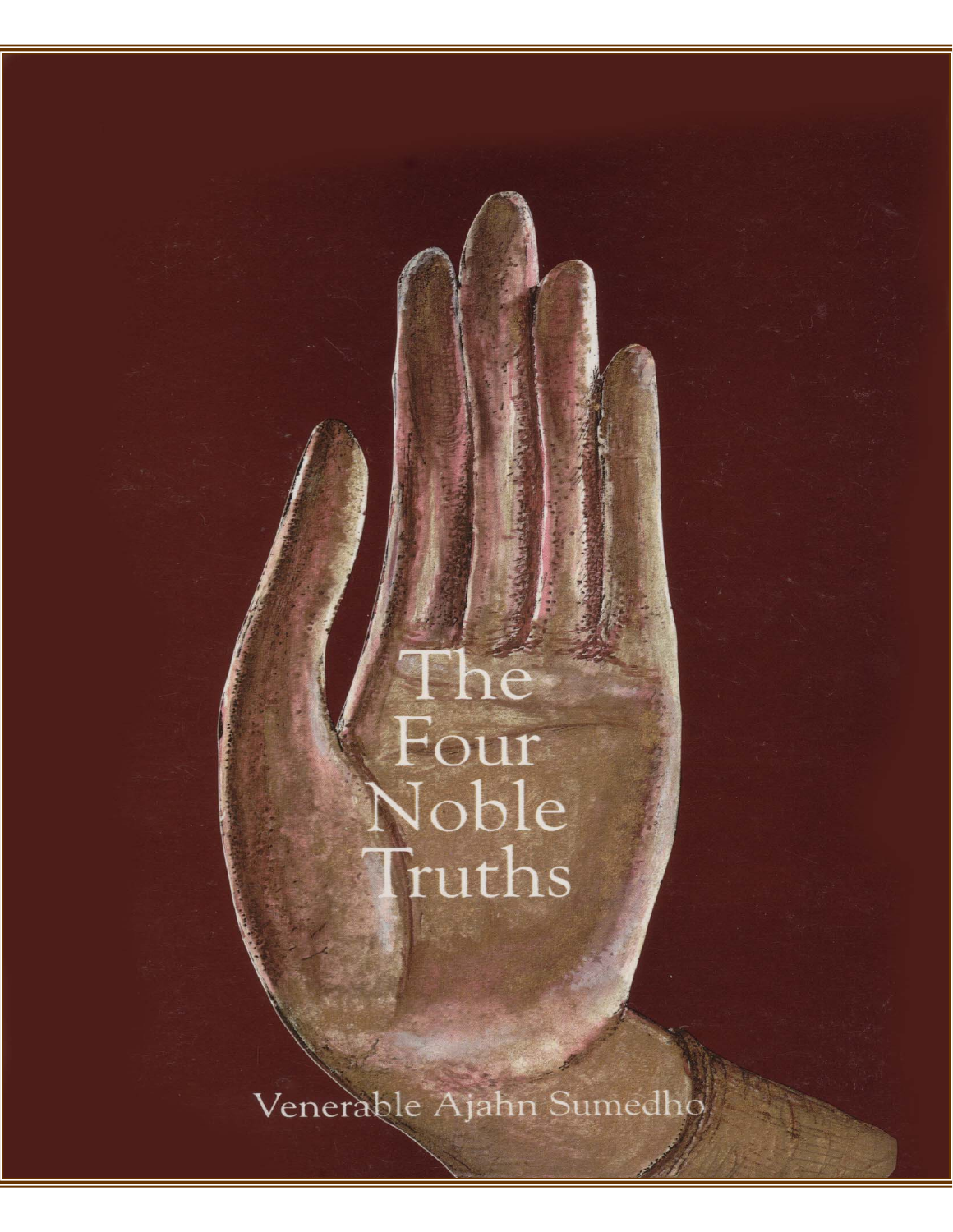# The Four Noble Truths

Venerable Ajahn Sumedho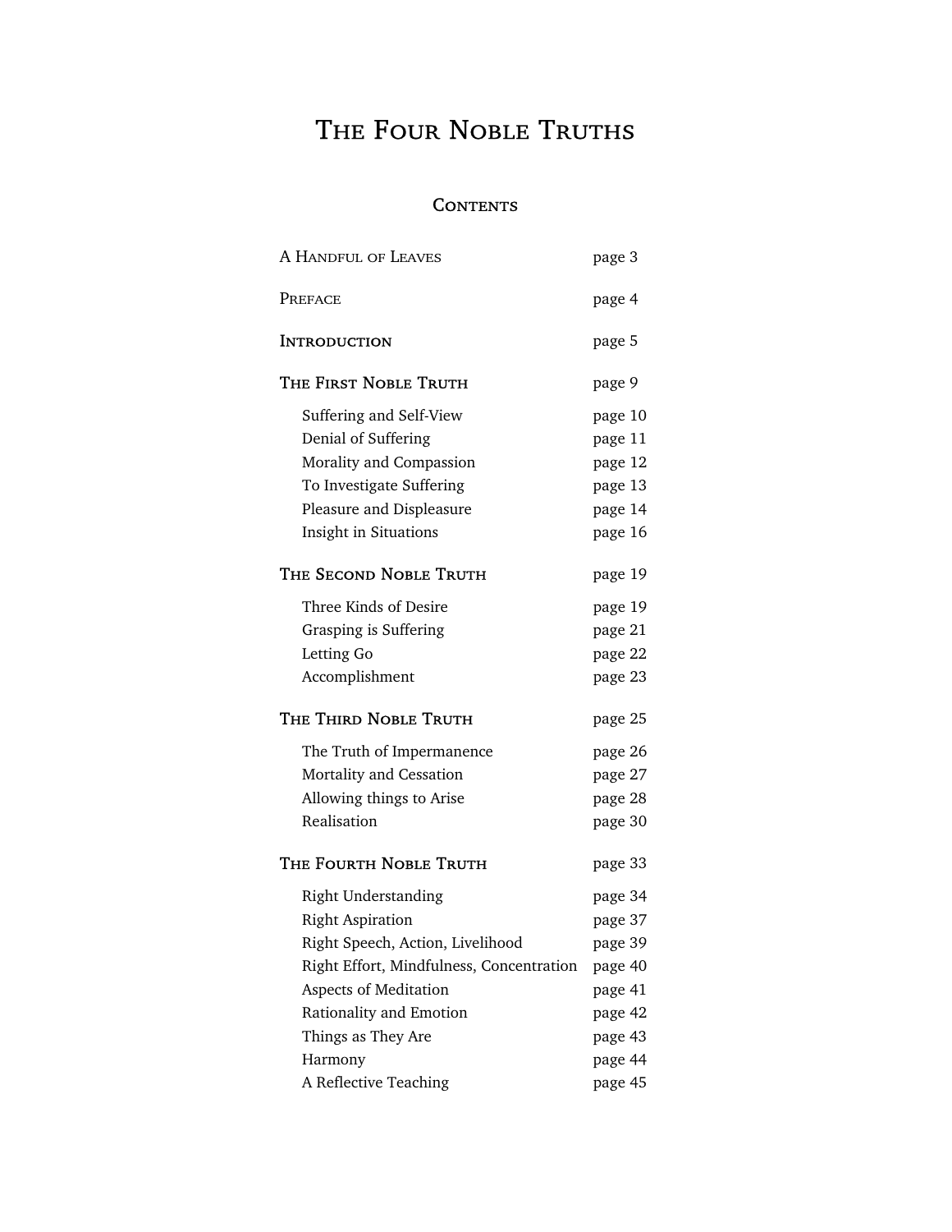# The Four Noble Truths

## Contents

| | |
|---|---|
| A Handful of Leaves | page 3 |
| Preface | page 4 |
| **Introduction** | page 5 |
| **The First Noble Truth** | page 9 |
| Suffering and Self-View | page 10 |
| Denial of Suffering | page 11 |
| Morality and Compassion | page 12 |
| To Investigate Suffering | page 13 |
| Pleasure and Displeasure | page 14 |
| Insight in Situations | page 16 |
| **The Second Noble Truth** | page 19 |
| Three Kinds of Desire | page 19 |
| Grasping is Suffering | page 21 |
| Letting Go | page 22 |
| Accomplishment | page 23 |
| **The Third Noble Truth** | page 25 |
| The Truth of Impermanence | page 26 |
| Mortality and Cessation | page 27 |
| Allowing things to Arise | page 28 |
| Realisation | page 30 |
| **The Fourth Noble Truth** | page 33 |
| Right Understanding | page 34 |
| Right Aspiration | page 37 |
| Right Speech, Action, Livelihood | page 39 |
| Right Effort, Mindfulness, Concentration | page 40 |
| Aspects of Meditation | page 41 |
| Rationality and Emotion | page 42 |
| Things as They Are | page 43 |
| Harmony | page 44 |
| A Reflective Teaching | page 45 |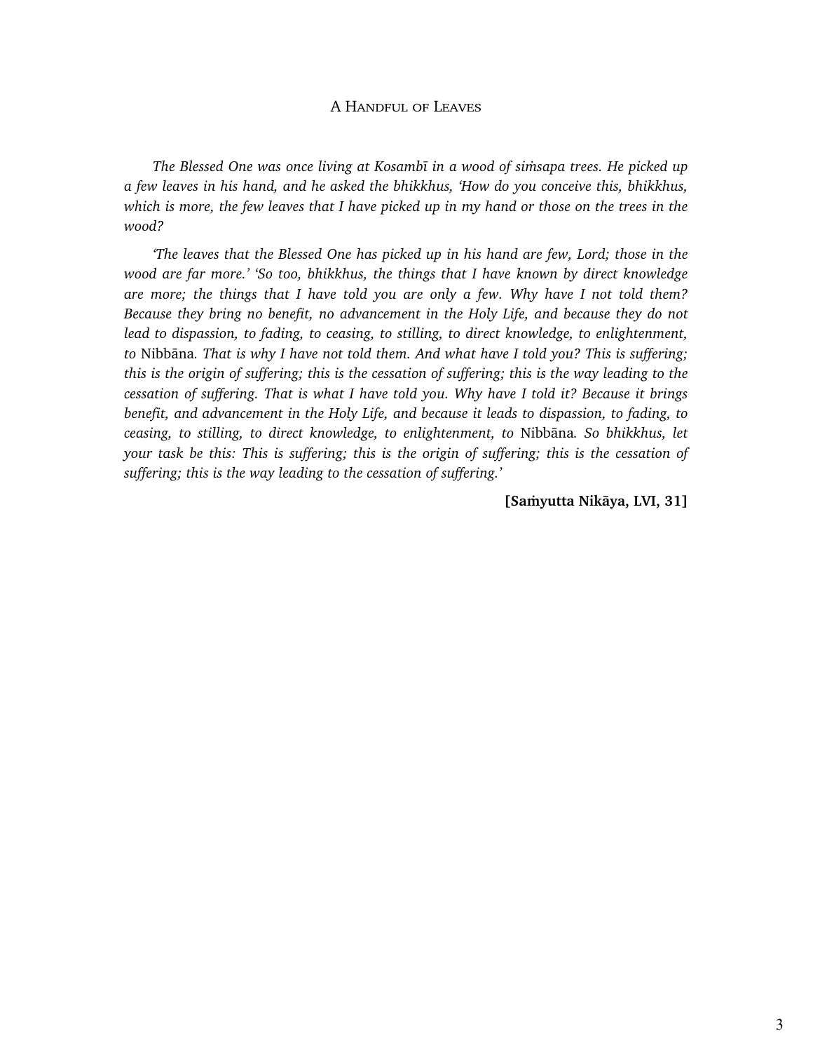# A Handful of Leaves

*The Blessed One was once living at Kosambī in a wood of siṁsapa trees. He picked up a few leaves in his hand, and he asked the bhikkhus, 'How do you conceive this, bhikkhus, which is more, the few leaves that I have picked up in my hand or those on the trees in the wood?*

*'The leaves that the Blessed One has picked up in his hand are few, Lord; those in the wood are far more.' 'So too, bhikkhus, the things that I have known by direct knowledge are more; the things that I have told you are only a few. Why have I not told them? Because they bring no benefit, no advancement in the Holy Life, and because they do not lead to dispassion, to fading, to ceasing, to stilling, to direct knowledge, to enlightenment, to* Nibbāna*. That is why I have not told them. And what have I told you? This is suffering; this is the origin of suffering; this is the cessation of suffering; this is the way leading to the cessation of suffering. That is what I have told you. Why have I told it? Because it brings benefit, and advancement in the Holy Life, and because it leads to dispassion, to fading, to ceasing, to stilling, to direct knowledge, to enlightenment, to* Nibbāna*. So bhikkhus, let your task be this: This is suffering; this is the origin of suffering; this is the cessation of suffering; this is the way leading to the cessation of suffering.'*

**[Saṁyutta Nikāya, LVI, 31]**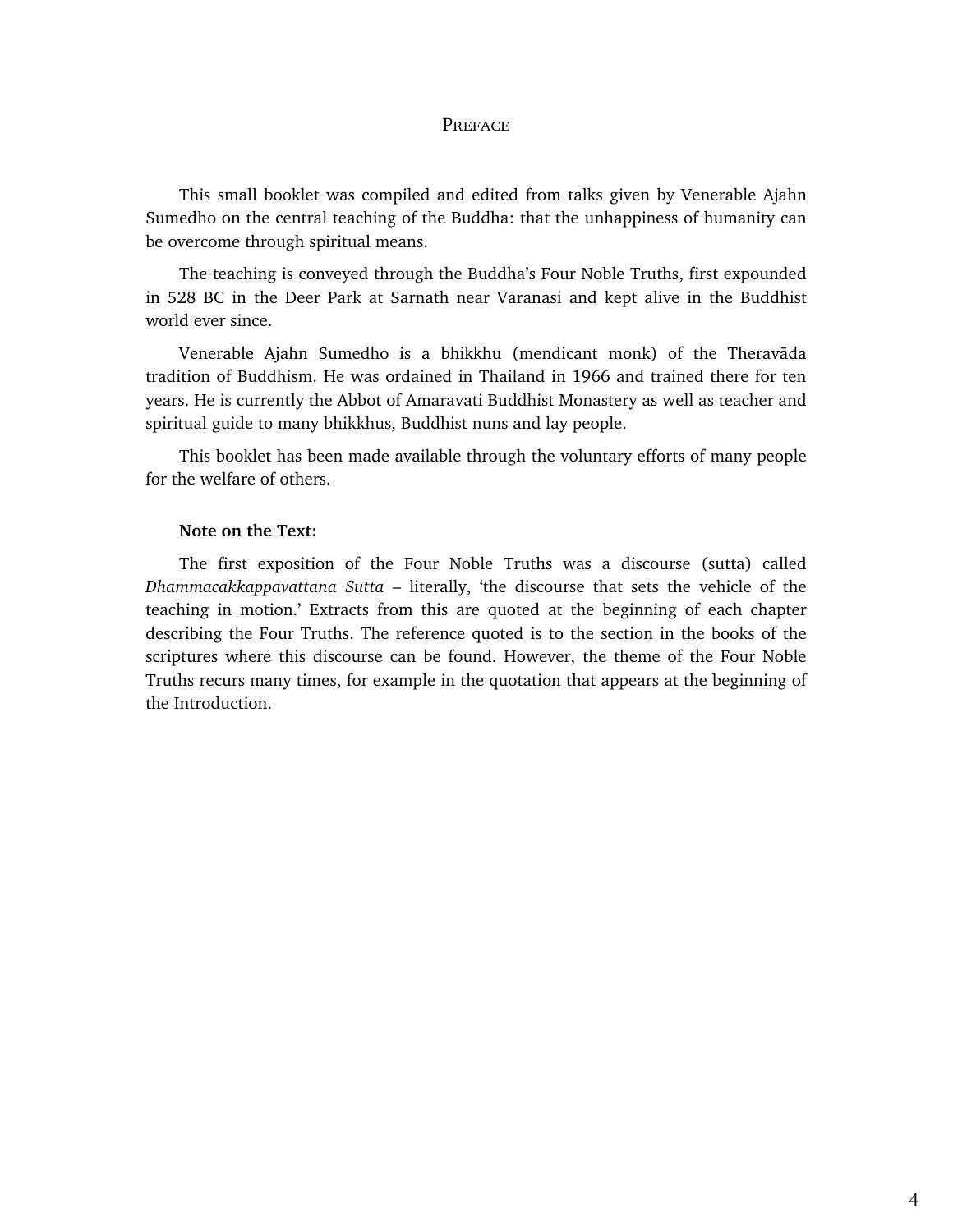# Preface

This small booklet was compiled and edited from talks given by Venerable Ajahn Sumedho on the central teaching of the Buddha: that the unhappiness of humanity can be overcome through spiritual means.

The teaching is conveyed through the Buddha's Four Noble Truths, first expounded in 528 BC in the Deer Park at Sarnath near Varanasi and kept alive in the Buddhist world ever since.

Venerable Ajahn Sumedho is a bhikkhu (mendicant monk) of the Theravāda tradition of Buddhism. He was ordained in Thailand in 1966 and trained there for ten years. He is currently the Abbot of Amaravati Buddhist Monastery as well as teacher and spiritual guide to many bhikkhus, Buddhist nuns and lay people.

This booklet has been made available through the voluntary efforts of many people for the welfare of others.

**Note on the Text:**

The first exposition of the Four Noble Truths was a discourse (sutta) called *Dhammacakkappavattana Sutta* – literally, 'the discourse that sets the vehicle of the teaching in motion.' Extracts from this are quoted at the beginning of each chapter describing the Four Truths. The reference quoted is to the section in the books of the scriptures where this discourse can be found. However, the theme of the Four Noble Truths recurs many times, for example in the quotation that appears at the beginning of the Introduction.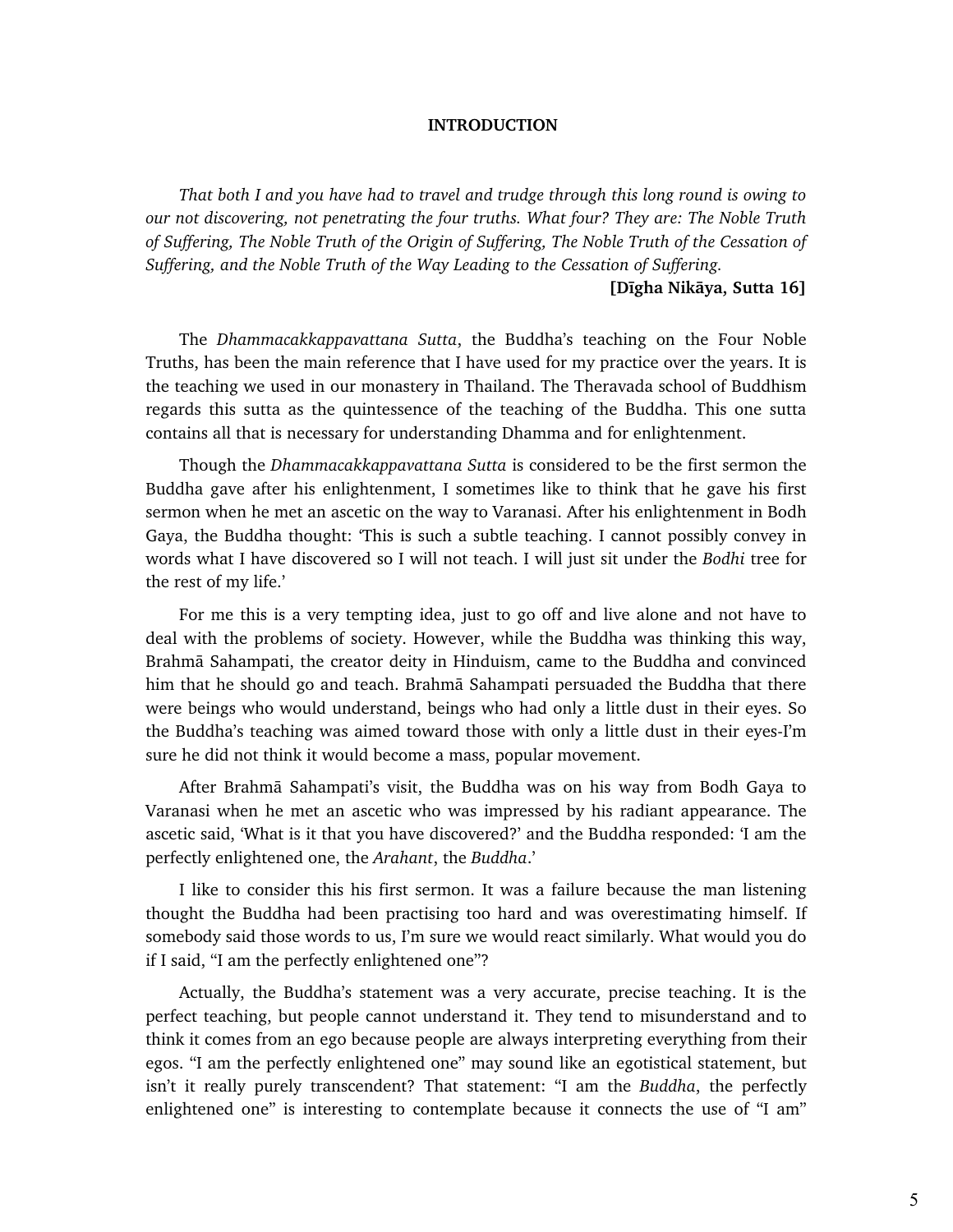## INTRODUCTION

*That both I and you have had to travel and trudge through this long round is owing to our not discovering, not penetrating the four truths. What four? They are: The Noble Truth of Suffering, The Noble Truth of the Origin of Suffering, The Noble Truth of the Cessation of Suffering, and the Noble Truth of the Way Leading to the Cessation of Suffering.*

**[Dīgha Nikāya, Sutta 16]**

The *Dhammacakkappavattana Sutta*, the Buddha's teaching on the Four Noble Truths, has been the main reference that I have used for my practice over the years. It is the teaching we used in our monastery in Thailand. The Theravada school of Buddhism regards this sutta as the quintessence of the teaching of the Buddha. This one sutta contains all that is necessary for understanding Dhamma and for enlightenment.

Though the *Dhammacakkappavattana Sutta* is considered to be the first sermon the Buddha gave after his enlightenment, I sometimes like to think that he gave his first sermon when he met an ascetic on the way to Varanasi. After his enlightenment in Bodh Gaya, the Buddha thought: 'This is such a subtle teaching. I cannot possibly convey in words what I have discovered so I will not teach. I will just sit under the *Bodhi* tree for the rest of my life.'

For me this is a very tempting idea, just to go off and live alone and not have to deal with the problems of society. However, while the Buddha was thinking this way, Brahmā Sahampati, the creator deity in Hinduism, came to the Buddha and convinced him that he should go and teach. Brahmā Sahampati persuaded the Buddha that there were beings who would understand, beings who had only a little dust in their eyes. So the Buddha's teaching was aimed toward those with only a little dust in their eyes-I'm sure he did not think it would become a mass, popular movement.

After Brahmā Sahampati's visit, the Buddha was on his way from Bodh Gaya to Varanasi when he met an ascetic who was impressed by his radiant appearance. The ascetic said, 'What is it that you have discovered?' and the Buddha responded: 'I am the perfectly enlightened one, the *Arahant*, the *Buddha*.'

I like to consider this his first sermon. It was a failure because the man listening thought the Buddha had been practising too hard and was overestimating himself. If somebody said those words to us, I'm sure we would react similarly. What would you do if I said, "I am the perfectly enlightened one"?

Actually, the Buddha's statement was a very accurate, precise teaching. It is the perfect teaching, but people cannot understand it. They tend to misunderstand and to think it comes from an ego because people are always interpreting everything from their egos. "I am the perfectly enlightened one" may sound like an egotistical statement, but isn't it really purely transcendent? That statement: "I am the *Buddha*, the perfectly enlightened one" is interesting to contemplate because it connects the use of "I am"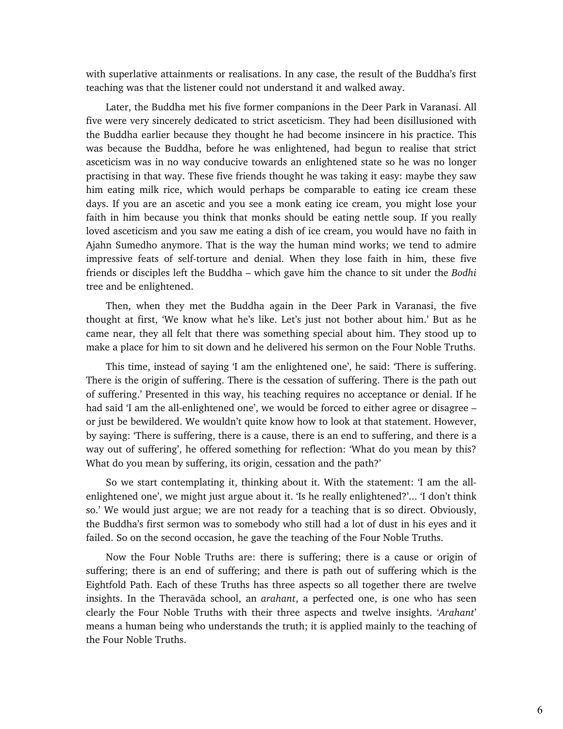with superlative attainments or realisations. In any case, the result of the Buddha's first teaching was that the listener could not understand it and walked away.

Later, the Buddha met his five former companions in the Deer Park in Varanasi. All five were very sincerely dedicated to strict asceticism. They had been disillusioned with the Buddha earlier because they thought he had become insincere in his practice. This was because the Buddha, before he was enlightened, had begun to realise that strict asceticism was in no way conducive towards an enlightened state so he was no longer practising in that way. These five friends thought he was taking it easy: maybe they saw him eating milk rice, which would perhaps be comparable to eating ice cream these days. If you are an ascetic and you see a monk eating ice cream, you might lose your faith in him because you think that monks should be eating nettle soup. If you really loved asceticism and you saw me eating a dish of ice cream, you would have no faith in Ajahn Sumedho anymore. That is the way the human mind works; we tend to admire impressive feats of self-torture and denial. When they lose faith in him, these five friends or disciples left the Buddha – which gave him the chance to sit under the *Bodhi* tree and be enlightened.

Then, when they met the Buddha again in the Deer Park in Varanasi, the five thought at first, 'We know what he's like. Let's just not bother about him.' But as he came near, they all felt that there was something special about him. They stood up to make a place for him to sit down and he delivered his sermon on the Four Noble Truths.

This time, instead of saying 'I am the enlightened one', he said: 'There is suffering. There is the origin of suffering. There is the cessation of suffering. There is the path out of suffering.' Presented in this way, his teaching requires no acceptance or denial. If he had said 'I am the all-enlightened one', we would be forced to either agree or disagree – or just be bewildered. We wouldn't quite know how to look at that statement. However, by saying: 'There is suffering, there is a cause, there is an end to suffering, and there is a way out of suffering', he offered something for reflection: 'What do you mean by this? What do you mean by suffering, its origin, cessation and the path?'

So we start contemplating it, thinking about it. With the statement: 'I am the all-enlightened one', we might just argue about it. 'Is he really enlightened?'... 'I don't think so.' We would just argue; we are not ready for a teaching that is so direct. Obviously, the Buddha's first sermon was to somebody who still had a lot of dust in his eyes and it failed. So on the second occasion, he gave the teaching of the Four Noble Truths.

Now the Four Noble Truths are: there is suffering; there is a cause or origin of suffering; there is an end of suffering; and there is path out of suffering which is the Eightfold Path. Each of these Truths has three aspects so all together there are twelve insights. In the Theravāda school, an *arahant*, a perfected one, is one who has seen clearly the Four Noble Truths with their three aspects and twelve insights. '*Arahant*' means a human being who understands the truth; it is applied mainly to the teaching of the Four Noble Truths.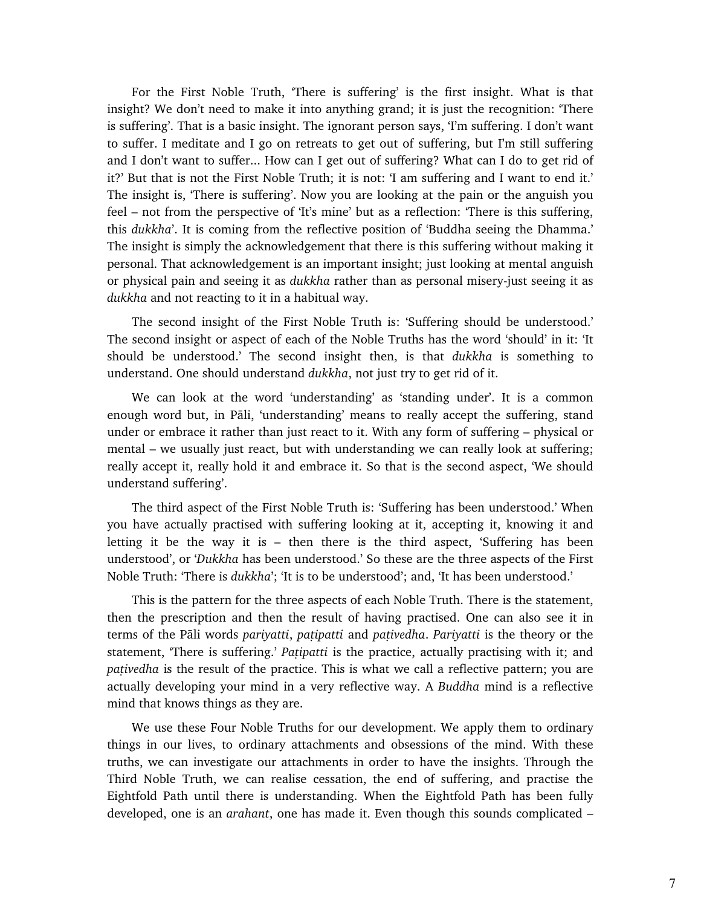For the First Noble Truth, 'There is suffering' is the first insight. What is that insight? We don't need to make it into anything grand; it is just the recognition: 'There is suffering'. That is a basic insight. The ignorant person says, 'I'm suffering. I don't want to suffer. I meditate and I go on retreats to get out of suffering, but I'm still suffering and I don't want to suffer... How can I get out of suffering? What can I do to get rid of it?' But that is not the First Noble Truth; it is not: 'I am suffering and I want to end it.' The insight is, 'There is suffering'. Now you are looking at the pain or the anguish you feel – not from the perspective of 'It's mine' but as a reflection: 'There is this suffering, this *dukkha*'. It is coming from the reflective position of 'Buddha seeing the Dhamma.' The insight is simply the acknowledgement that there is this suffering without making it personal. That acknowledgement is an important insight; just looking at mental anguish or physical pain and seeing it as *dukkha* rather than as personal misery-just seeing it as *dukkha* and not reacting to it in a habitual way.

The second insight of the First Noble Truth is: 'Suffering should be understood.' The second insight or aspect of each of the Noble Truths has the word 'should' in it: 'It should be understood.' The second insight then, is that *dukkha* is something to understand. One should understand *dukkha*, not just try to get rid of it.

We can look at the word 'understanding' as 'standing under'. It is a common enough word but, in Pāli, 'understanding' means to really accept the suffering, stand under or embrace it rather than just react to it. With any form of suffering – physical or mental – we usually just react, but with understanding we can really look at suffering; really accept it, really hold it and embrace it. So that is the second aspect, 'We should understand suffering'.

The third aspect of the First Noble Truth is: 'Suffering has been understood.' When you have actually practised with suffering looking at it, accepting it, knowing it and letting it be the way it is – then there is the third aspect, 'Suffering has been understood', or '*Dukkha* has been understood.' So these are the three aspects of the First Noble Truth: 'There is *dukkha*'; 'It is to be understood'; and, 'It has been understood.'

This is the pattern for the three aspects of each Noble Truth. There is the statement, then the prescription and then the result of having practised. One can also see it in terms of the Pāli words *pariyatti*, *paṭipatti* and *paṭivedha*. *Pariyatti* is the theory or the statement, 'There is suffering.' *Paṭipatti* is the practice, actually practising with it; and *paṭivedha* is the result of the practice. This is what we call a reflective pattern; you are actually developing your mind in a very reflective way. A *Buddha* mind is a reflective mind that knows things as they are.

We use these Four Noble Truths for our development. We apply them to ordinary things in our lives, to ordinary attachments and obsessions of the mind. With these truths, we can investigate our attachments in order to have the insights. Through the Third Noble Truth, we can realise cessation, the end of suffering, and practise the Eightfold Path until there is understanding. When the Eightfold Path has been fully developed, one is an *arahant*, one has made it. Even though this sounds complicated –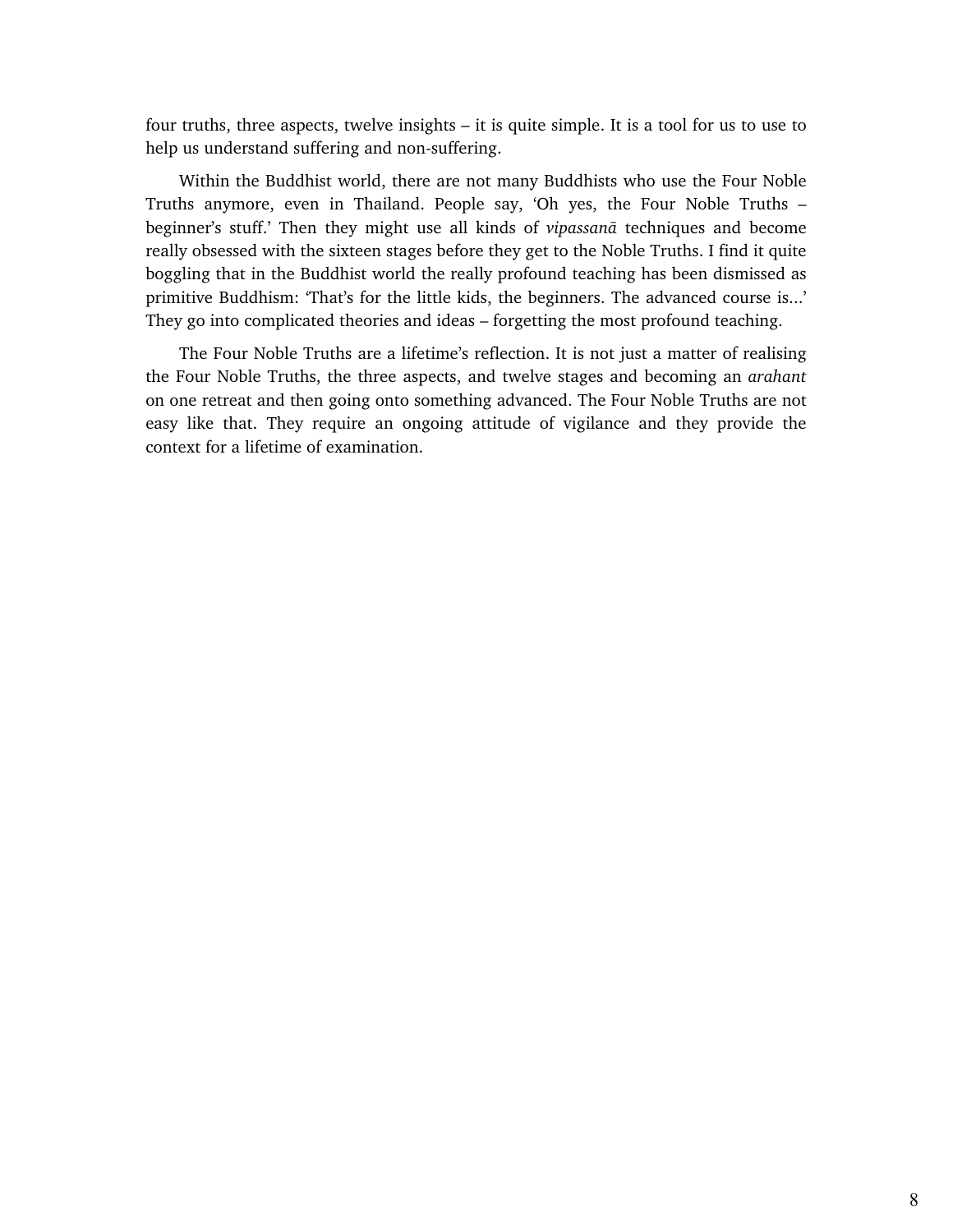four truths, three aspects, twelve insights – it is quite simple. It is a tool for us to use to help us understand suffering and non-suffering.

Within the Buddhist world, there are not many Buddhists who use the Four Noble Truths anymore, even in Thailand. People say, 'Oh yes, the Four Noble Truths – beginner's stuff.' Then they might use all kinds of *vipassanā* techniques and become really obsessed with the sixteen stages before they get to the Noble Truths. I find it quite boggling that in the Buddhist world the really profound teaching has been dismissed as primitive Buddhism: 'That's for the little kids, the beginners. The advanced course is…' They go into complicated theories and ideas – forgetting the most profound teaching.

The Four Noble Truths are a lifetime's reflection. It is not just a matter of realising the Four Noble Truths, the three aspects, and twelve stages and becoming an *arahant* on one retreat and then going onto something advanced. The Four Noble Truths are not easy like that. They require an ongoing attitude of vigilance and they provide the context for a lifetime of examination.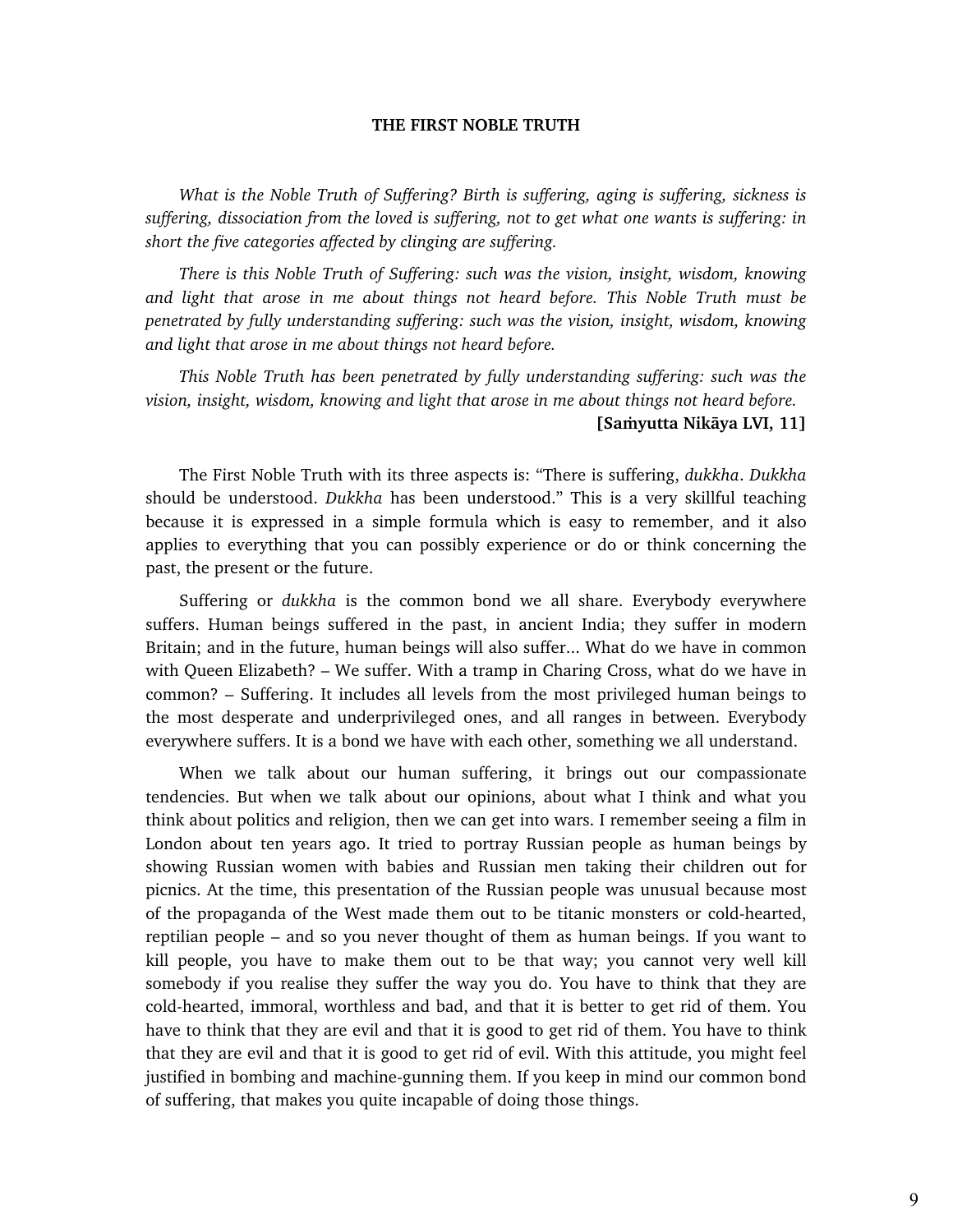## THE FIRST NOBLE TRUTH

*What is the Noble Truth of Suffering? Birth is suffering, aging is suffering, sickness is suffering, dissociation from the loved is suffering, not to get what one wants is suffering: in short the five categories affected by clinging are suffering.*

*There is this Noble Truth of Suffering: such was the vision, insight, wisdom, knowing and light that arose in me about things not heard before. This Noble Truth must be penetrated by fully understanding suffering: such was the vision, insight, wisdom, knowing and light that arose in me about things not heard before.*

*This Noble Truth has been penetrated by fully understanding suffering: such was the vision, insight, wisdom, knowing and light that arose in me about things not heard before.*

**[Saṁyutta Nikāya LVI, 11]**

The First Noble Truth with its three aspects is: "There is suffering, *dukkha*. *Dukkha* should be understood. *Dukkha* has been understood." This is a very skillful teaching because it is expressed in a simple formula which is easy to remember, and it also applies to everything that you can possibly experience or do or think concerning the past, the present or the future.

Suffering or *dukkha* is the common bond we all share. Everybody everywhere suffers. Human beings suffered in the past, in ancient India; they suffer in modern Britain; and in the future, human beings will also suffer... What do we have in common with Queen Elizabeth? – We suffer. With a tramp in Charing Cross, what do we have in common? – Suffering. It includes all levels from the most privileged human beings to the most desperate and underprivileged ones, and all ranges in between. Everybody everywhere suffers. It is a bond we have with each other, something we all understand.

When we talk about our human suffering, it brings out our compassionate tendencies. But when we talk about our opinions, about what I think and what you think about politics and religion, then we can get into wars. I remember seeing a film in London about ten years ago. It tried to portray Russian people as human beings by showing Russian women with babies and Russian men taking their children out for picnics. At the time, this presentation of the Russian people was unusual because most of the propaganda of the West made them out to be titanic monsters or cold-hearted, reptilian people – and so you never thought of them as human beings. If you want to kill people, you have to make them out to be that way; you cannot very well kill somebody if you realise they suffer the way you do. You have to think that they are cold-hearted, immoral, worthless and bad, and that it is better to get rid of them. You have to think that they are evil and that it is good to get rid of them. You have to think that they are evil and that it is good to get rid of evil. With this attitude, you might feel justified in bombing and machine-gunning them. If you keep in mind our common bond of suffering, that makes you quite incapable of doing those things.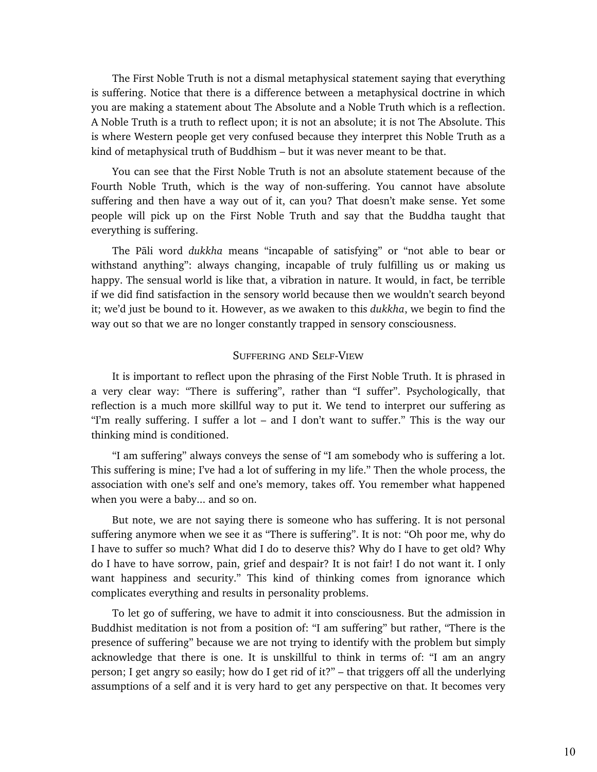The First Noble Truth is not a dismal metaphysical statement saying that everything is suffering. Notice that there is a difference between a metaphysical doctrine in which you are making a statement about The Absolute and a Noble Truth which is a reflection. A Noble Truth is a truth to reflect upon; it is not an absolute; it is not The Absolute. This is where Western people get very confused because they interpret this Noble Truth as a kind of metaphysical truth of Buddhism – but it was never meant to be that.

You can see that the First Noble Truth is not an absolute statement because of the Fourth Noble Truth, which is the way of non-suffering. You cannot have absolute suffering and then have a way out of it, can you? That doesn't make sense. Yet some people will pick up on the First Noble Truth and say that the Buddha taught that everything is suffering.

The Pāli word *dukkha* means "incapable of satisfying" or "not able to bear or withstand anything": always changing, incapable of truly fulfilling us or making us happy. The sensual world is like that, a vibration in nature. It would, in fact, be terrible if we did find satisfaction in the sensory world because then we wouldn't search beyond it; we'd just be bound to it. However, as we awaken to this *dukkha*, we begin to find the way out so that we are no longer constantly trapped in sensory consciousness.

## Suffering and Self-View

It is important to reflect upon the phrasing of the First Noble Truth. It is phrased in a very clear way: "There is suffering", rather than "I suffer". Psychologically, that reflection is a much more skillful way to put it. We tend to interpret our suffering as "I'm really suffering. I suffer a lot – and I don't want to suffer." This is the way our thinking mind is conditioned.

"I am suffering" always conveys the sense of "I am somebody who is suffering a lot. This suffering is mine; I've had a lot of suffering in my life." Then the whole process, the association with one's self and one's memory, takes off. You remember what happened when you were a baby... and so on.

But note, we are not saying there is someone who has suffering. It is not personal suffering anymore when we see it as "There is suffering". It is not: "Oh poor me, why do I have to suffer so much? What did I do to deserve this? Why do I have to get old? Why do I have to have sorrow, pain, grief and despair? It is not fair! I do not want it. I only want happiness and security." This kind of thinking comes from ignorance which complicates everything and results in personality problems.

To let go of suffering, we have to admit it into consciousness. But the admission in Buddhist meditation is not from a position of: "I am suffering" but rather, "There is the presence of suffering" because we are not trying to identify with the problem but simply acknowledge that there is one. It is unskillful to think in terms of: "I am an angry person; I get angry so easily; how do I get rid of it?" – that triggers off all the underlying assumptions of a self and it is very hard to get any perspective on that. It becomes very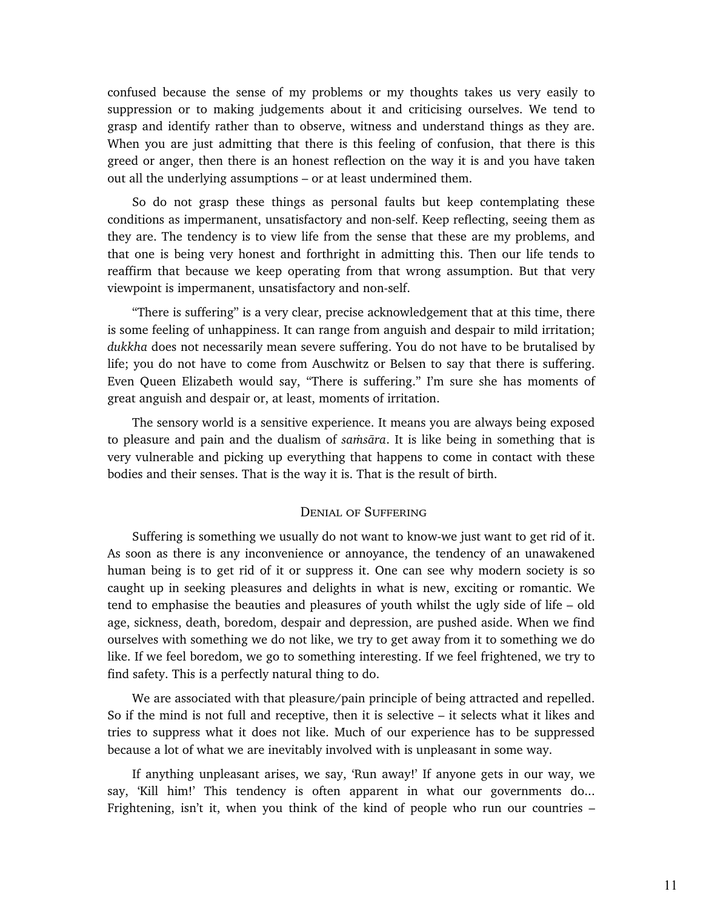confused because the sense of my problems or my thoughts takes us very easily to suppression or to making judgements about it and criticising ourselves. We tend to grasp and identify rather than to observe, witness and understand things as they are. When you are just admitting that there is this feeling of confusion, that there is this greed or anger, then there is an honest reflection on the way it is and you have taken out all the underlying assumptions – or at least undermined them.

So do not grasp these things as personal faults but keep contemplating these conditions as impermanent, unsatisfactory and non-self. Keep reflecting, seeing them as they are. The tendency is to view life from the sense that these are my problems, and that one is being very honest and forthright in admitting this. Then our life tends to reaffirm that because we keep operating from that wrong assumption. But that very viewpoint is impermanent, unsatisfactory and non-self.

"There is suffering" is a very clear, precise acknowledgement that at this time, there is some feeling of unhappiness. It can range from anguish and despair to mild irritation; *dukkha* does not necessarily mean severe suffering. You do not have to be brutalised by life; you do not have to come from Auschwitz or Belsen to say that there is suffering. Even Queen Elizabeth would say, "There is suffering." I'm sure she has moments of great anguish and despair or, at least, moments of irritation.

The sensory world is a sensitive experience. It means you are always being exposed to pleasure and pain and the dualism of *saṁsāra*. It is like being in something that is very vulnerable and picking up everything that happens to come in contact with these bodies and their senses. That is the way it is. That is the result of birth.

## Denial of Suffering

Suffering is something we usually do not want to know-we just want to get rid of it. As soon as there is any inconvenience or annoyance, the tendency of an unawakened human being is to get rid of it or suppress it. One can see why modern society is so caught up in seeking pleasures and delights in what is new, exciting or romantic. We tend to emphasise the beauties and pleasures of youth whilst the ugly side of life – old age, sickness, death, boredom, despair and depression, are pushed aside. When we find ourselves with something we do not like, we try to get away from it to something we do like. If we feel boredom, we go to something interesting. If we feel frightened, we try to find safety. This is a perfectly natural thing to do.

We are associated with that pleasure/pain principle of being attracted and repelled. So if the mind is not full and receptive, then it is selective – it selects what it likes and tries to suppress what it does not like. Much of our experience has to be suppressed because a lot of what we are inevitably involved with is unpleasant in some way.

If anything unpleasant arises, we say, 'Run away!' If anyone gets in our way, we say, 'Kill him!' This tendency is often apparent in what our governments do... Frightening, isn't it, when you think of the kind of people who run our countries –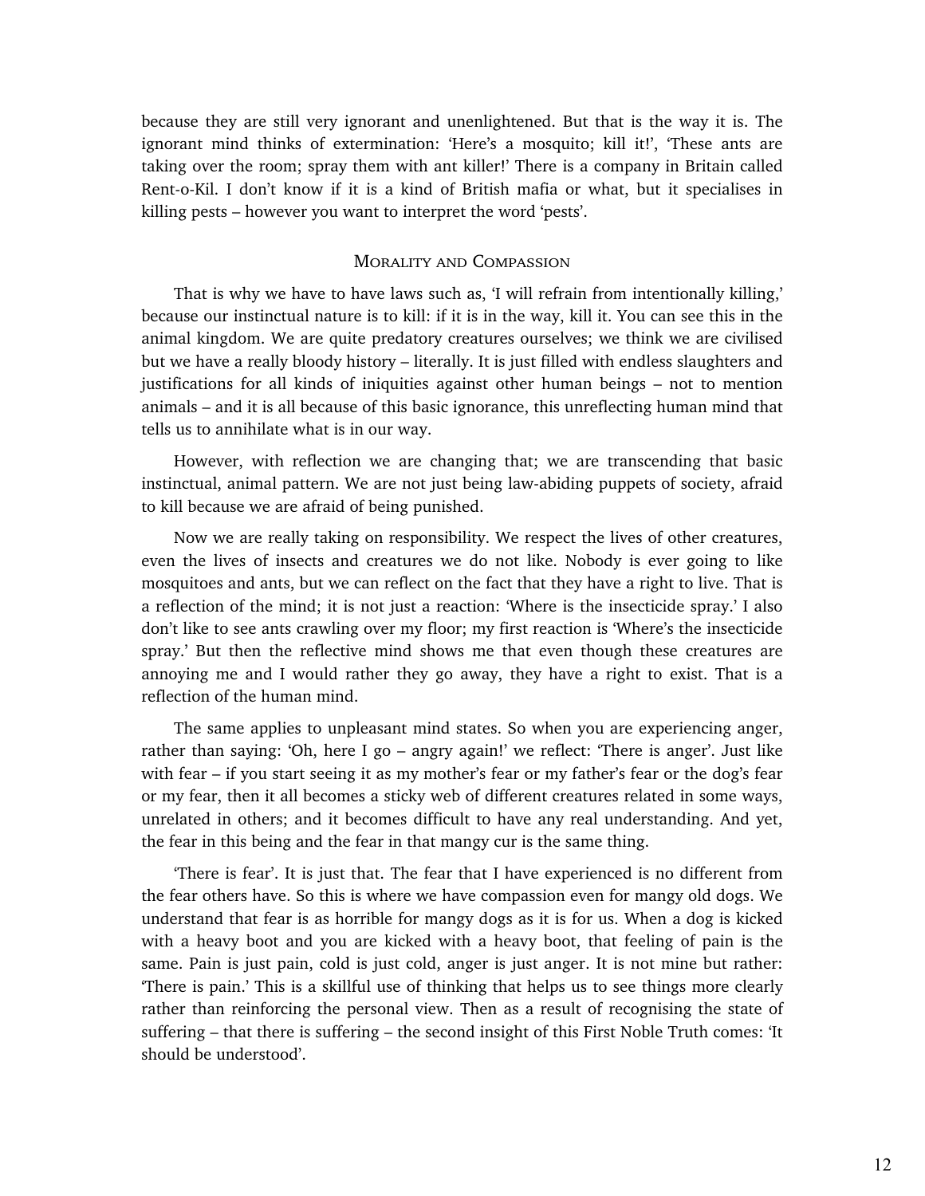because they are still very ignorant and unenlightened. But that is the way it is. The ignorant mind thinks of extermination: 'Here's a mosquito; kill it!', 'These ants are taking over the room; spray them with ant killer!' There is a company in Britain called Rent-o-Kil. I don't know if it is a kind of British mafia or what, but it specialises in killing pests – however you want to interpret the word 'pests'.

## Morality and Compassion

That is why we have to have laws such as, 'I will refrain from intentionally killing,' because our instinctual nature is to kill: if it is in the way, kill it. You can see this in the animal kingdom. We are quite predatory creatures ourselves; we think we are civilised but we have a really bloody history – literally. It is just filled with endless slaughters and justifications for all kinds of iniquities against other human beings – not to mention animals – and it is all because of this basic ignorance, this unreflecting human mind that tells us to annihilate what is in our way.

However, with reflection we are changing that; we are transcending that basic instinctual, animal pattern. We are not just being law-abiding puppets of society, afraid to kill because we are afraid of being punished.

Now we are really taking on responsibility. We respect the lives of other creatures, even the lives of insects and creatures we do not like. Nobody is ever going to like mosquitoes and ants, but we can reflect on the fact that they have a right to live. That is a reflection of the mind; it is not just a reaction: 'Where is the insecticide spray.' I also don't like to see ants crawling over my floor; my first reaction is 'Where's the insecticide spray.' But then the reflective mind shows me that even though these creatures are annoying me and I would rather they go away, they have a right to exist. That is a reflection of the human mind.

The same applies to unpleasant mind states. So when you are experiencing anger, rather than saying: 'Oh, here I go – angry again!' we reflect: 'There is anger'. Just like with fear – if you start seeing it as my mother's fear or my father's fear or the dog's fear or my fear, then it all becomes a sticky web of different creatures related in some ways, unrelated in others; and it becomes difficult to have any real understanding. And yet, the fear in this being and the fear in that mangy cur is the same thing.

'There is fear'. It is just that. The fear that I have experienced is no different from the fear others have. So this is where we have compassion even for mangy old dogs. We understand that fear is as horrible for mangy dogs as it is for us. When a dog is kicked with a heavy boot and you are kicked with a heavy boot, that feeling of pain is the same. Pain is just pain, cold is just cold, anger is just anger. It is not mine but rather: 'There is pain.' This is a skillful use of thinking that helps us to see things more clearly rather than reinforcing the personal view. Then as a result of recognising the state of suffering – that there is suffering – the second insight of this First Noble Truth comes: 'It should be understood'.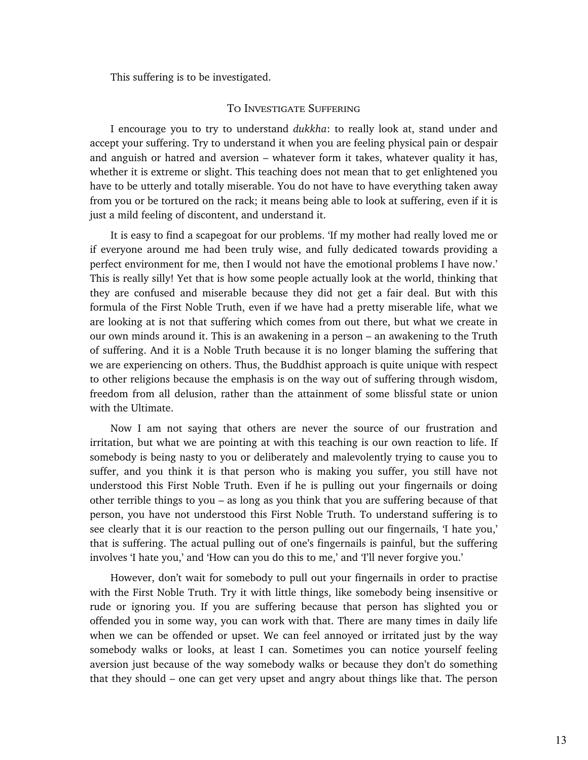This suffering is to be investigated.

## To Investigate Suffering

I encourage you to try to understand *dukkha*: to really look at, stand under and accept your suffering. Try to understand it when you are feeling physical pain or despair and anguish or hatred and aversion – whatever form it takes, whatever quality it has, whether it is extreme or slight. This teaching does not mean that to get enlightened you have to be utterly and totally miserable. You do not have to have everything taken away from you or be tortured on the rack; it means being able to look at suffering, even if it is just a mild feeling of discontent, and understand it.

It is easy to find a scapegoat for our problems. 'If my mother had really loved me or if everyone around me had been truly wise, and fully dedicated towards providing a perfect environment for me, then I would not have the emotional problems I have now.' This is really silly! Yet that is how some people actually look at the world, thinking that they are confused and miserable because they did not get a fair deal. But with this formula of the First Noble Truth, even if we have had a pretty miserable life, what we are looking at is not that suffering which comes from out there, but what we create in our own minds around it. This is an awakening in a person – an awakening to the Truth of suffering. And it is a Noble Truth because it is no longer blaming the suffering that we are experiencing on others. Thus, the Buddhist approach is quite unique with respect to other religions because the emphasis is on the way out of suffering through wisdom, freedom from all delusion, rather than the attainment of some blissful state or union with the Ultimate.

Now I am not saying that others are never the source of our frustration and irritation, but what we are pointing at with this teaching is our own reaction to life. If somebody is being nasty to you or deliberately and malevolently trying to cause you to suffer, and you think it is that person who is making you suffer, you still have not understood this First Noble Truth. Even if he is pulling out your fingernails or doing other terrible things to you – as long as you think that you are suffering because of that person, you have not understood this First Noble Truth. To understand suffering is to see clearly that it is our reaction to the person pulling out our fingernails, 'I hate you,' that is suffering. The actual pulling out of one's fingernails is painful, but the suffering involves 'I hate you,' and 'How can you do this to me,' and 'I'll never forgive you.'

However, don't wait for somebody to pull out your fingernails in order to practise with the First Noble Truth. Try it with little things, like somebody being insensitive or rude or ignoring you. If you are suffering because that person has slighted you or offended you in some way, you can work with that. There are many times in daily life when we can be offended or upset. We can feel annoyed or irritated just by the way somebody walks or looks, at least I can. Sometimes you can notice yourself feeling aversion just because of the way somebody walks or because they don't do something that they should – one can get very upset and angry about things like that. The person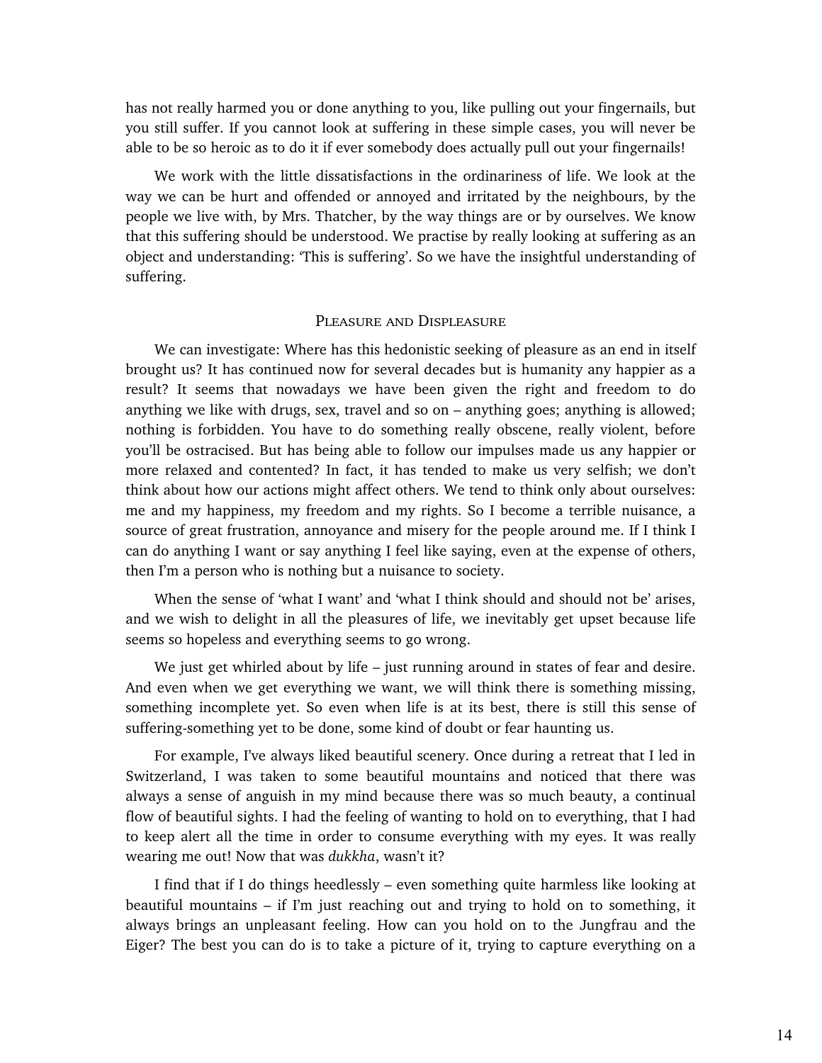has not really harmed you or done anything to you, like pulling out your fingernails, but you still suffer. If you cannot look at suffering in these simple cases, you will never be able to be so heroic as to do it if ever somebody does actually pull out your fingernails!

We work with the little dissatisfactions in the ordinariness of life. We look at the way we can be hurt and offended or annoyed and irritated by the neighbours, by the people we live with, by Mrs. Thatcher, by the way things are or by ourselves. We know that this suffering should be understood. We practise by really looking at suffering as an object and understanding: 'This is suffering'. So we have the insightful understanding of suffering.

## Pleasure and Displeasure

We can investigate: Where has this hedonistic seeking of pleasure as an end in itself brought us? It has continued now for several decades but is humanity any happier as a result? It seems that nowadays we have been given the right and freedom to do anything we like with drugs, sex, travel and so on – anything goes; anything is allowed; nothing is forbidden. You have to do something really obscene, really violent, before you'll be ostracised. But has being able to follow our impulses made us any happier or more relaxed and contented? In fact, it has tended to make us very selfish; we don't think about how our actions might affect others. We tend to think only about ourselves: me and my happiness, my freedom and my rights. So I become a terrible nuisance, a source of great frustration, annoyance and misery for the people around me. If I think I can do anything I want or say anything I feel like saying, even at the expense of others, then I'm a person who is nothing but a nuisance to society.

When the sense of 'what I want' and 'what I think should and should not be' arises, and we wish to delight in all the pleasures of life, we inevitably get upset because life seems so hopeless and everything seems to go wrong.

We just get whirled about by life – just running around in states of fear and desire. And even when we get everything we want, we will think there is something missing, something incomplete yet. So even when life is at its best, there is still this sense of suffering-something yet to be done, some kind of doubt or fear haunting us.

For example, I've always liked beautiful scenery. Once during a retreat that I led in Switzerland, I was taken to some beautiful mountains and noticed that there was always a sense of anguish in my mind because there was so much beauty, a continual flow of beautiful sights. I had the feeling of wanting to hold on to everything, that I had to keep alert all the time in order to consume everything with my eyes. It was really wearing me out! Now that was *dukkha*, wasn't it?

I find that if I do things heedlessly – even something quite harmless like looking at beautiful mountains – if I'm just reaching out and trying to hold on to something, it always brings an unpleasant feeling. How can you hold on to the Jungfrau and the Eiger? The best you can do is to take a picture of it, trying to capture everything on a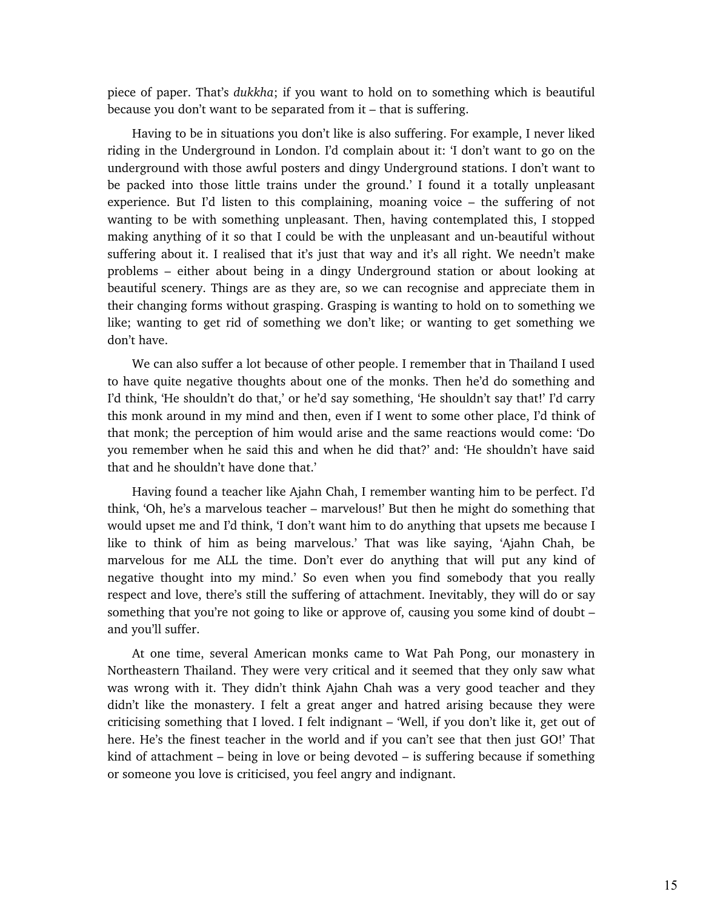piece of paper. That's *dukkha*; if you want to hold on to something which is beautiful because you don't want to be separated from it – that is suffering.

Having to be in situations you don't like is also suffering. For example, I never liked riding in the Underground in London. I'd complain about it: 'I don't want to go on the underground with those awful posters and dingy Underground stations. I don't want to be packed into those little trains under the ground.' I found it a totally unpleasant experience. But I'd listen to this complaining, moaning voice – the suffering of not wanting to be with something unpleasant. Then, having contemplated this, I stopped making anything of it so that I could be with the unpleasant and un-beautiful without suffering about it. I realised that it's just that way and it's all right. We needn't make problems – either about being in a dingy Underground station or about looking at beautiful scenery. Things are as they are, so we can recognise and appreciate them in their changing forms without grasping. Grasping is wanting to hold on to something we like; wanting to get rid of something we don't like; or wanting to get something we don't have.

We can also suffer a lot because of other people. I remember that in Thailand I used to have quite negative thoughts about one of the monks. Then he'd do something and I'd think, 'He shouldn't do that,' or he'd say something, 'He shouldn't say that!' I'd carry this monk around in my mind and then, even if I went to some other place, I'd think of that monk; the perception of him would arise and the same reactions would come: 'Do you remember when he said this and when he did that?' and: 'He shouldn't have said that and he shouldn't have done that.'

Having found a teacher like Ajahn Chah, I remember wanting him to be perfect. I'd think, 'Oh, he's a marvelous teacher – marvelous!' But then he might do something that would upset me and I'd think, 'I don't want him to do anything that upsets me because I like to think of him as being marvelous.' That was like saying, 'Ajahn Chah, be marvelous for me ALL the time. Don't ever do anything that will put any kind of negative thought into my mind.' So even when you find somebody that you really respect and love, there's still the suffering of attachment. Inevitably, they will do or say something that you're not going to like or approve of, causing you some kind of doubt – and you'll suffer.

At one time, several American monks came to Wat Pah Pong, our monastery in Northeastern Thailand. They were very critical and it seemed that they only saw what was wrong with it. They didn't think Ajahn Chah was a very good teacher and they didn't like the monastery. I felt a great anger and hatred arising because they were criticising something that I loved. I felt indignant – 'Well, if you don't like it, get out of here. He's the finest teacher in the world and if you can't see that then just GO!' That kind of attachment – being in love or being devoted – is suffering because if something or someone you love is criticised, you feel angry and indignant.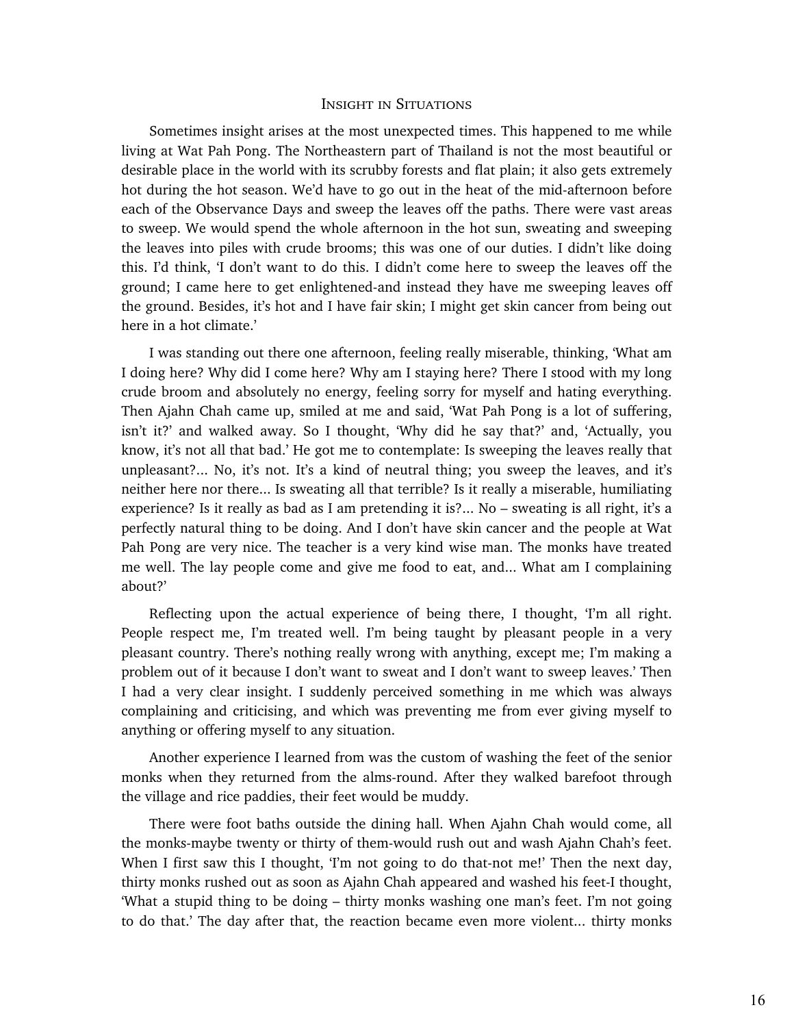## Insight in Situations

Sometimes insight arises at the most unexpected times. This happened to me while living at Wat Pah Pong. The Northeastern part of Thailand is not the most beautiful or desirable place in the world with its scrubby forests and flat plain; it also gets extremely hot during the hot season. We'd have to go out in the heat of the mid-afternoon before each of the Observance Days and sweep the leaves off the paths. There were vast areas to sweep. We would spend the whole afternoon in the hot sun, sweating and sweeping the leaves into piles with crude brooms; this was one of our duties. I didn't like doing this. I'd think, 'I don't want to do this. I didn't come here to sweep the leaves off the ground; I came here to get enlightened-and instead they have me sweeping leaves off the ground. Besides, it's hot and I have fair skin; I might get skin cancer from being out here in a hot climate.'

I was standing out there one afternoon, feeling really miserable, thinking, 'What am I doing here? Why did I come here? Why am I staying here? There I stood with my long crude broom and absolutely no energy, feeling sorry for myself and hating everything. Then Ajahn Chah came up, smiled at me and said, 'Wat Pah Pong is a lot of suffering, isn't it?' and walked away. So I thought, 'Why did he say that?' and, 'Actually, you know, it's not all that bad.' He got me to contemplate: Is sweeping the leaves really that unpleasant?... No, it's not. It's a kind of neutral thing; you sweep the leaves, and it's neither here nor there... Is sweating all that terrible? Is it really a miserable, humiliating experience? Is it really as bad as I am pretending it is?... No – sweating is all right, it's a perfectly natural thing to be doing. And I don't have skin cancer and the people at Wat Pah Pong are very nice. The teacher is a very kind wise man. The monks have treated me well. The lay people come and give me food to eat, and... What am I complaining about?'

Reflecting upon the actual experience of being there, I thought, 'I'm all right. People respect me, I'm treated well. I'm being taught by pleasant people in a very pleasant country. There's nothing really wrong with anything, except me; I'm making a problem out of it because I don't want to sweat and I don't want to sweep leaves.' Then I had a very clear insight. I suddenly perceived something in me which was always complaining and criticising, and which was preventing me from ever giving myself to anything or offering myself to any situation.

Another experience I learned from was the custom of washing the feet of the senior monks when they returned from the alms-round. After they walked barefoot through the village and rice paddies, their feet would be muddy.

There were foot baths outside the dining hall. When Ajahn Chah would come, all the monks-maybe twenty or thirty of them-would rush out and wash Ajahn Chah's feet. When I first saw this I thought, 'I'm not going to do that-not me!' Then the next day, thirty monks rushed out as soon as Ajahn Chah appeared and washed his feet-I thought, 'What a stupid thing to be doing – thirty monks washing one man's feet. I'm not going to do that.' The day after that, the reaction became even more violent... thirty monks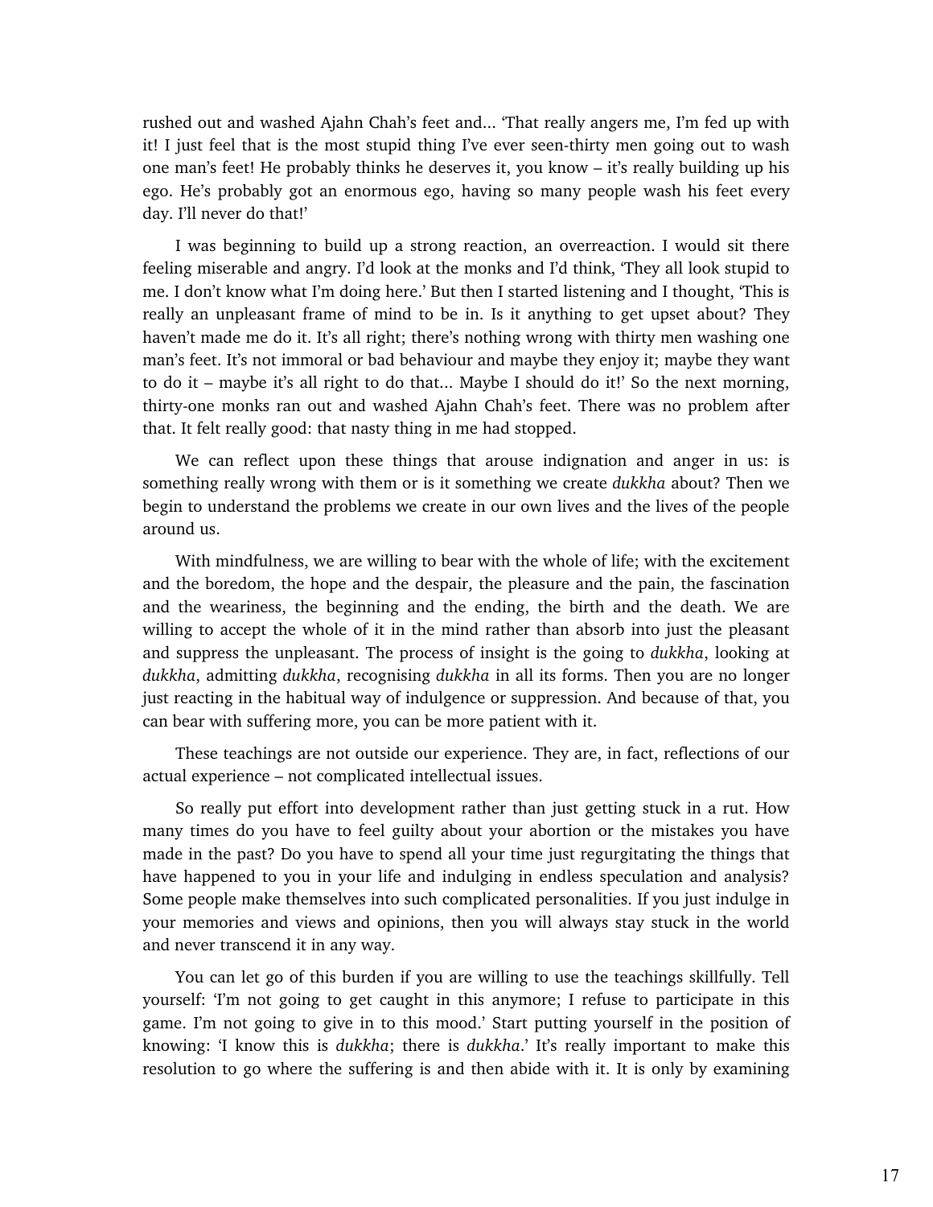rushed out and washed Ajahn Chah's feet and... 'That really angers me, I'm fed up with it! I just feel that is the most stupid thing I've ever seen-thirty men going out to wash one man's feet! He probably thinks he deserves it, you know – it's really building up his ego. He's probably got an enormous ego, having so many people wash his feet every day. I'll never do that!'

I was beginning to build up a strong reaction, an overreaction. I would sit there feeling miserable and angry. I'd look at the monks and I'd think, 'They all look stupid to me. I don't know what I'm doing here.' But then I started listening and I thought, 'This is really an unpleasant frame of mind to be in. Is it anything to get upset about? They haven't made me do it. It's all right; there's nothing wrong with thirty men washing one man's feet. It's not immoral or bad behaviour and maybe they enjoy it; maybe they want to do it – maybe it's all right to do that... Maybe I should do it!' So the next morning, thirty-one monks ran out and washed Ajahn Chah's feet. There was no problem after that. It felt really good: that nasty thing in me had stopped.

We can reflect upon these things that arouse indignation and anger in us: is something really wrong with them or is it something we create *dukkha* about? Then we begin to understand the problems we create in our own lives and the lives of the people around us.

With mindfulness, we are willing to bear with the whole of life; with the excitement and the boredom, the hope and the despair, the pleasure and the pain, the fascination and the weariness, the beginning and the ending, the birth and the death. We are willing to accept the whole of it in the mind rather than absorb into just the pleasant and suppress the unpleasant. The process of insight is the going to *dukkha*, looking at *dukkha*, admitting *dukkha*, recognising *dukkha* in all its forms. Then you are no longer just reacting in the habitual way of indulgence or suppression. And because of that, you can bear with suffering more, you can be more patient with it.

These teachings are not outside our experience. They are, in fact, reflections of our actual experience – not complicated intellectual issues.

So really put effort into development rather than just getting stuck in a rut. How many times do you have to feel guilty about your abortion or the mistakes you have made in the past? Do you have to spend all your time just regurgitating the things that have happened to you in your life and indulging in endless speculation and analysis? Some people make themselves into such complicated personalities. If you just indulge in your memories and views and opinions, then you will always stay stuck in the world and never transcend it in any way.

You can let go of this burden if you are willing to use the teachings skillfully. Tell yourself: 'I'm not going to get caught in this anymore; I refuse to participate in this game. I'm not going to give in to this mood.' Start putting yourself in the position of knowing: 'I know this is *dukkha*; there is *dukkha*.' It's really important to make this resolution to go where the suffering is and then abide with it. It is only by examining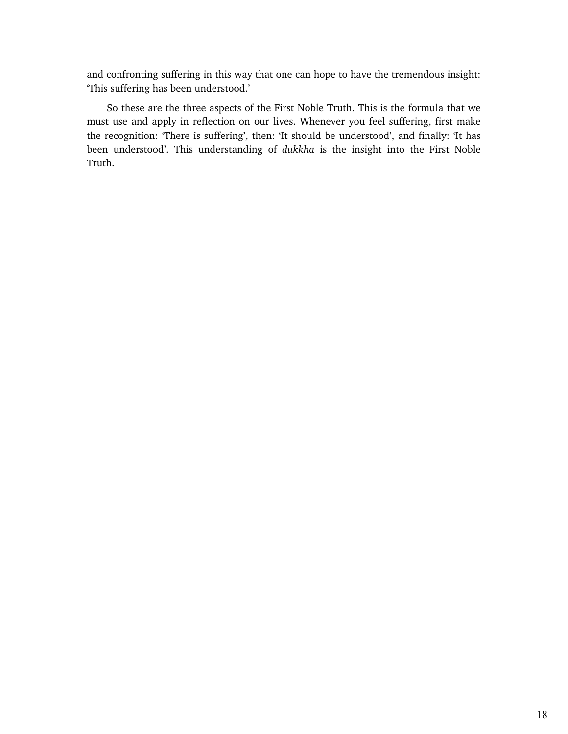and confronting suffering in this way that one can hope to have the tremendous insight: ‘This suffering has been understood.’

So these are the three aspects of the First Noble Truth. This is the formula that we must use and apply in reflection on our lives. Whenever you feel suffering, first make the recognition: ‘There is suffering’, then: ‘It should be understood’, and finally: ‘It has been understood’. This understanding of *dukkha* is the insight into the First Noble Truth.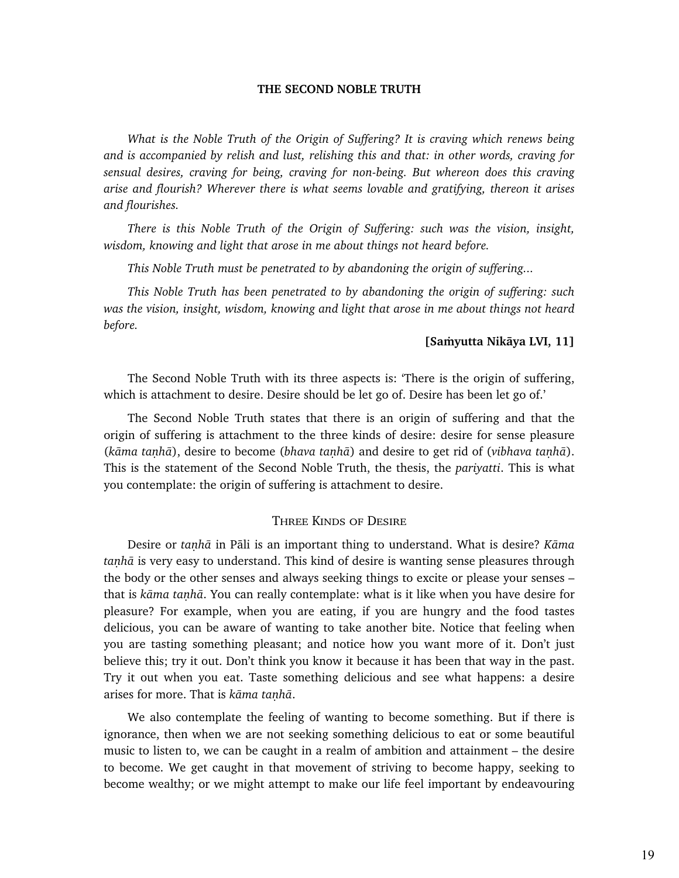## THE SECOND NOBLE TRUTH

*What is the Noble Truth of the Origin of Suffering? It is craving which renews being and is accompanied by relish and lust, relishing this and that: in other words, craving for sensual desires, craving for being, craving for non-being. But whereon does this craving arise and flourish? Wherever there is what seems lovable and gratifying, thereon it arises and flourishes.*

*There is this Noble Truth of the Origin of Suffering: such was the vision, insight, wisdom, knowing and light that arose in me about things not heard before.*

*This Noble Truth must be penetrated to by abandoning the origin of suffering...*

*This Noble Truth has been penetrated to by abandoning the origin of suffering: such was the vision, insight, wisdom, knowing and light that arose in me about things not heard before.*

**[Saṁyutta Nikāya LVI, 11]**

The Second Noble Truth with its three aspects is: 'There is the origin of suffering, which is attachment to desire. Desire should be let go of. Desire has been let go of.'

The Second Noble Truth states that there is an origin of suffering and that the origin of suffering is attachment to the three kinds of desire: desire for sense pleasure (*kāma taṇhā*), desire to become (*bhava taṇhā*) and desire to get rid of (*vibhava taṇhā*). This is the statement of the Second Noble Truth, the thesis, the *pariyatti*. This is what you contemplate: the origin of suffering is attachment to desire.

### Three Kinds of Desire

Desire or *taṇhā* in Pāli is an important thing to understand. What is desire? *Kāma taṇhā* is very easy to understand. This kind of desire is wanting sense pleasures through the body or the other senses and always seeking things to excite or please your senses – that is *kāma taṇhā*. You can really contemplate: what is it like when you have desire for pleasure? For example, when you are eating, if you are hungry and the food tastes delicious, you can be aware of wanting to take another bite. Notice that feeling when you are tasting something pleasant; and notice how you want more of it. Don't just believe this; try it out. Don't think you know it because it has been that way in the past. Try it out when you eat. Taste something delicious and see what happens: a desire arises for more. That is *kāma taṇhā*.

We also contemplate the feeling of wanting to become something. But if there is ignorance, then when we are not seeking something delicious to eat or some beautiful music to listen to, we can be caught in a realm of ambition and attainment – the desire to become. We get caught in that movement of striving to become happy, seeking to become wealthy; or we might attempt to make our life feel important by endeavouring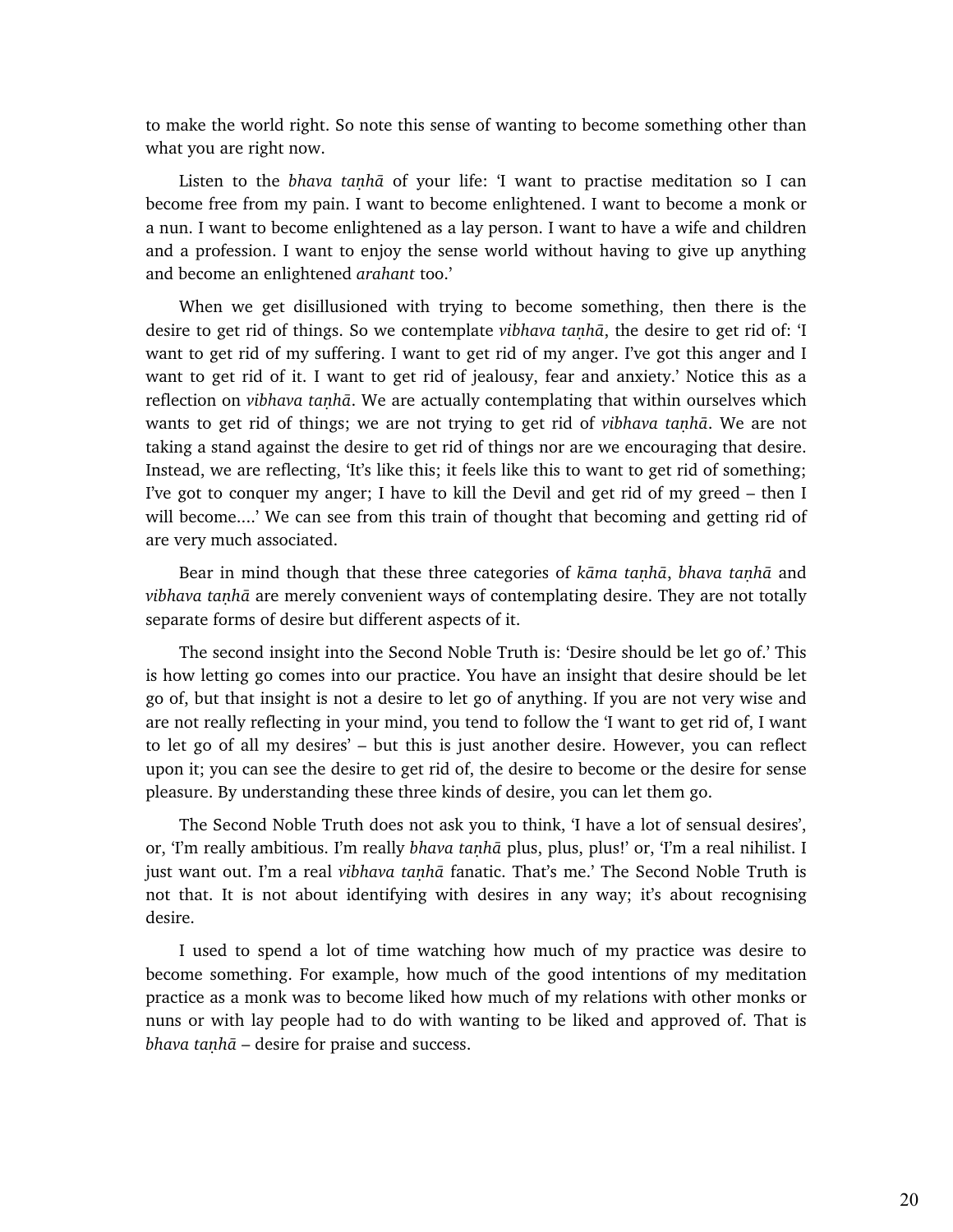to make the world right. So note this sense of wanting to become something other than what you are right now.

Listen to the *bhava taṇhā* of your life: 'I want to practise meditation so I can become free from my pain. I want to become enlightened. I want to become a monk or a nun. I want to become enlightened as a lay person. I want to have a wife and children and a profession. I want to enjoy the sense world without having to give up anything and become an enlightened *arahant* too.'

When we get disillusioned with trying to become something, then there is the desire to get rid of things. So we contemplate *vibhava taṇhā*, the desire to get rid of: 'I want to get rid of my suffering. I want to get rid of my anger. I've got this anger and I want to get rid of it. I want to get rid of jealousy, fear and anxiety.' Notice this as a reflection on *vibhava taṇhā*. We are actually contemplating that within ourselves which wants to get rid of things; we are not trying to get rid of *vibhava taṇhā*. We are not taking a stand against the desire to get rid of things nor are we encouraging that desire. Instead, we are reflecting, 'It's like this; it feels like this to want to get rid of something; I've got to conquer my anger; I have to kill the Devil and get rid of my greed – then I will become....' We can see from this train of thought that becoming and getting rid of are very much associated.

Bear in mind though that these three categories of *kāma taṇhā*, *bhava taṇhā* and *vibhava taṇhā* are merely convenient ways of contemplating desire. They are not totally separate forms of desire but different aspects of it.

The second insight into the Second Noble Truth is: 'Desire should be let go of.' This is how letting go comes into our practice. You have an insight that desire should be let go of, but that insight is not a desire to let go of anything. If you are not very wise and are not really reflecting in your mind, you tend to follow the 'I want to get rid of, I want to let go of all my desires' – but this is just another desire. However, you can reflect upon it; you can see the desire to get rid of, the desire to become or the desire for sense pleasure. By understanding these three kinds of desire, you can let them go.

The Second Noble Truth does not ask you to think, 'I have a lot of sensual desires', or, 'I'm really ambitious. I'm really *bhava taṇhā* plus, plus, plus!' or, 'I'm a real nihilist. I just want out. I'm a real *vibhava taṇhā* fanatic. That's me.' The Second Noble Truth is not that. It is not about identifying with desires in any way; it's about recognising desire.

I used to spend a lot of time watching how much of my practice was desire to become something. For example, how much of the good intentions of my meditation practice as a monk was to become liked how much of my relations with other monks or nuns or with lay people had to do with wanting to be liked and approved of. That is *bhava taṇhā* – desire for praise and success.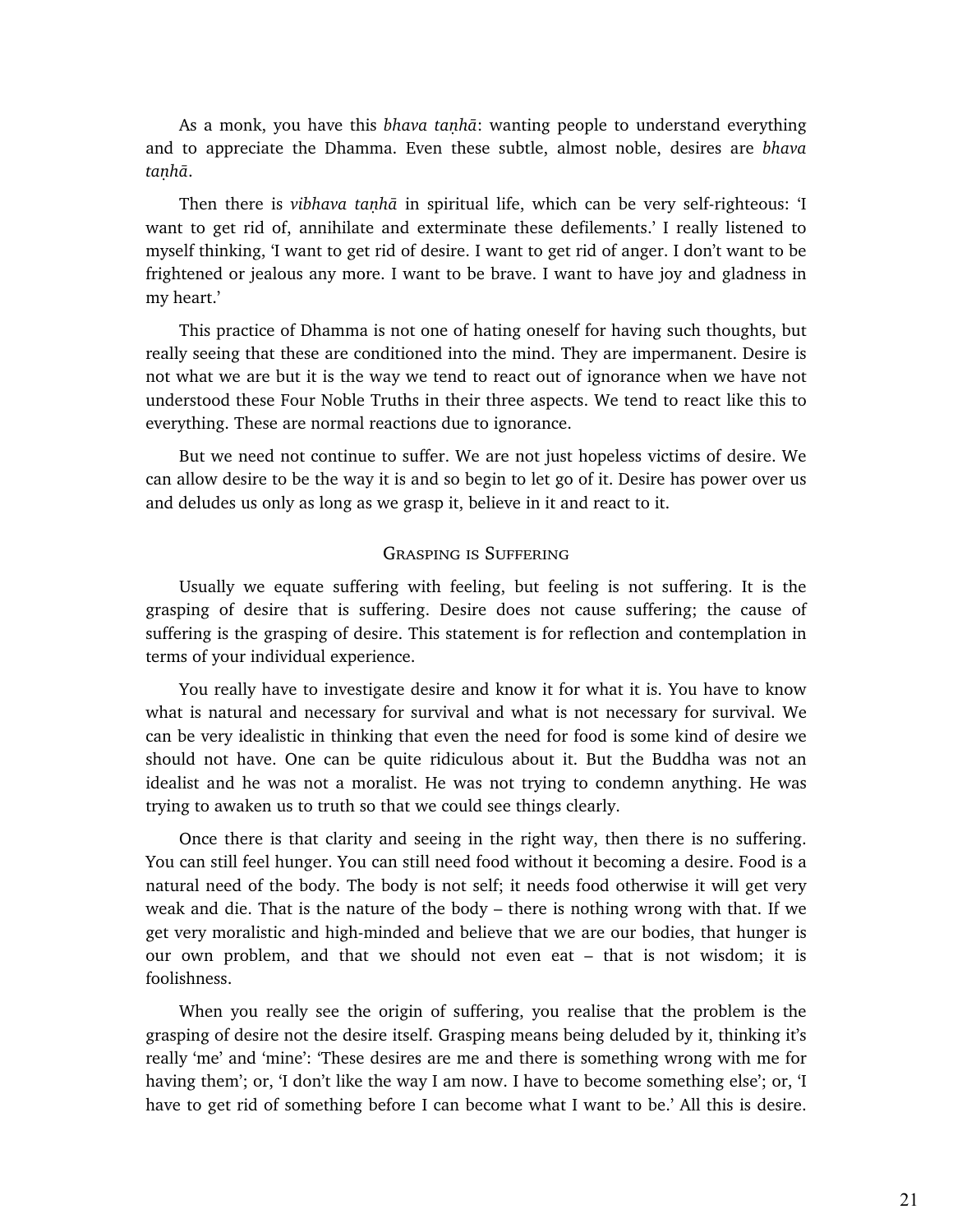As a monk, you have this *bhava taṇhā*: wanting people to understand everything and to appreciate the Dhamma. Even these subtle, almost noble, desires are *bhava taṇhā*.

Then there is *vibhava taṇhā* in spiritual life, which can be very self-righteous: 'I want to get rid of, annihilate and exterminate these defilements.' I really listened to myself thinking, 'I want to get rid of desire. I want to get rid of anger. I don't want to be frightened or jealous any more. I want to be brave. I want to have joy and gladness in my heart.'

This practice of Dhamma is not one of hating oneself for having such thoughts, but really seeing that these are conditioned into the mind. They are impermanent. Desire is not what we are but it is the way we tend to react out of ignorance when we have not understood these Four Noble Truths in their three aspects. We tend to react like this to everything. These are normal reactions due to ignorance.

But we need not continue to suffer. We are not just hopeless victims of desire. We can allow desire to be the way it is and so begin to let go of it. Desire has power over us and deludes us only as long as we grasp it, believe in it and react to it.

## Grasping is Suffering

Usually we equate suffering with feeling, but feeling is not suffering. It is the grasping of desire that is suffering. Desire does not cause suffering; the cause of suffering is the grasping of desire. This statement is for reflection and contemplation in terms of your individual experience.

You really have to investigate desire and know it for what it is. You have to know what is natural and necessary for survival and what is not necessary for survival. We can be very idealistic in thinking that even the need for food is some kind of desire we should not have. One can be quite ridiculous about it. But the Buddha was not an idealist and he was not a moralist. He was not trying to condemn anything. He was trying to awaken us to truth so that we could see things clearly.

Once there is that clarity and seeing in the right way, then there is no suffering. You can still feel hunger. You can still need food without it becoming a desire. Food is a natural need of the body. The body is not self; it needs food otherwise it will get very weak and die. That is the nature of the body – there is nothing wrong with that. If we get very moralistic and high-minded and believe that we are our bodies, that hunger is our own problem, and that we should not even eat – that is not wisdom; it is foolishness.

When you really see the origin of suffering, you realise that the problem is the grasping of desire not the desire itself. Grasping means being deluded by it, thinking it's really 'me' and 'mine': 'These desires are me and there is something wrong with me for having them'; or, 'I don't like the way I am now. I have to become something else'; or, 'I have to get rid of something before I can become what I want to be.' All this is desire.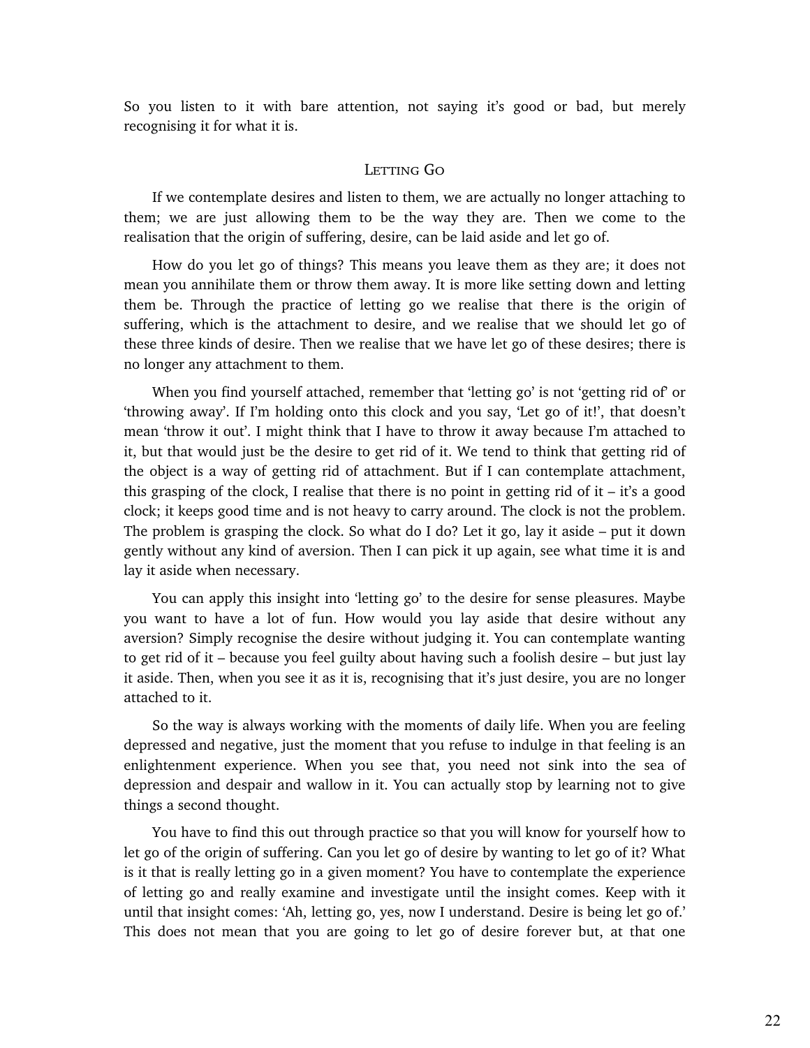So you listen to it with bare attention, not saying it's good or bad, but merely recognising it for what it is.

## Letting Go

If we contemplate desires and listen to them, we are actually no longer attaching to them; we are just allowing them to be the way they are. Then we come to the realisation that the origin of suffering, desire, can be laid aside and let go of.

How do you let go of things? This means you leave them as they are; it does not mean you annihilate them or throw them away. It is more like setting down and letting them be. Through the practice of letting go we realise that there is the origin of suffering, which is the attachment to desire, and we realise that we should let go of these three kinds of desire. Then we realise that we have let go of these desires; there is no longer any attachment to them.

When you find yourself attached, remember that 'letting go' is not 'getting rid of' or 'throwing away'. If I'm holding onto this clock and you say, 'Let go of it!', that doesn't mean 'throw it out'. I might think that I have to throw it away because I'm attached to it, but that would just be the desire to get rid of it. We tend to think that getting rid of the object is a way of getting rid of attachment. But if I can contemplate attachment, this grasping of the clock, I realise that there is no point in getting rid of it – it's a good clock; it keeps good time and is not heavy to carry around. The clock is not the problem. The problem is grasping the clock. So what do I do? Let it go, lay it aside – put it down gently without any kind of aversion. Then I can pick it up again, see what time it is and lay it aside when necessary.

You can apply this insight into 'letting go' to the desire for sense pleasures. Maybe you want to have a lot of fun. How would you lay aside that desire without any aversion? Simply recognise the desire without judging it. You can contemplate wanting to get rid of it – because you feel guilty about having such a foolish desire – but just lay it aside. Then, when you see it as it is, recognising that it's just desire, you are no longer attached to it.

So the way is always working with the moments of daily life. When you are feeling depressed and negative, just the moment that you refuse to indulge in that feeling is an enlightenment experience. When you see that, you need not sink into the sea of depression and despair and wallow in it. You can actually stop by learning not to give things a second thought.

You have to find this out through practice so that you will know for yourself how to let go of the origin of suffering. Can you let go of desire by wanting to let go of it? What is it that is really letting go in a given moment? You have to contemplate the experience of letting go and really examine and investigate until the insight comes. Keep with it until that insight comes: 'Ah, letting go, yes, now I understand. Desire is being let go of.' This does not mean that you are going to let go of desire forever but, at that one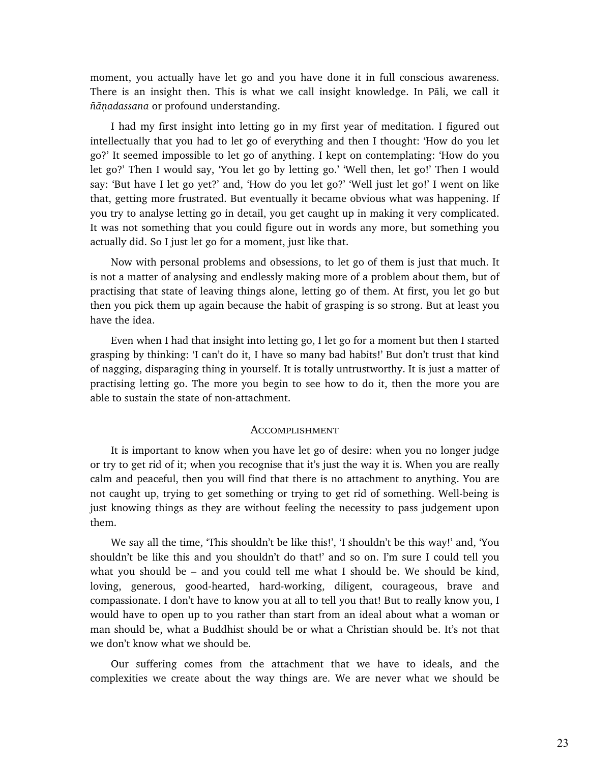moment, you actually have let go and you have done it in full conscious awareness. There is an insight then. This is what we call insight knowledge. In Pāli, we call it *ñāṇadassana* or profound understanding.

I had my first insight into letting go in my first year of meditation. I figured out intellectually that you had to let go of everything and then I thought: 'How do you let go?' It seemed impossible to let go of anything. I kept on contemplating: 'How do you let go?' Then I would say, 'You let go by letting go.' 'Well then, let go!' Then I would say: 'But have I let go yet?' and, 'How do you let go?' 'Well just let go!' I went on like that, getting more frustrated. But eventually it became obvious what was happening. If you try to analyse letting go in detail, you get caught up in making it very complicated. It was not something that you could figure out in words any more, but something you actually did. So I just let go for a moment, just like that.

Now with personal problems and obsessions, to let go of them is just that much. It is not a matter of analysing and endlessly making more of a problem about them, but of practising that state of leaving things alone, letting go of them. At first, you let go but then you pick them up again because the habit of grasping is so strong. But at least you have the idea.

Even when I had that insight into letting go, I let go for a moment but then I started grasping by thinking: 'I can't do it, I have so many bad habits!' But don't trust that kind of nagging, disparaging thing in yourself. It is totally untrustworthy. It is just a matter of practising letting go. The more you begin to see how to do it, then the more you are able to sustain the state of non-attachment.

## Accomplishment

It is important to know when you have let go of desire: when you no longer judge or try to get rid of it; when you recognise that it's just the way it is. When you are really calm and peaceful, then you will find that there is no attachment to anything. You are not caught up, trying to get something or trying to get rid of something. Well-being is just knowing things as they are without feeling the necessity to pass judgement upon them.

We say all the time, 'This shouldn't be like this!', 'I shouldn't be this way!' and, 'You shouldn't be like this and you shouldn't do that!' and so on. I'm sure I could tell you what you should be – and you could tell me what I should be. We should be kind, loving, generous, good-hearted, hard-working, diligent, courageous, brave and compassionate. I don't have to know you at all to tell you that! But to really know you, I would have to open up to you rather than start from an ideal about what a woman or man should be, what a Buddhist should be or what a Christian should be. It's not that we don't know what we should be.

Our suffering comes from the attachment that we have to ideals, and the complexities we create about the way things are. We are never what we should be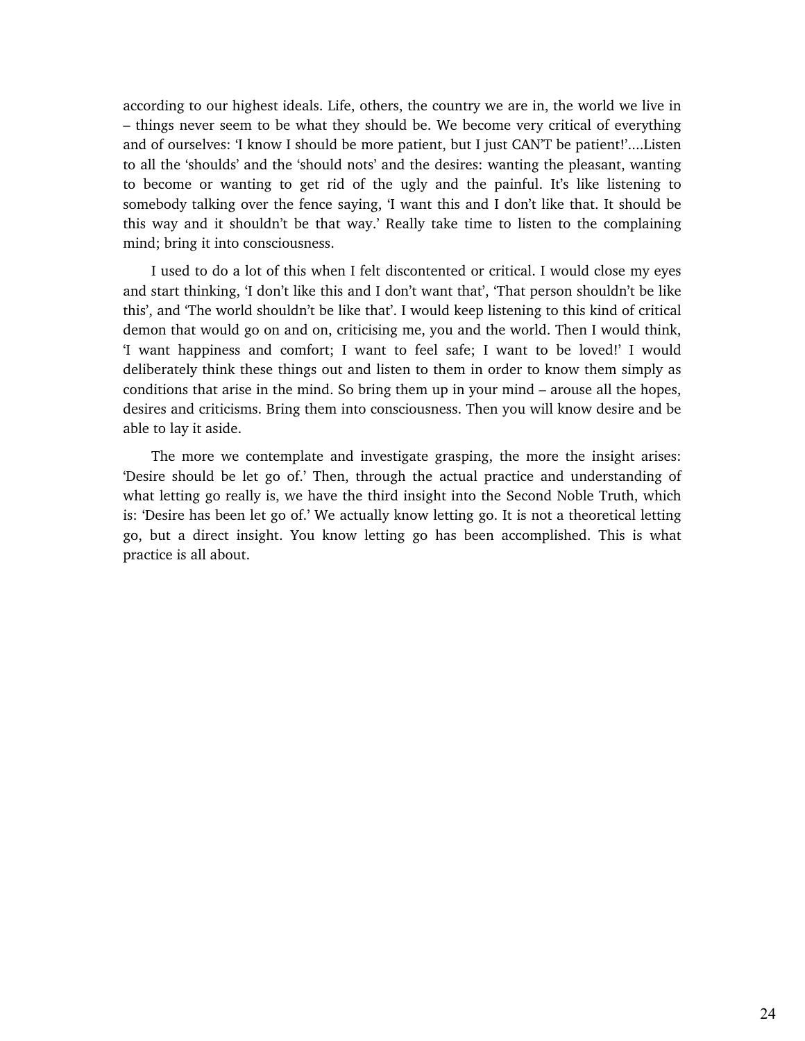according to our highest ideals. Life, others, the country we are in, the world we live in – things never seem to be what they should be. We become very critical of everything and of ourselves: 'I know I should be more patient, but I just CAN'T be patient!'....Listen to all the 'shoulds' and the 'should nots' and the desires: wanting the pleasant, wanting to become or wanting to get rid of the ugly and the painful. It's like listening to somebody talking over the fence saying, 'I want this and I don't like that. It should be this way and it shouldn't be that way.' Really take time to listen to the complaining mind; bring it into consciousness.

I used to do a lot of this when I felt discontented or critical. I would close my eyes and start thinking, 'I don't like this and I don't want that', 'That person shouldn't be like this', and 'The world shouldn't be like that'. I would keep listening to this kind of critical demon that would go on and on, criticising me, you and the world. Then I would think, 'I want happiness and comfort; I want to feel safe; I want to be loved!' I would deliberately think these things out and listen to them in order to know them simply as conditions that arise in the mind. So bring them up in your mind – arouse all the hopes, desires and criticisms. Bring them into consciousness. Then you will know desire and be able to lay it aside.

The more we contemplate and investigate grasping, the more the insight arises: 'Desire should be let go of.' Then, through the actual practice and understanding of what letting go really is, we have the third insight into the Second Noble Truth, which is: 'Desire has been let go of.' We actually know letting go. It is not a theoretical letting go, but a direct insight. You know letting go has been accomplished. This is what practice is all about.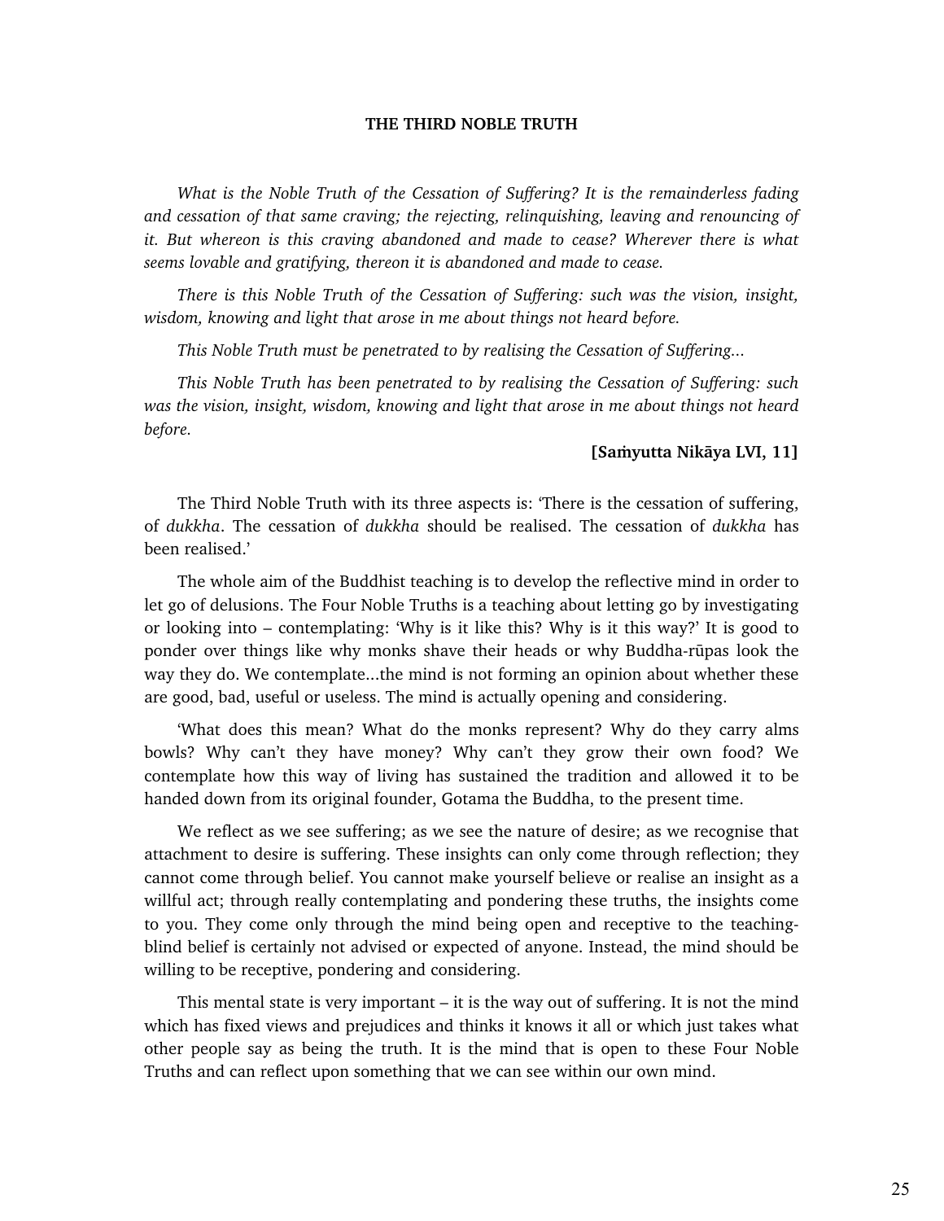## THE THIRD NOBLE TRUTH

*What is the Noble Truth of the Cessation of Suffering? It is the remainderless fading and cessation of that same craving; the rejecting, relinquishing, leaving and renouncing of it. But whereon is this craving abandoned and made to cease? Wherever there is what seems lovable and gratifying, thereon it is abandoned and made to cease.*

*There is this Noble Truth of the Cessation of Suffering: such was the vision, insight, wisdom, knowing and light that arose in me about things not heard before.*

*This Noble Truth must be penetrated to by realising the Cessation of Suffering...*

*This Noble Truth has been penetrated to by realising the Cessation of Suffering: such was the vision, insight, wisdom, knowing and light that arose in me about things not heard before.*

**[Saṁyutta Nikāya LVI, 11]**

The Third Noble Truth with its three aspects is: 'There is the cessation of suffering, of *dukkha*. The cessation of *dukkha* should be realised. The cessation of *dukkha* has been realised.'

The whole aim of the Buddhist teaching is to develop the reflective mind in order to let go of delusions. The Four Noble Truths is a teaching about letting go by investigating or looking into – contemplating: 'Why is it like this? Why is it this way?' It is good to ponder over things like why monks shave their heads or why Buddha-rūpas look the way they do. We contemplate...the mind is not forming an opinion about whether these are good, bad, useful or useless. The mind is actually opening and considering.

'What does this mean? What do the monks represent? Why do they carry alms bowls? Why can't they have money? Why can't they grow their own food? We contemplate how this way of living has sustained the tradition and allowed it to be handed down from its original founder, Gotama the Buddha, to the present time.

We reflect as we see suffering; as we see the nature of desire; as we recognise that attachment to desire is suffering. These insights can only come through reflection; they cannot come through belief. You cannot make yourself believe or realise an insight as a willful act; through really contemplating and pondering these truths, the insights come to you. They come only through the mind being open and receptive to the teaching-blind belief is certainly not advised or expected of anyone. Instead, the mind should be willing to be receptive, pondering and considering.

This mental state is very important – it is the way out of suffering. It is not the mind which has fixed views and prejudices and thinks it knows it all or which just takes what other people say as being the truth. It is the mind that is open to these Four Noble Truths and can reflect upon something that we can see within our own mind.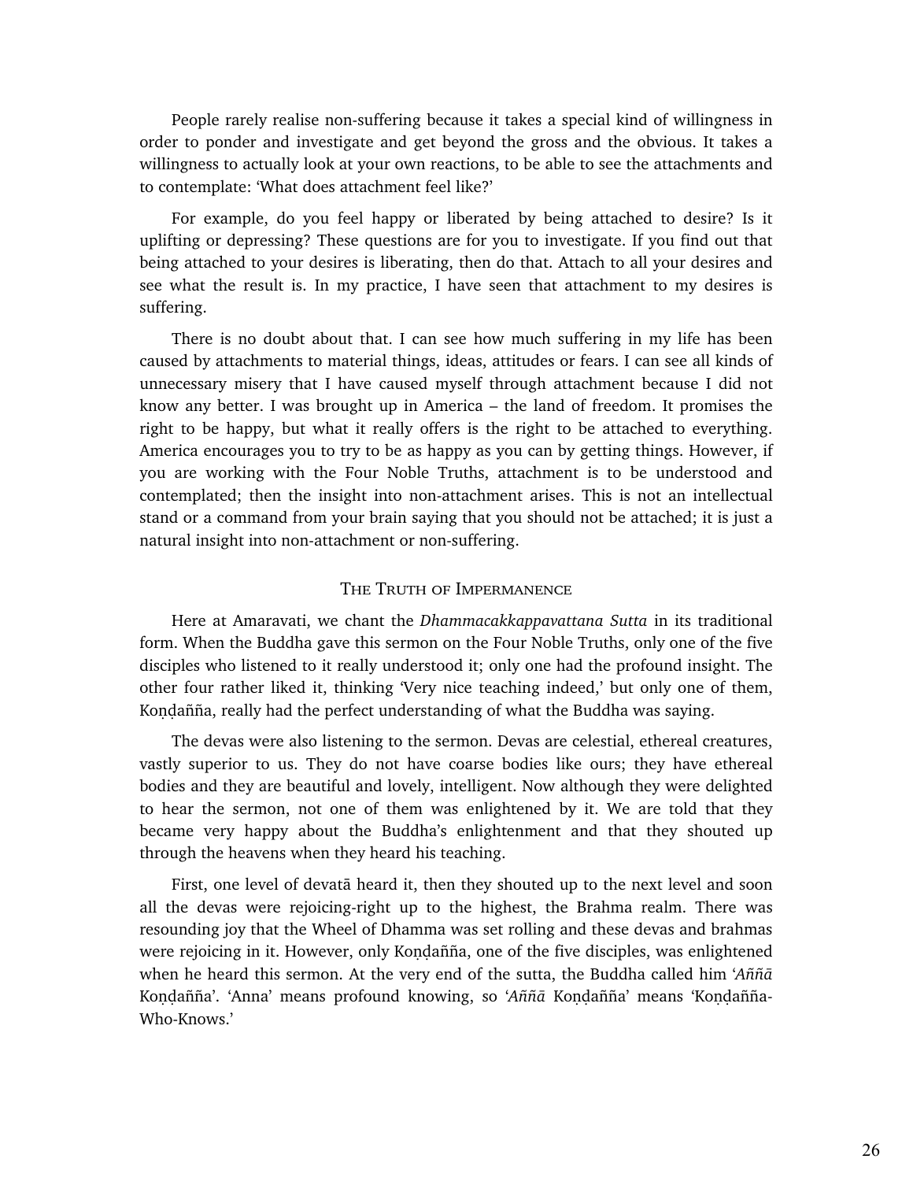People rarely realise non-suffering because it takes a special kind of willingness in order to ponder and investigate and get beyond the gross and the obvious. It takes a willingness to actually look at your own reactions, to be able to see the attachments and to contemplate: 'What does attachment feel like?'

For example, do you feel happy or liberated by being attached to desire? Is it uplifting or depressing? These questions are for you to investigate. If you find out that being attached to your desires is liberating, then do that. Attach to all your desires and see what the result is. In my practice, I have seen that attachment to my desires is suffering.

There is no doubt about that. I can see how much suffering in my life has been caused by attachments to material things, ideas, attitudes or fears. I can see all kinds of unnecessary misery that I have caused myself through attachment because I did not know any better. I was brought up in America – the land of freedom. It promises the right to be happy, but what it really offers is the right to be attached to everything. America encourages you to try to be as happy as you can by getting things. However, if you are working with the Four Noble Truths, attachment is to be understood and contemplated; then the insight into non-attachment arises. This is not an intellectual stand or a command from your brain saying that you should not be attached; it is just a natural insight into non-attachment or non-suffering.

### The Truth of Impermanence

Here at Amaravati, we chant the *Dhammacakkappavattana Sutta* in its traditional form. When the Buddha gave this sermon on the Four Noble Truths, only one of the five disciples who listened to it really understood it; only one had the profound insight. The other four rather liked it, thinking 'Very nice teaching indeed,' but only one of them, Koṇḍañña, really had the perfect understanding of what the Buddha was saying.

The devas were also listening to the sermon. Devas are celestial, ethereal creatures, vastly superior to us. They do not have coarse bodies like ours; they have ethereal bodies and they are beautiful and lovely, intelligent. Now although they were delighted to hear the sermon, not one of them was enlightened by it. We are told that they became very happy about the Buddha's enlightenment and that they shouted up through the heavens when they heard his teaching.

First, one level of devatā heard it, then they shouted up to the next level and soon all the devas were rejoicing-right up to the highest, the Brahma realm. There was resounding joy that the Wheel of Dhamma was set rolling and these devas and brahmas were rejoicing in it. However, only Koṇḍañña, one of the five disciples, was enlightened when he heard this sermon. At the very end of the sutta, the Buddha called him '*Aññā* Koṇḍañña'. 'Anna' means profound knowing, so '*Aññā* Koṇḍañña' means 'Koṇḍañña-Who-Knows.'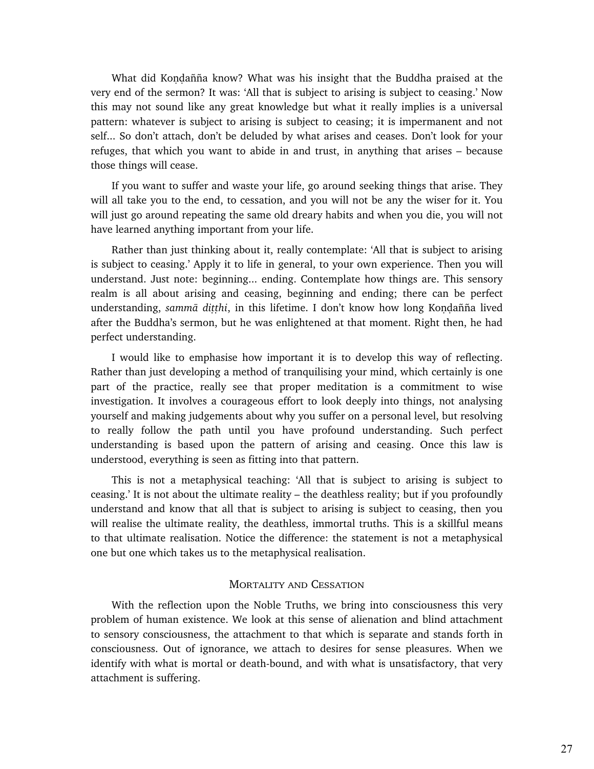What did Koṇḍañña know? What was his insight that the Buddha praised at the very end of the sermon? It was: 'All that is subject to arising is subject to ceasing.' Now this may not sound like any great knowledge but what it really implies is a universal pattern: whatever is subject to arising is subject to ceasing; it is impermanent and not self... So don't attach, don't be deluded by what arises and ceases. Don't look for your refuges, that which you want to abide in and trust, in anything that arises – because those things will cease.

If you want to suffer and waste your life, go around seeking things that arise. They will all take you to the end, to cessation, and you will not be any the wiser for it. You will just go around repeating the same old dreary habits and when you die, you will not have learned anything important from your life.

Rather than just thinking about it, really contemplate: 'All that is subject to arising is subject to ceasing.' Apply it to life in general, to your own experience. Then you will understand. Just note: beginning... ending. Contemplate how things are. This sensory realm is all about arising and ceasing, beginning and ending; there can be perfect understanding, *sammā diṭṭhi*, in this lifetime. I don't know how long Koṇḍañña lived after the Buddha's sermon, but he was enlightened at that moment. Right then, he had perfect understanding.

I would like to emphasise how important it is to develop this way of reflecting. Rather than just developing a method of tranquilising your mind, which certainly is one part of the practice, really see that proper meditation is a commitment to wise investigation. It involves a courageous effort to look deeply into things, not analysing yourself and making judgements about why you suffer on a personal level, but resolving to really follow the path until you have profound understanding. Such perfect understanding is based upon the pattern of arising and ceasing. Once this law is understood, everything is seen as fitting into that pattern.

This is not a metaphysical teaching: 'All that is subject to arising is subject to ceasing.' It is not about the ultimate reality – the deathless reality; but if you profoundly understand and know that all that is subject to arising is subject to ceasing, then you will realise the ultimate reality, the deathless, immortal truths. This is a skillful means to that ultimate realisation. Notice the difference: the statement is not a metaphysical one but one which takes us to the metaphysical realisation.

## Mortality and Cessation

With the reflection upon the Noble Truths, we bring into consciousness this very problem of human existence. We look at this sense of alienation and blind attachment to sensory consciousness, the attachment to that which is separate and stands forth in consciousness. Out of ignorance, we attach to desires for sense pleasures. When we identify with what is mortal or death-bound, and with what is unsatisfactory, that very attachment is suffering.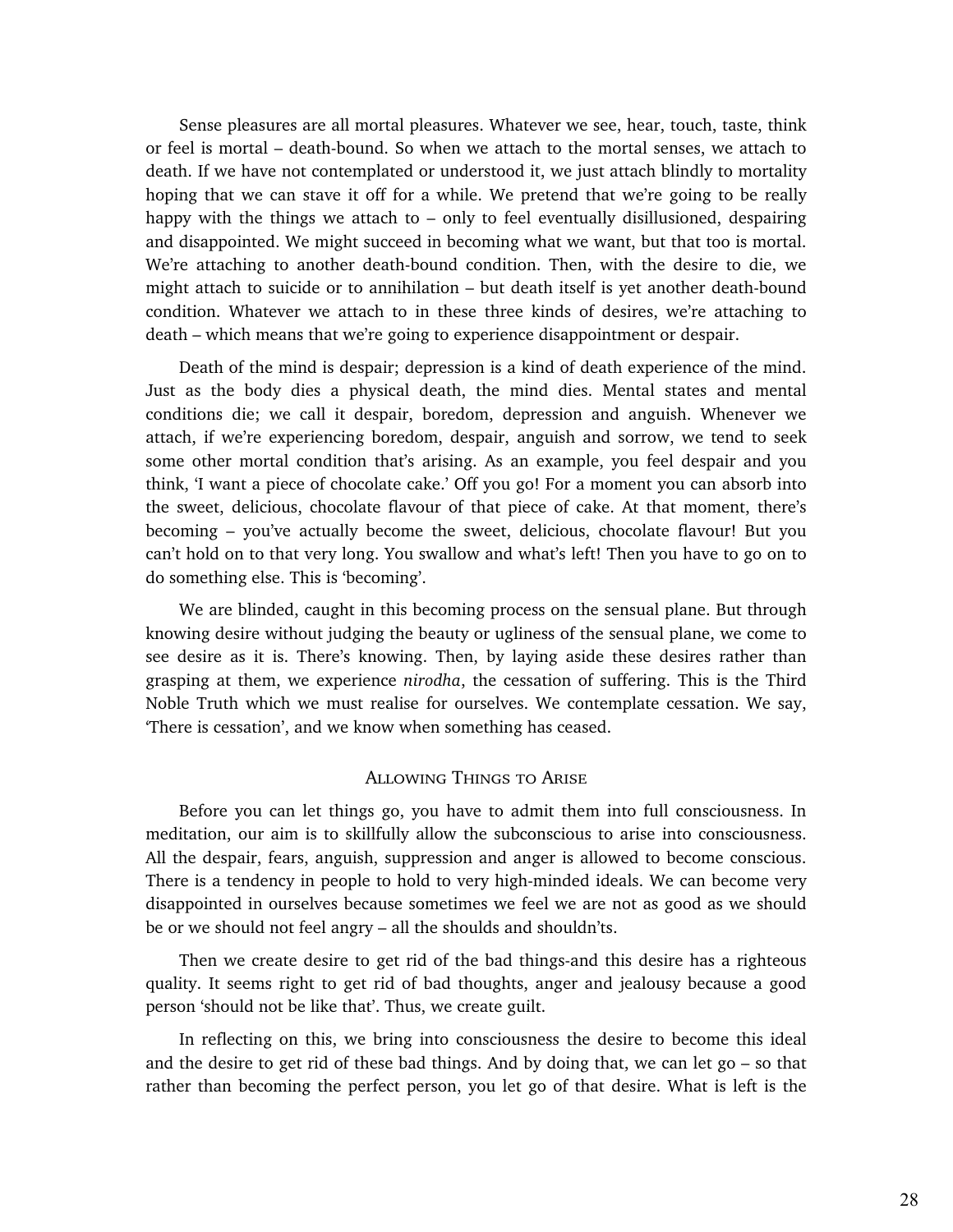Sense pleasures are all mortal pleasures. Whatever we see, hear, touch, taste, think or feel is mortal – death-bound. So when we attach to the mortal senses, we attach to death. If we have not contemplated or understood it, we just attach blindly to mortality hoping that we can stave it off for a while. We pretend that we're going to be really happy with the things we attach to – only to feel eventually disillusioned, despairing and disappointed. We might succeed in becoming what we want, but that too is mortal. We're attaching to another death-bound condition. Then, with the desire to die, we might attach to suicide or to annihilation – but death itself is yet another death-bound condition. Whatever we attach to in these three kinds of desires, we're attaching to death – which means that we're going to experience disappointment or despair.

Death of the mind is despair; depression is a kind of death experience of the mind. Just as the body dies a physical death, the mind dies. Mental states and mental conditions die; we call it despair, boredom, depression and anguish. Whenever we attach, if we're experiencing boredom, despair, anguish and sorrow, we tend to seek some other mortal condition that's arising. As an example, you feel despair and you think, 'I want a piece of chocolate cake.' Off you go! For a moment you can absorb into the sweet, delicious, chocolate flavour of that piece of cake. At that moment, there's becoming – you've actually become the sweet, delicious, chocolate flavour! But you can't hold on to that very long. You swallow and what's left! Then you have to go on to do something else. This is 'becoming'.

We are blinded, caught in this becoming process on the sensual plane. But through knowing desire without judging the beauty or ugliness of the sensual plane, we come to see desire as it is. There's knowing. Then, by laying aside these desires rather than grasping at them, we experience *nirodha*, the cessation of suffering. This is the Third Noble Truth which we must realise for ourselves. We contemplate cessation. We say, 'There is cessation', and we know when something has ceased.

## Allowing Things to Arise

Before you can let things go, you have to admit them into full consciousness. In meditation, our aim is to skillfully allow the subconscious to arise into consciousness. All the despair, fears, anguish, suppression and anger is allowed to become conscious. There is a tendency in people to hold to very high-minded ideals. We can become very disappointed in ourselves because sometimes we feel we are not as good as we should be or we should not feel angry – all the shoulds and shouldn'ts.

Then we create desire to get rid of the bad things-and this desire has a righteous quality. It seems right to get rid of bad thoughts, anger and jealousy because a good person 'should not be like that'. Thus, we create guilt.

In reflecting on this, we bring into consciousness the desire to become this ideal and the desire to get rid of these bad things. And by doing that, we can let go – so that rather than becoming the perfect person, you let go of that desire. What is left is the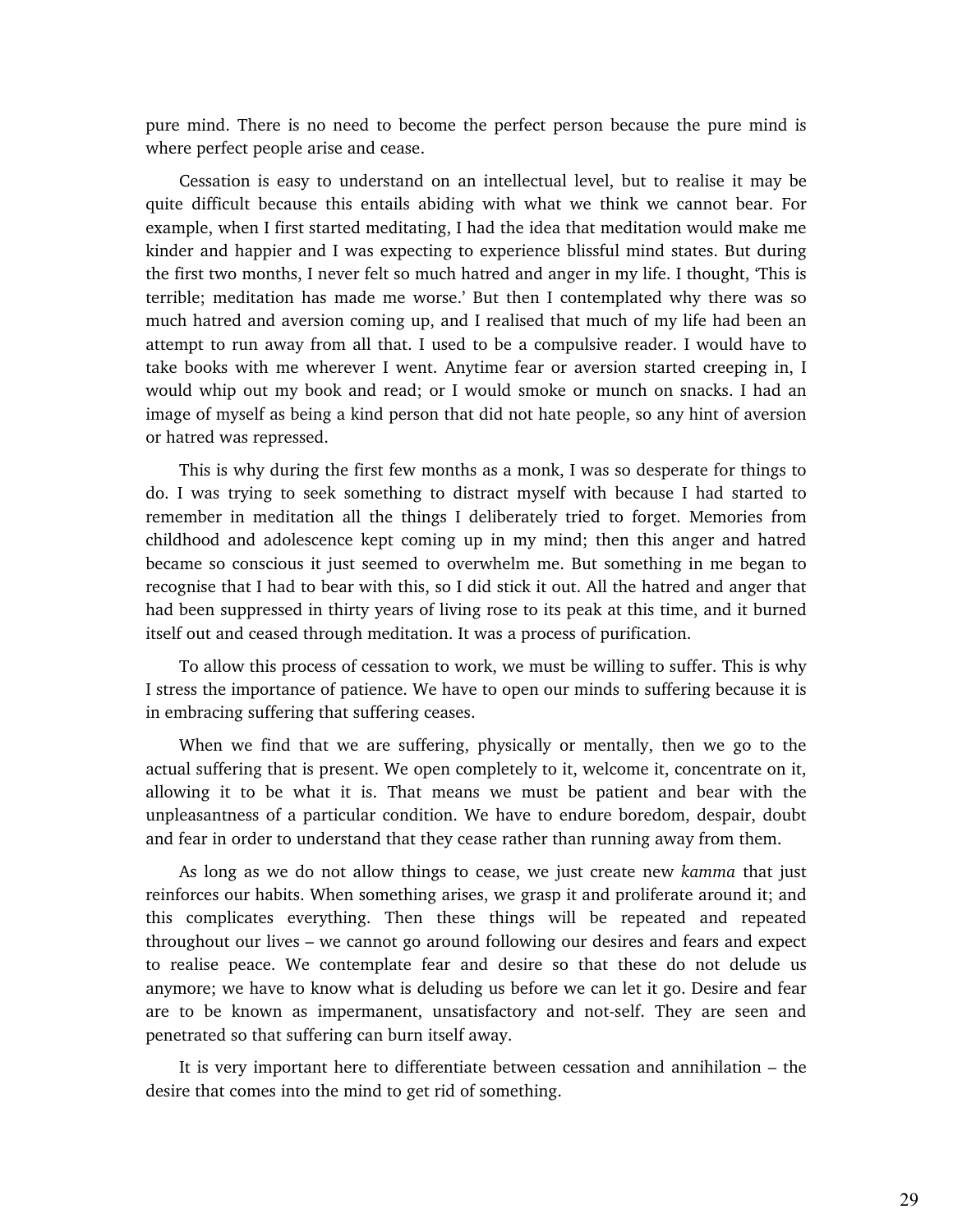pure mind. There is no need to become the perfect person because the pure mind is where perfect people arise and cease.

Cessation is easy to understand on an intellectual level, but to realise it may be quite difficult because this entails abiding with what we think we cannot bear. For example, when I first started meditating, I had the idea that meditation would make me kinder and happier and I was expecting to experience blissful mind states. But during the first two months, I never felt so much hatred and anger in my life. I thought, 'This is terrible; meditation has made me worse.' But then I contemplated why there was so much hatred and aversion coming up, and I realised that much of my life had been an attempt to run away from all that. I used to be a compulsive reader. I would have to take books with me wherever I went. Anytime fear or aversion started creeping in, I would whip out my book and read; or I would smoke or munch on snacks. I had an image of myself as being a kind person that did not hate people, so any hint of aversion or hatred was repressed.

This is why during the first few months as a monk, I was so desperate for things to do. I was trying to seek something to distract myself with because I had started to remember in meditation all the things I deliberately tried to forget. Memories from childhood and adolescence kept coming up in my mind; then this anger and hatred became so conscious it just seemed to overwhelm me. But something in me began to recognise that I had to bear with this, so I did stick it out. All the hatred and anger that had been suppressed in thirty years of living rose to its peak at this time, and it burned itself out and ceased through meditation. It was a process of purification.

To allow this process of cessation to work, we must be willing to suffer. This is why I stress the importance of patience. We have to open our minds to suffering because it is in embracing suffering that suffering ceases.

When we find that we are suffering, physically or mentally, then we go to the actual suffering that is present. We open completely to it, welcome it, concentrate on it, allowing it to be what it is. That means we must be patient and bear with the unpleasantness of a particular condition. We have to endure boredom, despair, doubt and fear in order to understand that they cease rather than running away from them.

As long as we do not allow things to cease, we just create new *kamma* that just reinforces our habits. When something arises, we grasp it and proliferate around it; and this complicates everything. Then these things will be repeated and repeated throughout our lives – we cannot go around following our desires and fears and expect to realise peace. We contemplate fear and desire so that these do not delude us anymore; we have to know what is deluding us before we can let it go. Desire and fear are to be known as impermanent, unsatisfactory and not-self. They are seen and penetrated so that suffering can burn itself away.

It is very important here to differentiate between cessation and annihilation – the desire that comes into the mind to get rid of something.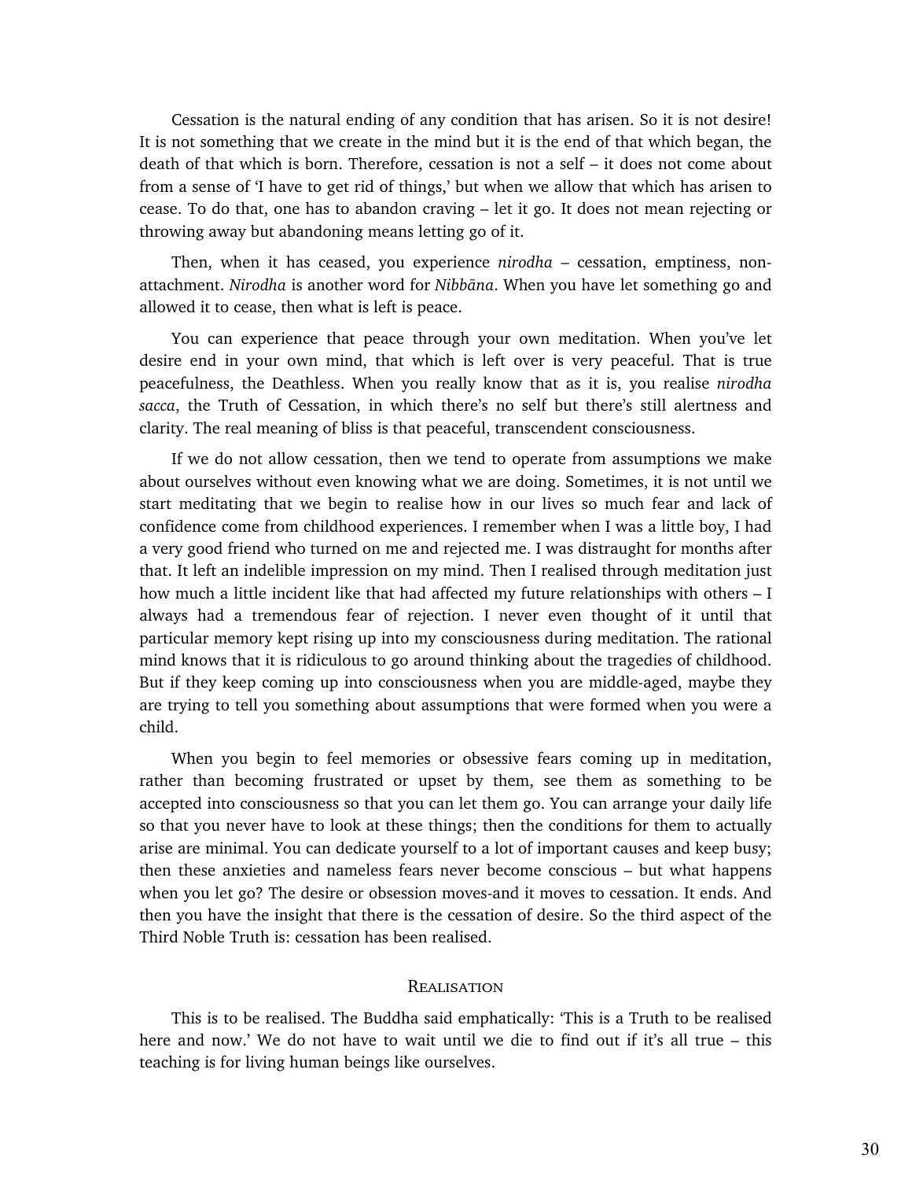Cessation is the natural ending of any condition that has arisen. So it is not desire! It is not something that we create in the mind but it is the end of that which began, the death of that which is born. Therefore, cessation is not a self – it does not come about from a sense of 'I have to get rid of things,' but when we allow that which has arisen to cease. To do that, one has to abandon craving – let it go. It does not mean rejecting or throwing away but abandoning means letting go of it.

Then, when it has ceased, you experience *nirodha* – cessation, emptiness, non-attachment. *Nirodha* is another word for *Nibbāna*. When you have let something go and allowed it to cease, then what is left is peace.

You can experience that peace through your own meditation. When you've let desire end in your own mind, that which is left over is very peaceful. That is true peacefulness, the Deathless. When you really know that as it is, you realise *nirodha sacca*, the Truth of Cessation, in which there's no self but there's still alertness and clarity. The real meaning of bliss is that peaceful, transcendent consciousness.

If we do not allow cessation, then we tend to operate from assumptions we make about ourselves without even knowing what we are doing. Sometimes, it is not until we start meditating that we begin to realise how in our lives so much fear and lack of confidence come from childhood experiences. I remember when I was a little boy, I had a very good friend who turned on me and rejected me. I was distraught for months after that. It left an indelible impression on my mind. Then I realised through meditation just how much a little incident like that had affected my future relationships with others – I always had a tremendous fear of rejection. I never even thought of it until that particular memory kept rising up into my consciousness during meditation. The rational mind knows that it is ridiculous to go around thinking about the tragedies of childhood. But if they keep coming up into consciousness when you are middle-aged, maybe they are trying to tell you something about assumptions that were formed when you were a child.

When you begin to feel memories or obsessive fears coming up in meditation, rather than becoming frustrated or upset by them, see them as something to be accepted into consciousness so that you can let them go. You can arrange your daily life so that you never have to look at these things; then the conditions for them to actually arise are minimal. You can dedicate yourself to a lot of important causes and keep busy; then these anxieties and nameless fears never become conscious – but what happens when you let go? The desire or obsession moves-and it moves to cessation. It ends. And then you have the insight that there is the cessation of desire. So the third aspect of the Third Noble Truth is: cessation has been realised.

## Realisation

This is to be realised. The Buddha said emphatically: 'This is a Truth to be realised here and now.' We do not have to wait until we die to find out if it's all true – this teaching is for living human beings like ourselves.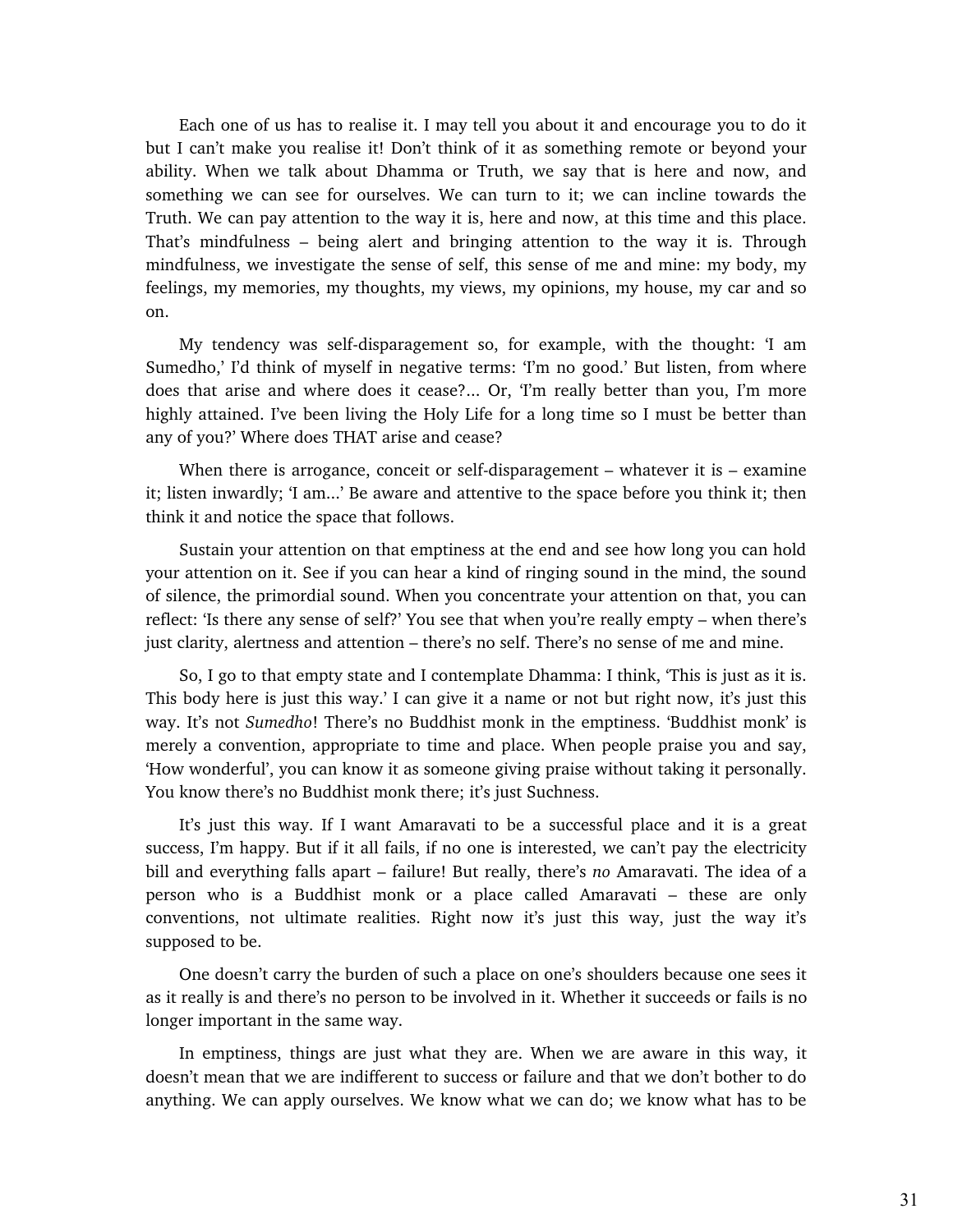Each one of us has to realise it. I may tell you about it and encourage you to do it but I can't make you realise it! Don't think of it as something remote or beyond your ability. When we talk about Dhamma or Truth, we say that is here and now, and something we can see for ourselves. We can turn to it; we can incline towards the Truth. We can pay attention to the way it is, here and now, at this time and this place. That's mindfulness – being alert and bringing attention to the way it is. Through mindfulness, we investigate the sense of self, this sense of me and mine: my body, my feelings, my memories, my thoughts, my views, my opinions, my house, my car and so on.

My tendency was self-disparagement so, for example, with the thought: 'I am Sumedho,' I'd think of myself in negative terms: 'I'm no good.' But listen, from where does that arise and where does it cease?... Or, 'I'm really better than you, I'm more highly attained. I've been living the Holy Life for a long time so I must be better than any of you?' Where does THAT arise and cease?

When there is arrogance, conceit or self-disparagement – whatever it is – examine it; listen inwardly; 'I am...' Be aware and attentive to the space before you think it; then think it and notice the space that follows.

Sustain your attention on that emptiness at the end and see how long you can hold your attention on it. See if you can hear a kind of ringing sound in the mind, the sound of silence, the primordial sound. When you concentrate your attention on that, you can reflect: 'Is there any sense of self?' You see that when you're really empty – when there's just clarity, alertness and attention – there's no self. There's no sense of me and mine.

So, I go to that empty state and I contemplate Dhamma: I think, 'This is just as it is. This body here is just this way.' I can give it a name or not but right now, it's just this way. It's not *Sumedho*! There's no Buddhist monk in the emptiness. 'Buddhist monk' is merely a convention, appropriate to time and place. When people praise you and say, 'How wonderful', you can know it as someone giving praise without taking it personally. You know there's no Buddhist monk there; it's just Suchness.

It's just this way. If I want Amaravati to be a successful place and it is a great success, I'm happy. But if it all fails, if no one is interested, we can't pay the electricity bill and everything falls apart – failure! But really, there's *no* Amaravati. The idea of a person who is a Buddhist monk or a place called Amaravati – these are only conventions, not ultimate realities. Right now it's just this way, just the way it's supposed to be.

One doesn't carry the burden of such a place on one's shoulders because one sees it as it really is and there's no person to be involved in it. Whether it succeeds or fails is no longer important in the same way.

In emptiness, things are just what they are. When we are aware in this way, it doesn't mean that we are indifferent to success or failure and that we don't bother to do anything. We can apply ourselves. We know what we can do; we know what has to be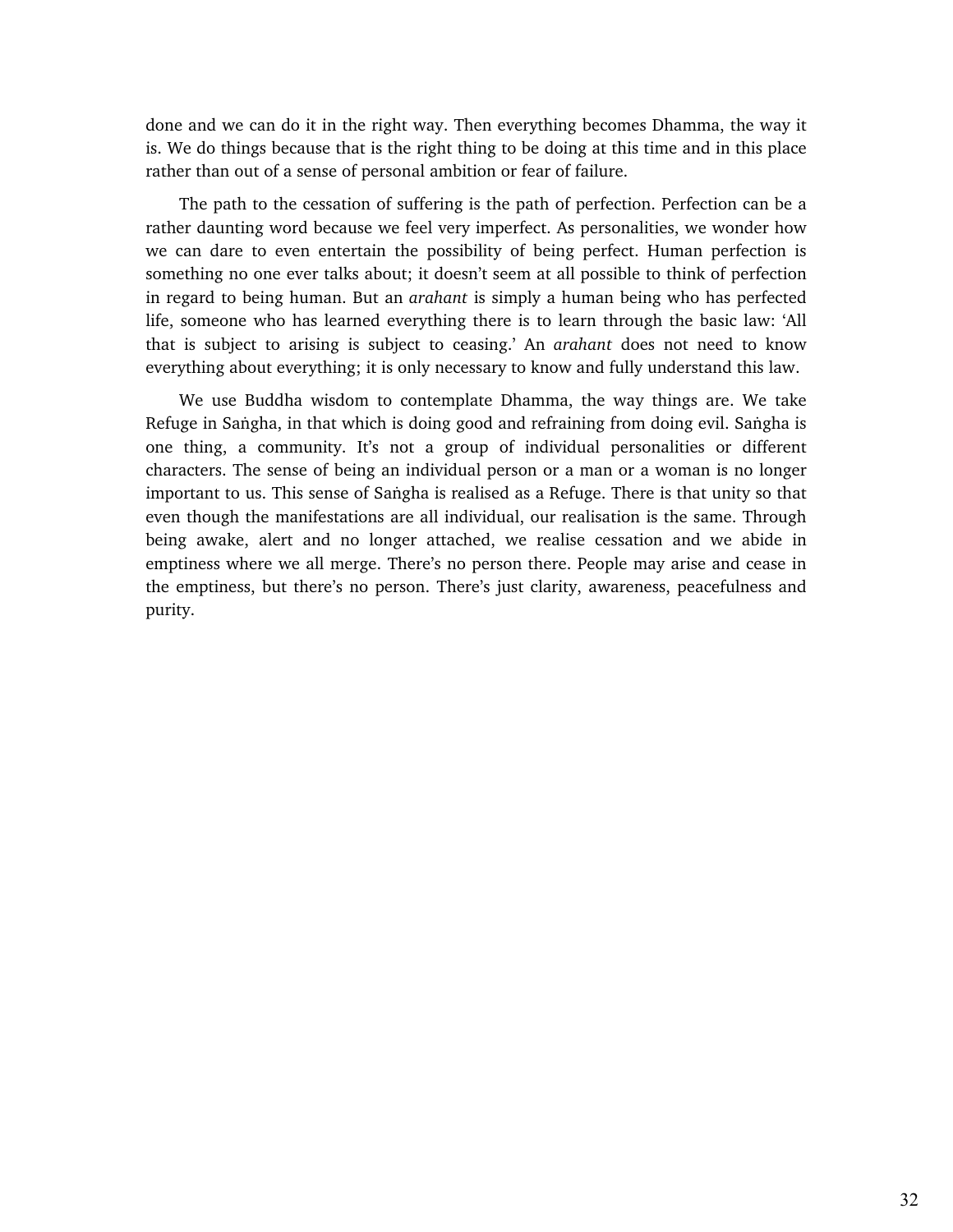done and we can do it in the right way. Then everything becomes Dhamma, the way it is. We do things because that is the right thing to be doing at this time and in this place rather than out of a sense of personal ambition or fear of failure.

The path to the cessation of suffering is the path of perfection. Perfection can be a rather daunting word because we feel very imperfect. As personalities, we wonder how we can dare to even entertain the possibility of being perfect. Human perfection is something no one ever talks about; it doesn't seem at all possible to think of perfection in regard to being human. But an *arahant* is simply a human being who has perfected life, someone who has learned everything there is to learn through the basic law: 'All that is subject to arising is subject to ceasing.' An *arahant* does not need to know everything about everything; it is only necessary to know and fully understand this law.

We use Buddha wisdom to contemplate Dhamma, the way things are. We take Refuge in Saṅgha, in that which is doing good and refraining from doing evil. Saṅgha is one thing, a community. It's not a group of individual personalities or different characters. The sense of being an individual person or a man or a woman is no longer important to us. This sense of Saṅgha is realised as a Refuge. There is that unity so that even though the manifestations are all individual, our realisation is the same. Through being awake, alert and no longer attached, we realise cessation and we abide in emptiness where we all merge. There's no person there. People may arise and cease in the emptiness, but there's no person. There's just clarity, awareness, peacefulness and purity.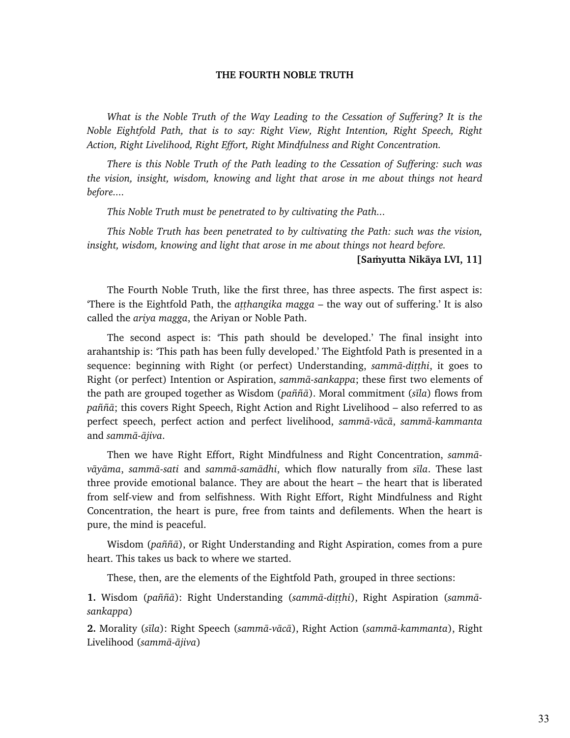## THE FOURTH NOBLE TRUTH

*What is the Noble Truth of the Way Leading to the Cessation of Suffering? It is the Noble Eightfold Path, that is to say: Right View, Right Intention, Right Speech, Right Action, Right Livelihood, Right Effort, Right Mindfulness and Right Concentration.*

*There is this Noble Truth of the Path leading to the Cessation of Suffering: such was the vision, insight, wisdom, knowing and light that arose in me about things not heard before....*

*This Noble Truth must be penetrated to by cultivating the Path...*

*This Noble Truth has been penetrated to by cultivating the Path: such was the vision, insight, wisdom, knowing and light that arose in me about things not heard before.*

**[Saṁyutta Nikāya LVI, 11]**

The Fourth Noble Truth, like the first three, has three aspects. The first aspect is: 'There is the Eightfold Path, the *aṭṭhangika magga* – the way out of suffering.' It is also called the *ariya magga*, the Ariyan or Noble Path.

The second aspect is: 'This path should be developed.' The final insight into arahantship is: 'This path has been fully developed.' The Eightfold Path is presented in a sequence: beginning with Right (or perfect) Understanding, *sammā-diṭṭhi*, it goes to Right (or perfect) Intention or Aspiration, *sammā-sankappa*; these first two elements of the path are grouped together as Wisdom (*paññā*). Moral commitment (*sīla*) flows from *paññā*; this covers Right Speech, Right Action and Right Livelihood – also referred to as perfect speech, perfect action and perfect livelihood, *sammā-vācā*, *sammā-kammanta* and *sammā-ājiva*.

Then we have Right Effort, Right Mindfulness and Right Concentration, *sammā-vāyāma*, *sammā-sati* and *sammā-samādhi*, which flow naturally from *sīla*. These last three provide emotional balance. They are about the heart – the heart that is liberated from self-view and from selfishness. With Right Effort, Right Mindfulness and Right Concentration, the heart is pure, free from taints and defilements. When the heart is pure, the mind is peaceful.

Wisdom (*paññā*), or Right Understanding and Right Aspiration, comes from a pure heart. This takes us back to where we started.

These, then, are the elements of the Eightfold Path, grouped in three sections:

**1.** Wisdom (*paññā*): Right Understanding (*sammā-diṭṭhi*), Right Aspiration (*sammā-sankappa*)

**2.** Morality (*sīla*): Right Speech (*sammā-vācā*), Right Action (*sammā-kammanta*), Right Livelihood (*sammā-ājiva*)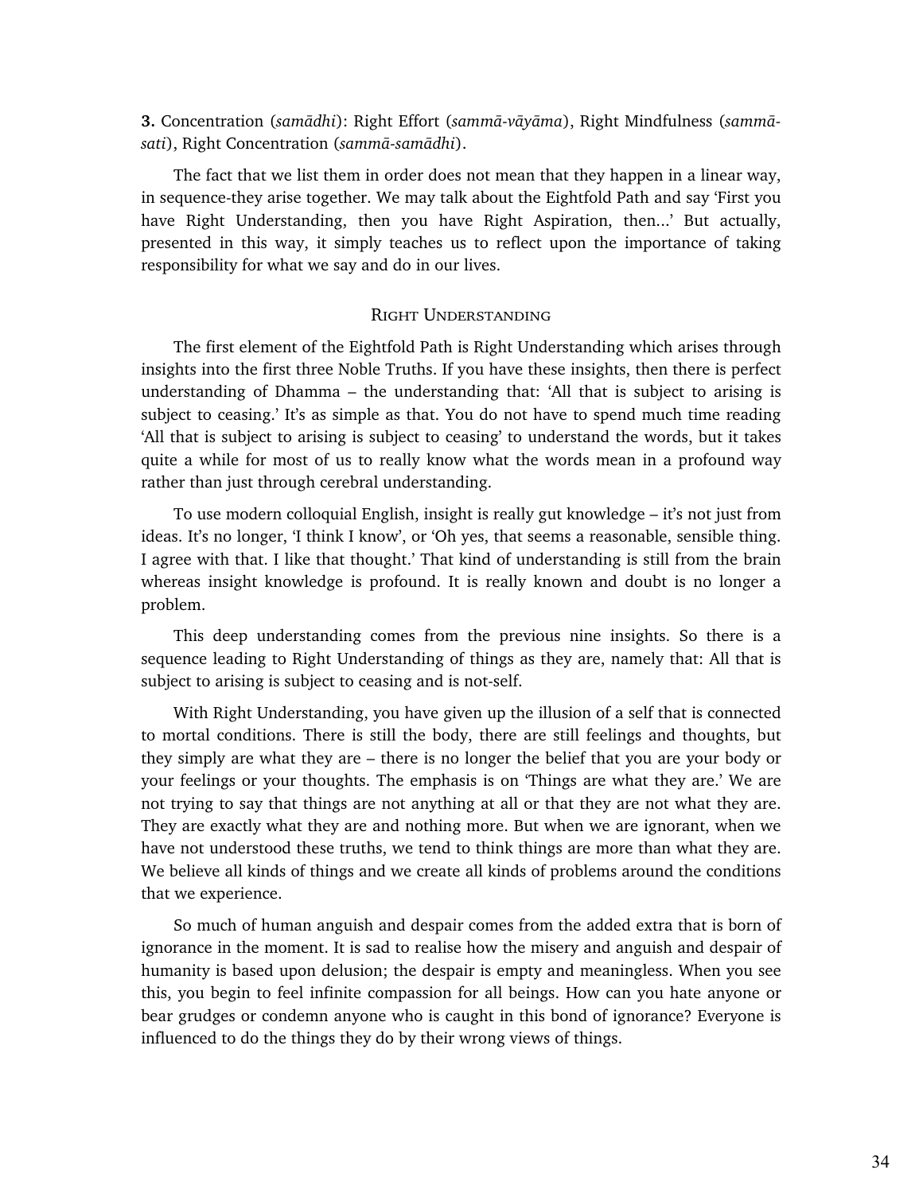**3.** Concentration (*samādhi*): Right Effort (*sammā-vāyāma*), Right Mindfulness (*sammā-sati*), Right Concentration (*sammā-samādhi*).

The fact that we list them in order does not mean that they happen in a linear way, in sequence-they arise together. We may talk about the Eightfold Path and say 'First you have Right Understanding, then you have Right Aspiration, then...' But actually, presented in this way, it simply teaches us to reflect upon the importance of taking responsibility for what we say and do in our lives.

## Right Understanding

The first element of the Eightfold Path is Right Understanding which arises through insights into the first three Noble Truths. If you have these insights, then there is perfect understanding of Dhamma – the understanding that: 'All that is subject to arising is subject to ceasing.' It's as simple as that. You do not have to spend much time reading 'All that is subject to arising is subject to ceasing' to understand the words, but it takes quite a while for most of us to really know what the words mean in a profound way rather than just through cerebral understanding.

To use modern colloquial English, insight is really gut knowledge – it's not just from ideas. It's no longer, 'I think I know', or 'Oh yes, that seems a reasonable, sensible thing. I agree with that. I like that thought.' That kind of understanding is still from the brain whereas insight knowledge is profound. It is really known and doubt is no longer a problem.

This deep understanding comes from the previous nine insights. So there is a sequence leading to Right Understanding of things as they are, namely that: All that is subject to arising is subject to ceasing and is not-self.

With Right Understanding, you have given up the illusion of a self that is connected to mortal conditions. There is still the body, there are still feelings and thoughts, but they simply are what they are – there is no longer the belief that you are your body or your feelings or your thoughts. The emphasis is on 'Things are what they are.' We are not trying to say that things are not anything at all or that they are not what they are. They are exactly what they are and nothing more. But when we are ignorant, when we have not understood these truths, we tend to think things are more than what they are. We believe all kinds of things and we create all kinds of problems around the conditions that we experience.

So much of human anguish and despair comes from the added extra that is born of ignorance in the moment. It is sad to realise how the misery and anguish and despair of humanity is based upon delusion; the despair is empty and meaningless. When you see this, you begin to feel infinite compassion for all beings. How can you hate anyone or bear grudges or condemn anyone who is caught in this bond of ignorance? Everyone is influenced to do the things they do by their wrong views of things.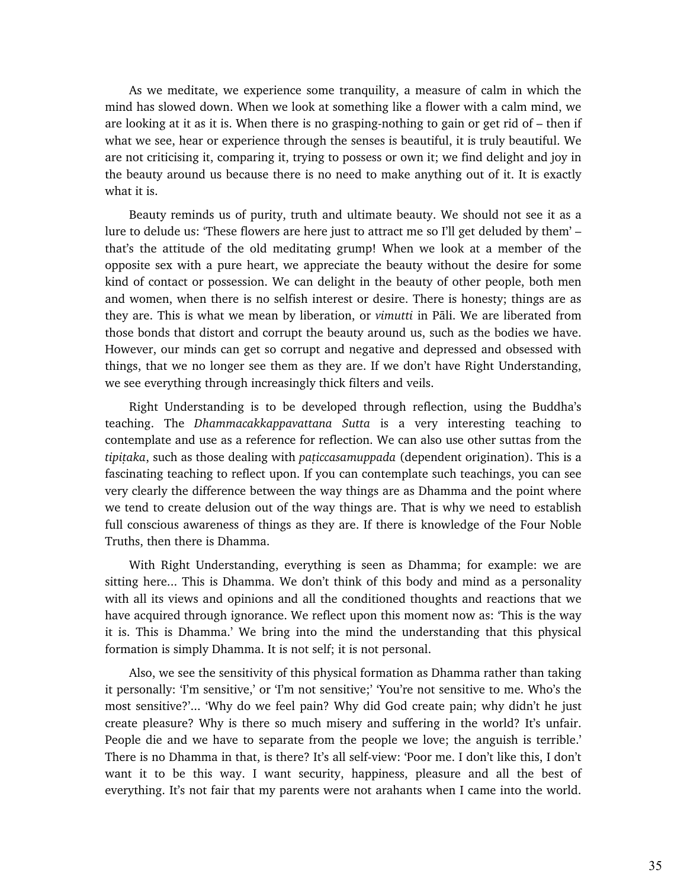As we meditate, we experience some tranquility, a measure of calm in which the mind has slowed down. When we look at something like a flower with a calm mind, we are looking at it as it is. When there is no grasping-nothing to gain or get rid of – then if what we see, hear or experience through the senses is beautiful, it is truly beautiful. We are not criticising it, comparing it, trying to possess or own it; we find delight and joy in the beauty around us because there is no need to make anything out of it. It is exactly what it is.

Beauty reminds us of purity, truth and ultimate beauty. We should not see it as a lure to delude us: 'These flowers are here just to attract me so I'll get deluded by them' – that's the attitude of the old meditating grump! When we look at a member of the opposite sex with a pure heart, we appreciate the beauty without the desire for some kind of contact or possession. We can delight in the beauty of other people, both men and women, when there is no selfish interest or desire. There is honesty; things are as they are. This is what we mean by liberation, or *vimutti* in Pāli. We are liberated from those bonds that distort and corrupt the beauty around us, such as the bodies we have. However, our minds can get so corrupt and negative and depressed and obsessed with things, that we no longer see them as they are. If we don't have Right Understanding, we see everything through increasingly thick filters and veils.

Right Understanding is to be developed through reflection, using the Buddha's teaching. The *Dhammacakkappavattana Sutta* is a very interesting teaching to contemplate and use as a reference for reflection. We can also use other suttas from the *tipiṭaka*, such as those dealing with *paṭiccasamuppada* (dependent origination). This is a fascinating teaching to reflect upon. If you can contemplate such teachings, you can see very clearly the difference between the way things are as Dhamma and the point where we tend to create delusion out of the way things are. That is why we need to establish full conscious awareness of things as they are. If there is knowledge of the Four Noble Truths, then there is Dhamma.

With Right Understanding, everything is seen as Dhamma; for example: we are sitting here... This is Dhamma. We don't think of this body and mind as a personality with all its views and opinions and all the conditioned thoughts and reactions that we have acquired through ignorance. We reflect upon this moment now as: 'This is the way it is. This is Dhamma.' We bring into the mind the understanding that this physical formation is simply Dhamma. It is not self; it is not personal.

Also, we see the sensitivity of this physical formation as Dhamma rather than taking it personally: 'I'm sensitive,' or 'I'm not sensitive;' 'You're not sensitive to me. Who's the most sensitive?'... 'Why do we feel pain? Why did God create pain; why didn't he just create pleasure? Why is there so much misery and suffering in the world? It's unfair. People die and we have to separate from the people we love; the anguish is terrible.' There is no Dhamma in that, is there? It's all self-view: 'Poor me. I don't like this, I don't want it to be this way. I want security, happiness, pleasure and all the best of everything. It's not fair that my parents were not arahants when I came into the world.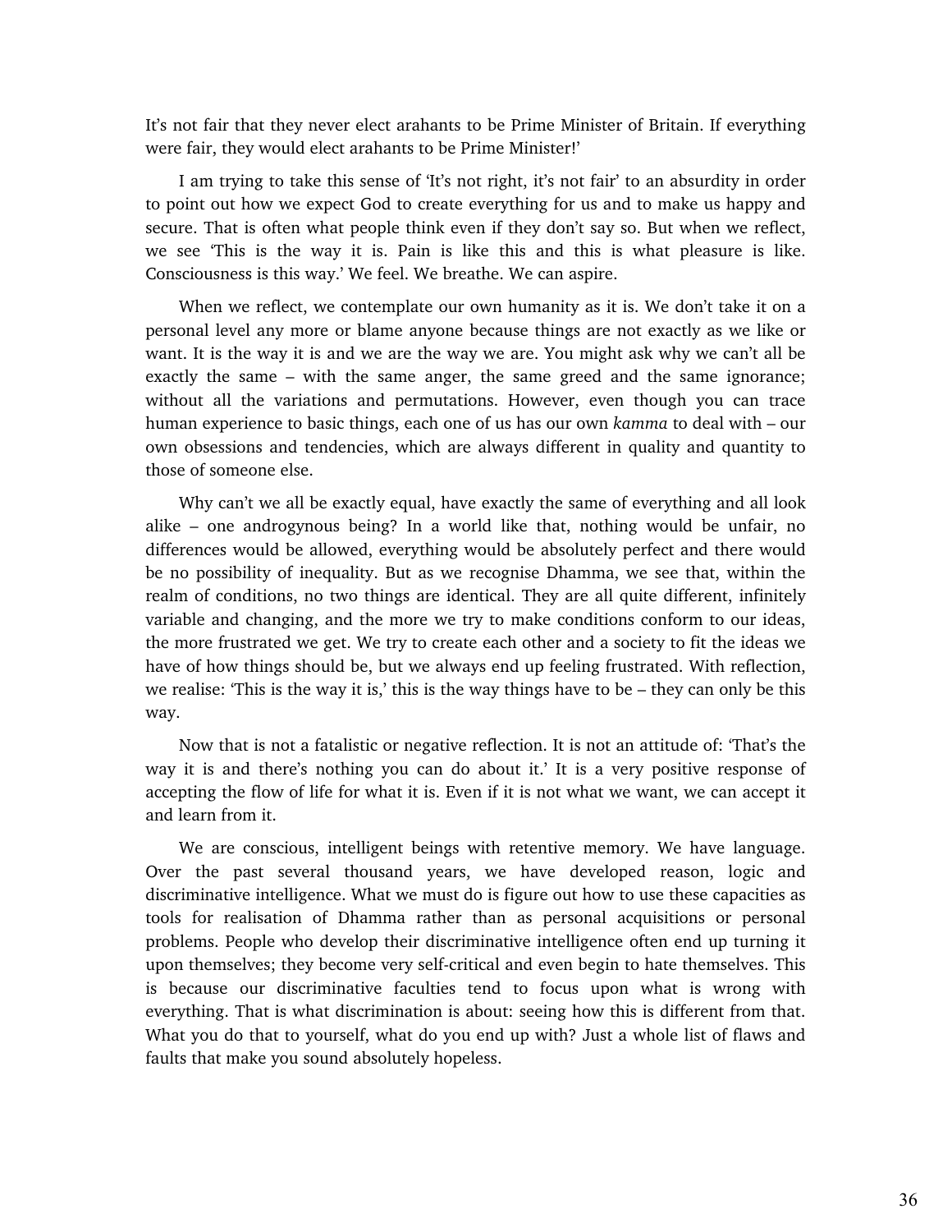It’s not fair that they never elect arahants to be Prime Minister of Britain. If everything were fair, they would elect arahants to be Prime Minister!’

I am trying to take this sense of ‘It’s not right, it’s not fair’ to an absurdity in order to point out how we expect God to create everything for us and to make us happy and secure. That is often what people think even if they don’t say so. But when we reflect, we see ‘This is the way it is. Pain is like this and this is what pleasure is like. Consciousness is this way.’ We feel. We breathe. We can aspire.

When we reflect, we contemplate our own humanity as it is. We don’t take it on a personal level any more or blame anyone because things are not exactly as we like or want. It is the way it is and we are the way we are. You might ask why we can’t all be exactly the same – with the same anger, the same greed and the same ignorance; without all the variations and permutations. However, even though you can trace human experience to basic things, each one of us has our own *kamma* to deal with – our own obsessions and tendencies, which are always different in quality and quantity to those of someone else.

Why can’t we all be exactly equal, have exactly the same of everything and all look alike – one androgynous being? In a world like that, nothing would be unfair, no differences would be allowed, everything would be absolutely perfect and there would be no possibility of inequality. But as we recognise Dhamma, we see that, within the realm of conditions, no two things are identical. They are all quite different, infinitely variable and changing, and the more we try to make conditions conform to our ideas, the more frustrated we get. We try to create each other and a society to fit the ideas we have of how things should be, but we always end up feeling frustrated. With reflection, we realise: ‘This is the way it is,’ this is the way things have to be – they can only be this way.

Now that is not a fatalistic or negative reflection. It is not an attitude of: ‘That’s the way it is and there’s nothing you can do about it.’ It is a very positive response of accepting the flow of life for what it is. Even if it is not what we want, we can accept it and learn from it.

We are conscious, intelligent beings with retentive memory. We have language. Over the past several thousand years, we have developed reason, logic and discriminative intelligence. What we must do is figure out how to use these capacities as tools for realisation of Dhamma rather than as personal acquisitions or personal problems. People who develop their discriminative intelligence often end up turning it upon themselves; they become very self-critical and even begin to hate themselves. This is because our discriminative faculties tend to focus upon what is wrong with everything. That is what discrimination is about: seeing how this is different from that. What you do that to yourself, what do you end up with? Just a whole list of flaws and faults that make you sound absolutely hopeless.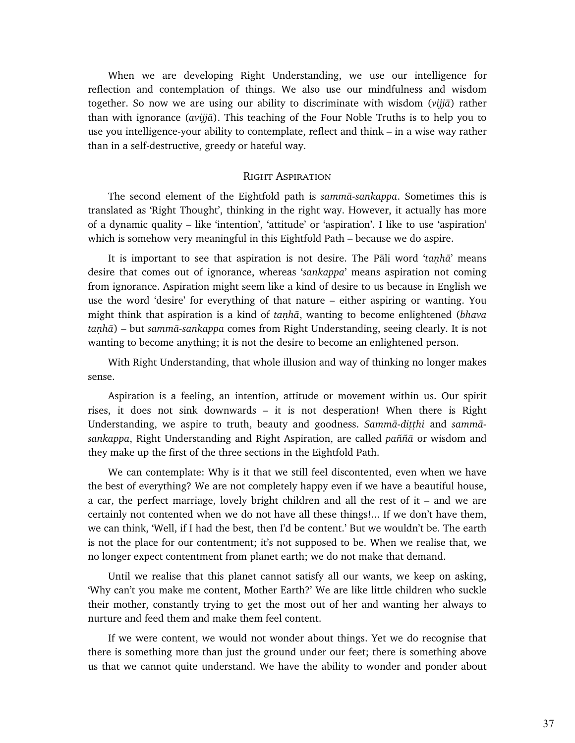When we are developing Right Understanding, we use our intelligence for reflection and contemplation of things. We also use our mindfulness and wisdom together. So now we are using our ability to discriminate with wisdom (*vijjā*) rather than with ignorance (*avijjā*). This teaching of the Four Noble Truths is to help you to use you intelligence-your ability to contemplate, reflect and think – in a wise way rather than in a self-destructive, greedy or hateful way.

## Right Aspiration

The second element of the Eightfold path is *sammā-sankappa*. Sometimes this is translated as 'Right Thought', thinking in the right way. However, it actually has more of a dynamic quality – like 'intention', 'attitude' or 'aspiration'. I like to use 'aspiration' which is somehow very meaningful in this Eightfold Path – because we do aspire.

It is important to see that aspiration is not desire. The Pāli word '*taṇhā*' means desire that comes out of ignorance, whereas '*sankappa*' means aspiration not coming from ignorance. Aspiration might seem like a kind of desire to us because in English we use the word 'desire' for everything of that nature – either aspiring or wanting. You might think that aspiration is a kind of *taṇhā*, wanting to become enlightened (*bhava taṇhā*) – but *sammā-sankappa* comes from Right Understanding, seeing clearly. It is not wanting to become anything; it is not the desire to become an enlightened person.

With Right Understanding, that whole illusion and way of thinking no longer makes sense.

Aspiration is a feeling, an intention, attitude or movement within us. Our spirit rises, it does not sink downwards – it is not desperation! When there is Right Understanding, we aspire to truth, beauty and goodness. *Sammā-diṭṭhi* and *sammā-sankappa*, Right Understanding and Right Aspiration, are called *paññā* or wisdom and they make up the first of the three sections in the Eightfold Path.

We can contemplate: Why is it that we still feel discontented, even when we have the best of everything? We are not completely happy even if we have a beautiful house, a car, the perfect marriage, lovely bright children and all the rest of it – and we are certainly not contented when we do not have all these things!... If we don't have them, we can think, 'Well, if I had the best, then I'd be content.' But we wouldn't be. The earth is not the place for our contentment; it's not supposed to be. When we realise that, we no longer expect contentment from planet earth; we do not make that demand.

Until we realise that this planet cannot satisfy all our wants, we keep on asking, 'Why can't you make me content, Mother Earth?' We are like little children who suckle their mother, constantly trying to get the most out of her and wanting her always to nurture and feed them and make them feel content.

If we were content, we would not wonder about things. Yet we do recognise that there is something more than just the ground under our feet; there is something above us that we cannot quite understand. We have the ability to wonder and ponder about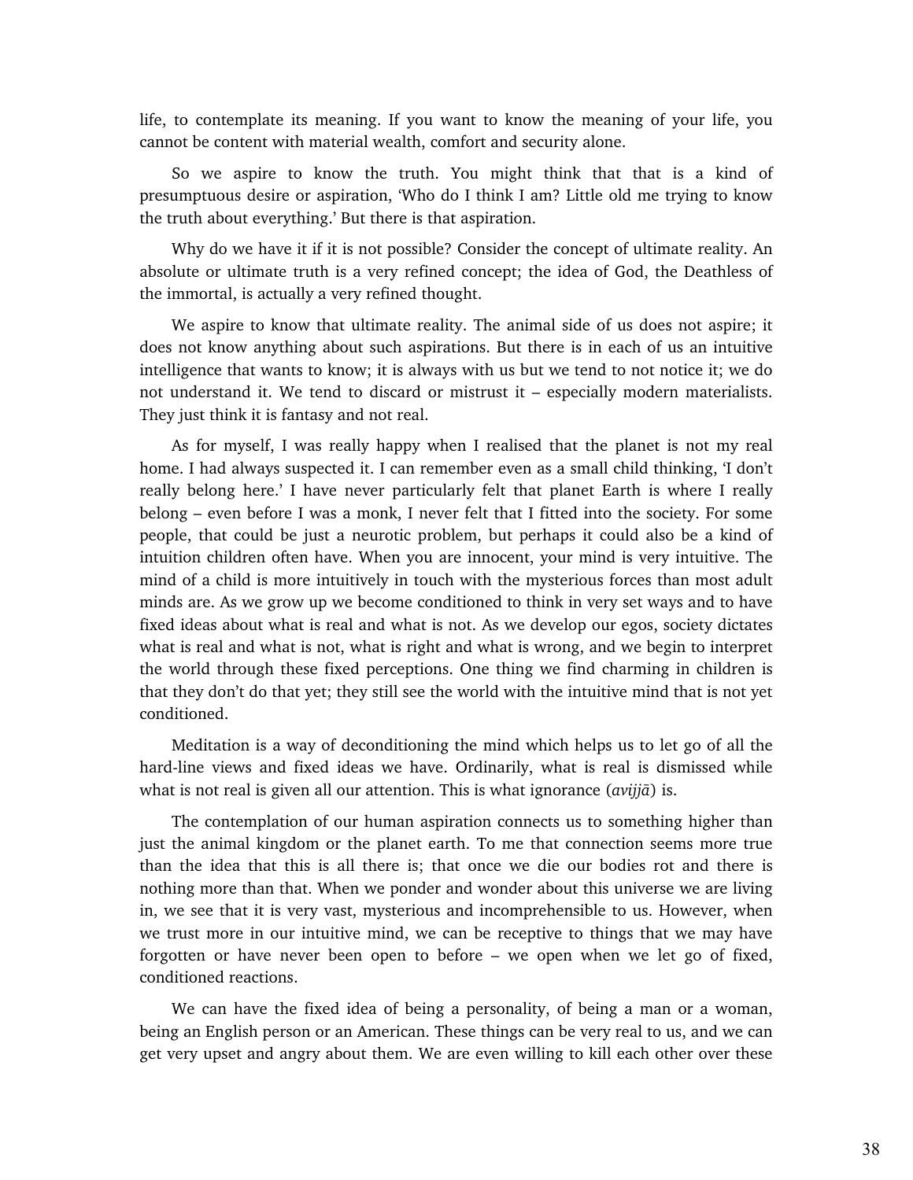life, to contemplate its meaning. If you want to know the meaning of your life, you cannot be content with material wealth, comfort and security alone.

So we aspire to know the truth. You might think that that is a kind of presumptuous desire or aspiration, 'Who do I think I am? Little old me trying to know the truth about everything.' But there is that aspiration.

Why do we have it if it is not possible? Consider the concept of ultimate reality. An absolute or ultimate truth is a very refined concept; the idea of God, the Deathless of the immortal, is actually a very refined thought.

We aspire to know that ultimate reality. The animal side of us does not aspire; it does not know anything about such aspirations. But there is in each of us an intuitive intelligence that wants to know; it is always with us but we tend to not notice it; we do not understand it. We tend to discard or mistrust it – especially modern materialists. They just think it is fantasy and not real.

As for myself, I was really happy when I realised that the planet is not my real home. I had always suspected it. I can remember even as a small child thinking, 'I don't really belong here.' I have never particularly felt that planet Earth is where I really belong – even before I was a monk, I never felt that I fitted into the society. For some people, that could be just a neurotic problem, but perhaps it could also be a kind of intuition children often have. When you are innocent, your mind is very intuitive. The mind of a child is more intuitively in touch with the mysterious forces than most adult minds are. As we grow up we become conditioned to think in very set ways and to have fixed ideas about what is real and what is not. As we develop our egos, society dictates what is real and what is not, what is right and what is wrong, and we begin to interpret the world through these fixed perceptions. One thing we find charming in children is that they don't do that yet; they still see the world with the intuitive mind that is not yet conditioned.

Meditation is a way of deconditioning the mind which helps us to let go of all the hard-line views and fixed ideas we have. Ordinarily, what is real is dismissed while what is not real is given all our attention. This is what ignorance (*avijjā*) is.

The contemplation of our human aspiration connects us to something higher than just the animal kingdom or the planet earth. To me that connection seems more true than the idea that this is all there is; that once we die our bodies rot and there is nothing more than that. When we ponder and wonder about this universe we are living in, we see that it is very vast, mysterious and incomprehensible to us. However, when we trust more in our intuitive mind, we can be receptive to things that we may have forgotten or have never been open to before – we open when we let go of fixed, conditioned reactions.

We can have the fixed idea of being a personality, of being a man or a woman, being an English person or an American. These things can be very real to us, and we can get very upset and angry about them. We are even willing to kill each other over these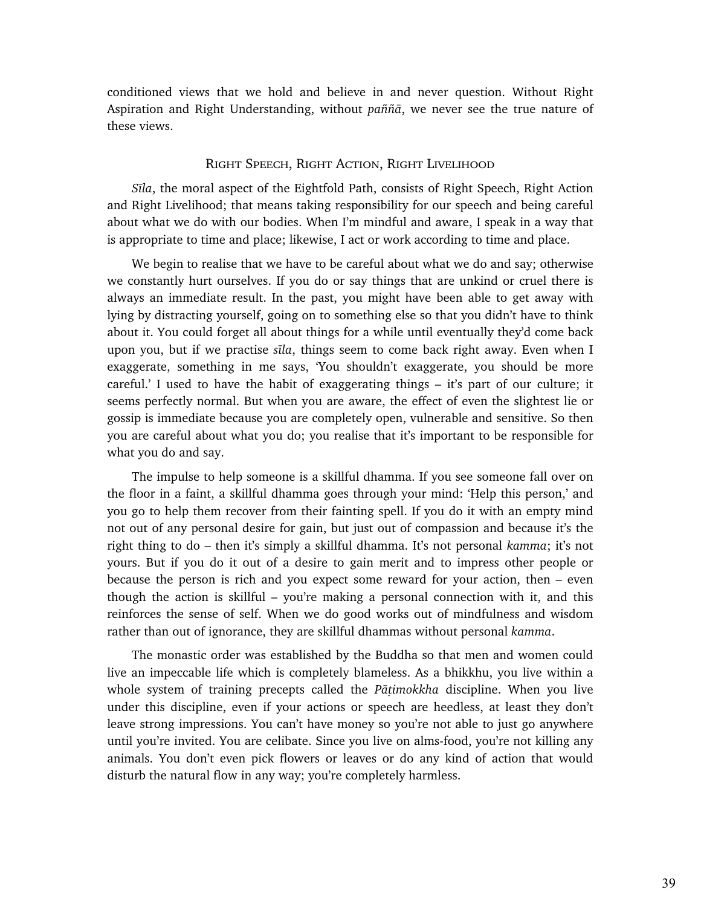conditioned views that we hold and believe in and never question. Without Right Aspiration and Right Understanding, without *paññā*, we never see the true nature of these views.

### Right Speech, Right Action, Right Livelihood

*Sīla*, the moral aspect of the Eightfold Path, consists of Right Speech, Right Action and Right Livelihood; that means taking responsibility for our speech and being careful about what we do with our bodies. When I'm mindful and aware, I speak in a way that is appropriate to time and place; likewise, I act or work according to time and place.

We begin to realise that we have to be careful about what we do and say; otherwise we constantly hurt ourselves. If you do or say things that are unkind or cruel there is always an immediate result. In the past, you might have been able to get away with lying by distracting yourself, going on to something else so that you didn't have to think about it. You could forget all about things for a while until eventually they'd come back upon you, but if we practise *sīla*, things seem to come back right away. Even when I exaggerate, something in me says, 'You shouldn't exaggerate, you should be more careful.' I used to have the habit of exaggerating things – it's part of our culture; it seems perfectly normal. But when you are aware, the effect of even the slightest lie or gossip is immediate because you are completely open, vulnerable and sensitive. So then you are careful about what you do; you realise that it's important to be responsible for what you do and say.

The impulse to help someone is a skillful dhamma. If you see someone fall over on the floor in a faint, a skillful dhamma goes through your mind: 'Help this person,' and you go to help them recover from their fainting spell. If you do it with an empty mind not out of any personal desire for gain, but just out of compassion and because it's the right thing to do – then it's simply a skillful dhamma. It's not personal *kamma*; it's not yours. But if you do it out of a desire to gain merit and to impress other people or because the person is rich and you expect some reward for your action, then – even though the action is skillful – you're making a personal connection with it, and this reinforces the sense of self. When we do good works out of mindfulness and wisdom rather than out of ignorance, they are skillful dhammas without personal *kamma*.

The monastic order was established by the Buddha so that men and women could live an impeccable life which is completely blameless. As a bhikkhu, you live within a whole system of training precepts called the *Pāṭimokkha* discipline. When you live under this discipline, even if your actions or speech are heedless, at least they don't leave strong impressions. You can't have money so you're not able to just go anywhere until you're invited. You are celibate. Since you live on alms-food, you're not killing any animals. You don't even pick flowers or leaves or do any kind of action that would disturb the natural flow in any way; you're completely harmless.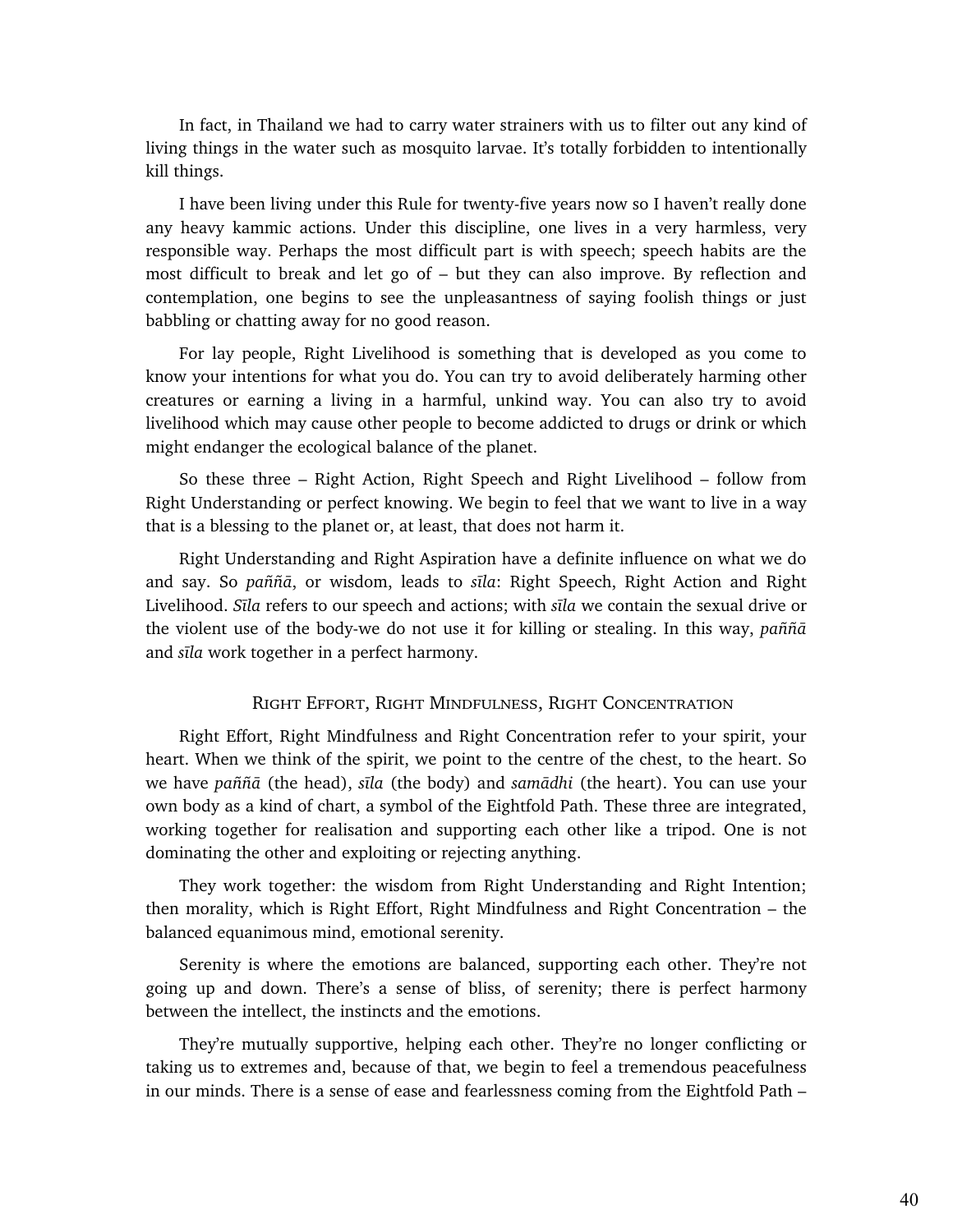In fact, in Thailand we had to carry water strainers with us to filter out any kind of living things in the water such as mosquito larvae. It's totally forbidden to intentionally kill things.

I have been living under this Rule for twenty-five years now so I haven't really done any heavy kammic actions. Under this discipline, one lives in a very harmless, very responsible way. Perhaps the most difficult part is with speech; speech habits are the most difficult to break and let go of – but they can also improve. By reflection and contemplation, one begins to see the unpleasantness of saying foolish things or just babbling or chatting away for no good reason.

For lay people, Right Livelihood is something that is developed as you come to know your intentions for what you do. You can try to avoid deliberately harming other creatures or earning a living in a harmful, unkind way. You can also try to avoid livelihood which may cause other people to become addicted to drugs or drink or which might endanger the ecological balance of the planet.

So these three – Right Action, Right Speech and Right Livelihood – follow from Right Understanding or perfect knowing. We begin to feel that we want to live in a way that is a blessing to the planet or, at least, that does not harm it.

Right Understanding and Right Aspiration have a definite influence on what we do and say. So *paññā*, or wisdom, leads to *sīla*: Right Speech, Right Action and Right Livelihood. *Sīla* refers to our speech and actions; with *sīla* we contain the sexual drive or the violent use of the body-we do not use it for killing or stealing. In this way, *paññā* and *sīla* work together in a perfect harmony.

### Right Effort, Right Mindfulness, Right Concentration

Right Effort, Right Mindfulness and Right Concentration refer to your spirit, your heart. When we think of the spirit, we point to the centre of the chest, to the heart. So we have *paññā* (the head), *sīla* (the body) and *samādhi* (the heart). You can use your own body as a kind of chart, a symbol of the Eightfold Path. These three are integrated, working together for realisation and supporting each other like a tripod. One is not dominating the other and exploiting or rejecting anything.

They work together: the wisdom from Right Understanding and Right Intention; then morality, which is Right Effort, Right Mindfulness and Right Concentration – the balanced equanimous mind, emotional serenity.

Serenity is where the emotions are balanced, supporting each other. They're not going up and down. There's a sense of bliss, of serenity; there is perfect harmony between the intellect, the instincts and the emotions.

They're mutually supportive, helping each other. They're no longer conflicting or taking us to extremes and, because of that, we begin to feel a tremendous peacefulness in our minds. There is a sense of ease and fearlessness coming from the Eightfold Path –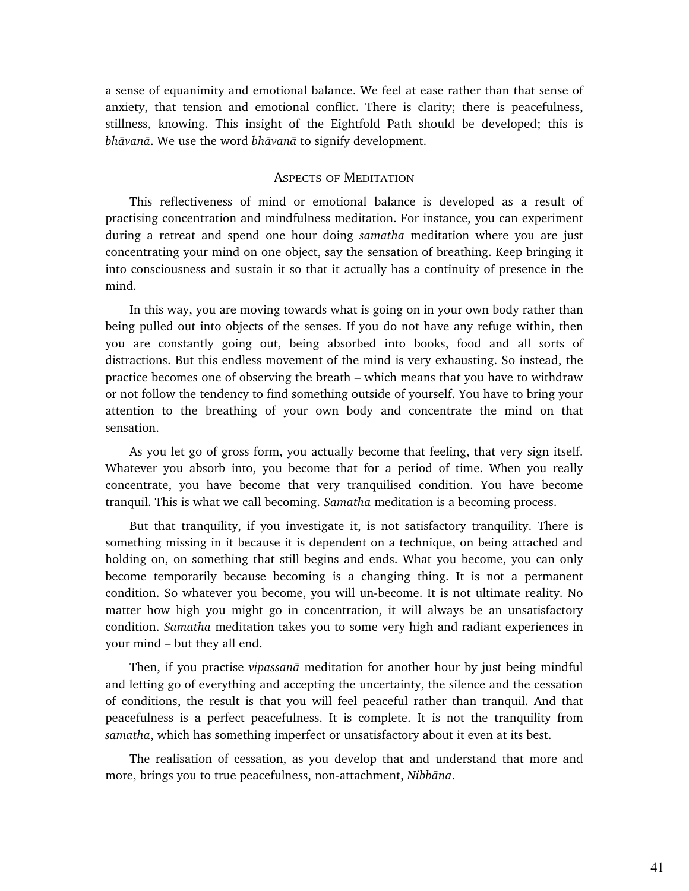a sense of equanimity and emotional balance. We feel at ease rather than that sense of anxiety, that tension and emotional conflict. There is clarity; there is peacefulness, stillness, knowing. This insight of the Eightfold Path should be developed; this is *bhāvanā*. We use the word *bhāvanā* to signify development.

## Aspects of Meditation

This reflectiveness of mind or emotional balance is developed as a result of practising concentration and mindfulness meditation. For instance, you can experiment during a retreat and spend one hour doing *samatha* meditation where you are just concentrating your mind on one object, say the sensation of breathing. Keep bringing it into consciousness and sustain it so that it actually has a continuity of presence in the mind.

In this way, you are moving towards what is going on in your own body rather than being pulled out into objects of the senses. If you do not have any refuge within, then you are constantly going out, being absorbed into books, food and all sorts of distractions. But this endless movement of the mind is very exhausting. So instead, the practice becomes one of observing the breath – which means that you have to withdraw or not follow the tendency to find something outside of yourself. You have to bring your attention to the breathing of your own body and concentrate the mind on that sensation.

As you let go of gross form, you actually become that feeling, that very sign itself. Whatever you absorb into, you become that for a period of time. When you really concentrate, you have become that very tranquilised condition. You have become tranquil. This is what we call becoming. *Samatha* meditation is a becoming process.

But that tranquility, if you investigate it, is not satisfactory tranquility. There is something missing in it because it is dependent on a technique, on being attached and holding on, on something that still begins and ends. What you become, you can only become temporarily because becoming is a changing thing. It is not a permanent condition. So whatever you become, you will un-become. It is not ultimate reality. No matter how high you might go in concentration, it will always be an unsatisfactory condition. *Samatha* meditation takes you to some very high and radiant experiences in your mind – but they all end.

Then, if you practise *vipassanā* meditation for another hour by just being mindful and letting go of everything and accepting the uncertainty, the silence and the cessation of conditions, the result is that you will feel peaceful rather than tranquil. And that peacefulness is a perfect peacefulness. It is complete. It is not the tranquility from *samatha*, which has something imperfect or unsatisfactory about it even at its best.

The realisation of cessation, as you develop that and understand that more and more, brings you to true peacefulness, non-attachment, *Nibbāna*.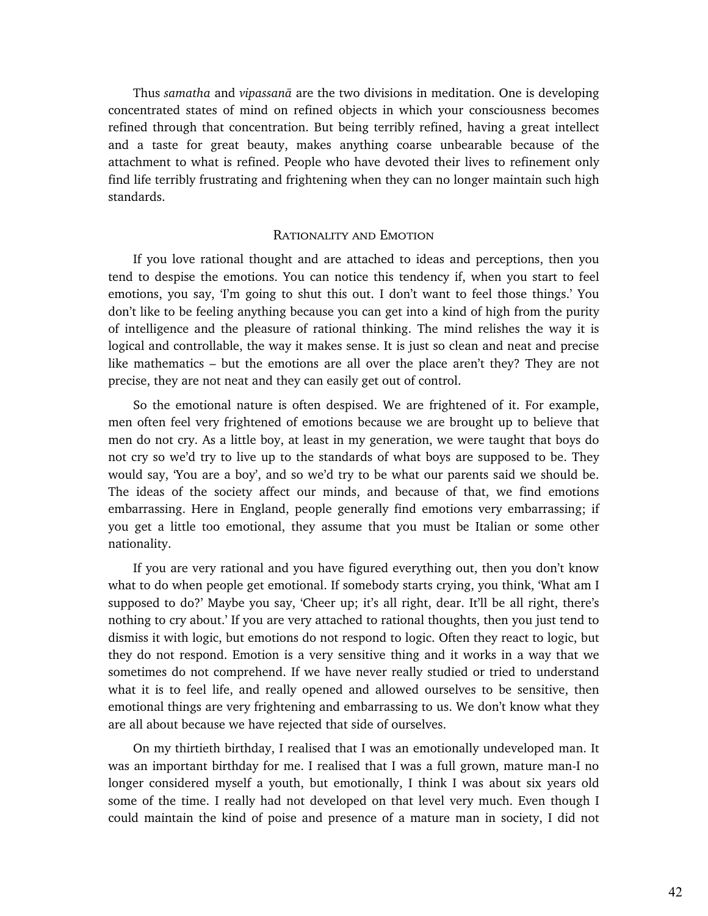Thus *samatha* and *vipassanā* are the two divisions in meditation. One is developing concentrated states of mind on refined objects in which your consciousness becomes refined through that concentration. But being terribly refined, having a great intellect and a taste for great beauty, makes anything coarse unbearable because of the attachment to what is refined. People who have devoted their lives to refinement only find life terribly frustrating and frightening when they can no longer maintain such high standards.

## Rationality and Emotion

If you love rational thought and are attached to ideas and perceptions, then you tend to despise the emotions. You can notice this tendency if, when you start to feel emotions, you say, 'I'm going to shut this out. I don't want to feel those things.' You don't like to be feeling anything because you can get into a kind of high from the purity of intelligence and the pleasure of rational thinking. The mind relishes the way it is logical and controllable, the way it makes sense. It is just so clean and neat and precise like mathematics – but the emotions are all over the place aren't they? They are not precise, they are not neat and they can easily get out of control.

So the emotional nature is often despised. We are frightened of it. For example, men often feel very frightened of emotions because we are brought up to believe that men do not cry. As a little boy, at least in my generation, we were taught that boys do not cry so we'd try to live up to the standards of what boys are supposed to be. They would say, 'You are a boy', and so we'd try to be what our parents said we should be. The ideas of the society affect our minds, and because of that, we find emotions embarrassing. Here in England, people generally find emotions very embarrassing; if you get a little too emotional, they assume that you must be Italian or some other nationality.

If you are very rational and you have figured everything out, then you don't know what to do when people get emotional. If somebody starts crying, you think, 'What am I supposed to do?' Maybe you say, 'Cheer up; it's all right, dear. It'll be all right, there's nothing to cry about.' If you are very attached to rational thoughts, then you just tend to dismiss it with logic, but emotions do not respond to logic. Often they react to logic, but they do not respond. Emotion is a very sensitive thing and it works in a way that we sometimes do not comprehend. If we have never really studied or tried to understand what it is to feel life, and really opened and allowed ourselves to be sensitive, then emotional things are very frightening and embarrassing to us. We don't know what they are all about because we have rejected that side of ourselves.

On my thirtieth birthday, I realised that I was an emotionally undeveloped man. It was an important birthday for me. I realised that I was a full grown, mature man-I no longer considered myself a youth, but emotionally, I think I was about six years old some of the time. I really had not developed on that level very much. Even though I could maintain the kind of poise and presence of a mature man in society, I did not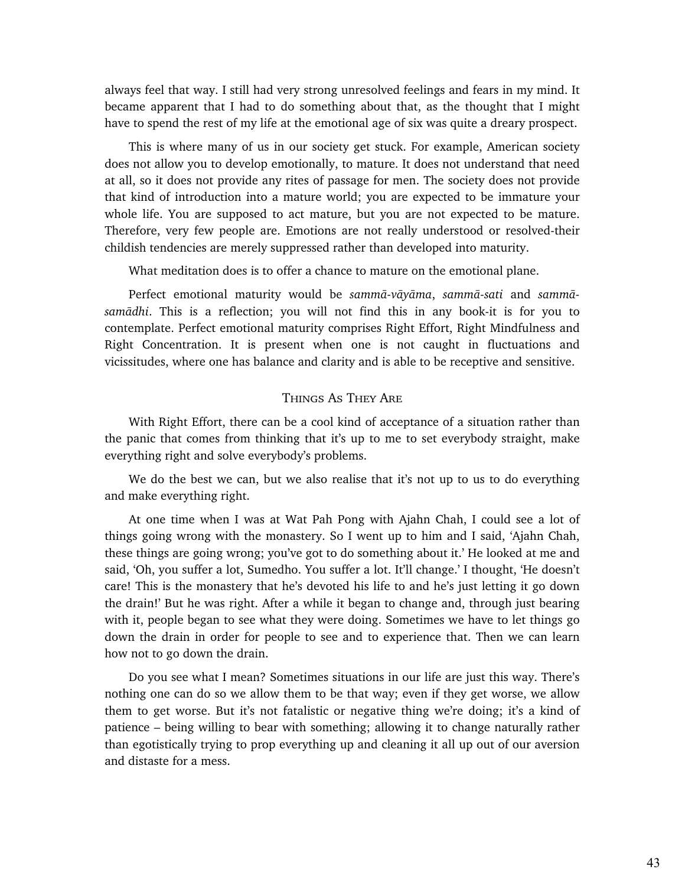always feel that way. I still had very strong unresolved feelings and fears in my mind. It became apparent that I had to do something about that, as the thought that I might have to spend the rest of my life at the emotional age of six was quite a dreary prospect.

This is where many of us in our society get stuck. For example, American society does not allow you to develop emotionally, to mature. It does not understand that need at all, so it does not provide any rites of passage for men. The society does not provide that kind of introduction into a mature world; you are expected to be immature your whole life. You are supposed to act mature, but you are not expected to be mature. Therefore, very few people are. Emotions are not really understood or resolved-their childish tendencies are merely suppressed rather than developed into maturity.

What meditation does is to offer a chance to mature on the emotional plane.

Perfect emotional maturity would be *sammā-vāyāma*, *sammā-sati* and *sammā-samādhi*. This is a reflection; you will not find this in any book-it is for you to contemplate. Perfect emotional maturity comprises Right Effort, Right Mindfulness and Right Concentration. It is present when one is not caught in fluctuations and vicissitudes, where one has balance and clarity and is able to be receptive and sensitive.

## Things As They Are

With Right Effort, there can be a cool kind of acceptance of a situation rather than the panic that comes from thinking that it's up to me to set everybody straight, make everything right and solve everybody's problems.

We do the best we can, but we also realise that it's not up to us to do everything and make everything right.

At one time when I was at Wat Pah Pong with Ajahn Chah, I could see a lot of things going wrong with the monastery. So I went up to him and I said, 'Ajahn Chah, these things are going wrong; you've got to do something about it.' He looked at me and said, 'Oh, you suffer a lot, Sumedho. You suffer a lot. It'll change.' I thought, 'He doesn't care! This is the monastery that he's devoted his life to and he's just letting it go down the drain!' But he was right. After a while it began to change and, through just bearing with it, people began to see what they were doing. Sometimes we have to let things go down the drain in order for people to see and to experience that. Then we can learn how not to go down the drain.

Do you see what I mean? Sometimes situations in our life are just this way. There's nothing one can do so we allow them to be that way; even if they get worse, we allow them to get worse. But it's not fatalistic or negative thing we're doing; it's a kind of patience – being willing to bear with something; allowing it to change naturally rather than egotistically trying to prop everything up and cleaning it all up out of our aversion and distaste for a mess.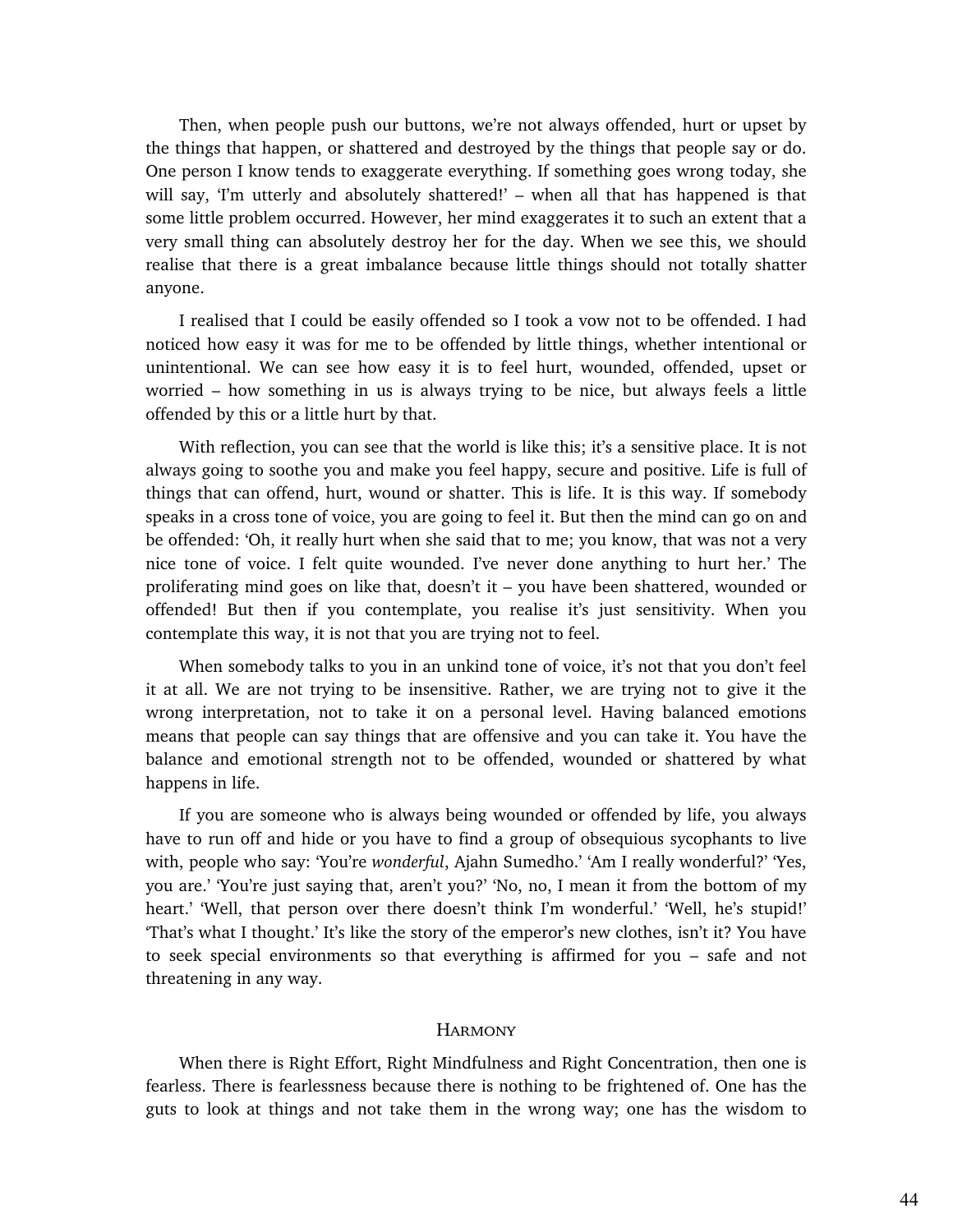Then, when people push our buttons, we're not always offended, hurt or upset by the things that happen, or shattered and destroyed by the things that people say or do. One person I know tends to exaggerate everything. If something goes wrong today, she will say, 'I'm utterly and absolutely shattered!' – when all that has happened is that some little problem occurred. However, her mind exaggerates it to such an extent that a very small thing can absolutely destroy her for the day. When we see this, we should realise that there is a great imbalance because little things should not totally shatter anyone.

I realised that I could be easily offended so I took a vow not to be offended. I had noticed how easy it was for me to be offended by little things, whether intentional or unintentional. We can see how easy it is to feel hurt, wounded, offended, upset or worried – how something in us is always trying to be nice, but always feels a little offended by this or a little hurt by that.

With reflection, you can see that the world is like this; it's a sensitive place. It is not always going to soothe you and make you feel happy, secure and positive. Life is full of things that can offend, hurt, wound or shatter. This is life. It is this way. If somebody speaks in a cross tone of voice, you are going to feel it. But then the mind can go on and be offended: 'Oh, it really hurt when she said that to me; you know, that was not a very nice tone of voice. I felt quite wounded. I've never done anything to hurt her.' The proliferating mind goes on like that, doesn't it – you have been shattered, wounded or offended! But then if you contemplate, you realise it's just sensitivity. When you contemplate this way, it is not that you are trying not to feel.

When somebody talks to you in an unkind tone of voice, it's not that you don't feel it at all. We are not trying to be insensitive. Rather, we are trying not to give it the wrong interpretation, not to take it on a personal level. Having balanced emotions means that people can say things that are offensive and you can take it. You have the balance and emotional strength not to be offended, wounded or shattered by what happens in life.

If you are someone who is always being wounded or offended by life, you always have to run off and hide or you have to find a group of obsequious sycophants to live with, people who say: 'You're *wonderful*, Ajahn Sumedho.' 'Am I really wonderful?' 'Yes, you are.' 'You're just saying that, aren't you?' 'No, no, I mean it from the bottom of my heart.' 'Well, that person over there doesn't think I'm wonderful.' 'Well, he's stupid!' 'That's what I thought.' It's like the story of the emperor's new clothes, isn't it? You have to seek special environments so that everything is affirmed for you – safe and not threatening in any way.

### Harmony

When there is Right Effort, Right Mindfulness and Right Concentration, then one is fearless. There is fearlessness because there is nothing to be frightened of. One has the guts to look at things and not take them in the wrong way; one has the wisdom to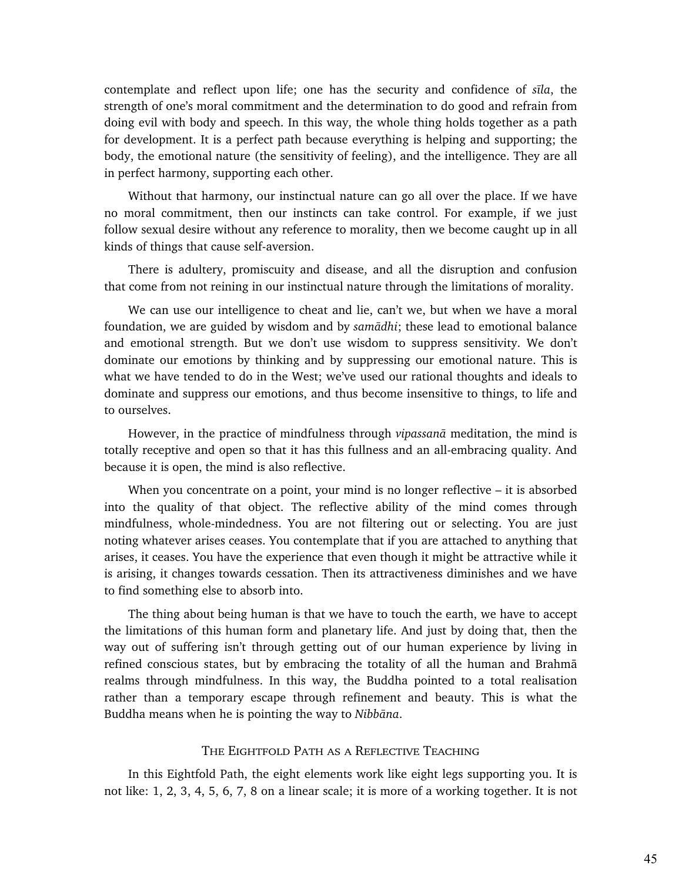contemplate and reflect upon life; one has the security and confidence of *sīla*, the strength of one's moral commitment and the determination to do good and refrain from doing evil with body and speech. In this way, the whole thing holds together as a path for development. It is a perfect path because everything is helping and supporting; the body, the emotional nature (the sensitivity of feeling), and the intelligence. They are all in perfect harmony, supporting each other.

Without that harmony, our instinctual nature can go all over the place. If we have no moral commitment, then our instincts can take control. For example, if we just follow sexual desire without any reference to morality, then we become caught up in all kinds of things that cause self-aversion.

There is adultery, promiscuity and disease, and all the disruption and confusion that come from not reining in our instinctual nature through the limitations of morality.

We can use our intelligence to cheat and lie, can't we, but when we have a moral foundation, we are guided by wisdom and by *samādhi*; these lead to emotional balance and emotional strength. But we don't use wisdom to suppress sensitivity. We don't dominate our emotions by thinking and by suppressing our emotional nature. This is what we have tended to do in the West; we've used our rational thoughts and ideals to dominate and suppress our emotions, and thus become insensitive to things, to life and to ourselves.

However, in the practice of mindfulness through *vipassanā* meditation, the mind is totally receptive and open so that it has this fullness and an all-embracing quality. And because it is open, the mind is also reflective.

When you concentrate on a point, your mind is no longer reflective – it is absorbed into the quality of that object. The reflective ability of the mind comes through mindfulness, whole-mindedness. You are not filtering out or selecting. You are just noting whatever arises ceases. You contemplate that if you are attached to anything that arises, it ceases. You have the experience that even though it might be attractive while it is arising, it changes towards cessation. Then its attractiveness diminishes and we have to find something else to absorb into.

The thing about being human is that we have to touch the earth, we have to accept the limitations of this human form and planetary life. And just by doing that, then the way out of suffering isn't through getting out of our human experience by living in refined conscious states, but by embracing the totality of all the human and Brahmā realms through mindfulness. In this way, the Buddha pointed to a total realisation rather than a temporary escape through refinement and beauty. This is what the Buddha means when he is pointing the way to *Nibbāna*.

## The Eightfold Path as a Reflective Teaching

In this Eightfold Path, the eight elements work like eight legs supporting you. It is not like: 1, 2, 3, 4, 5, 6, 7, 8 on a linear scale; it is more of a working together. It is not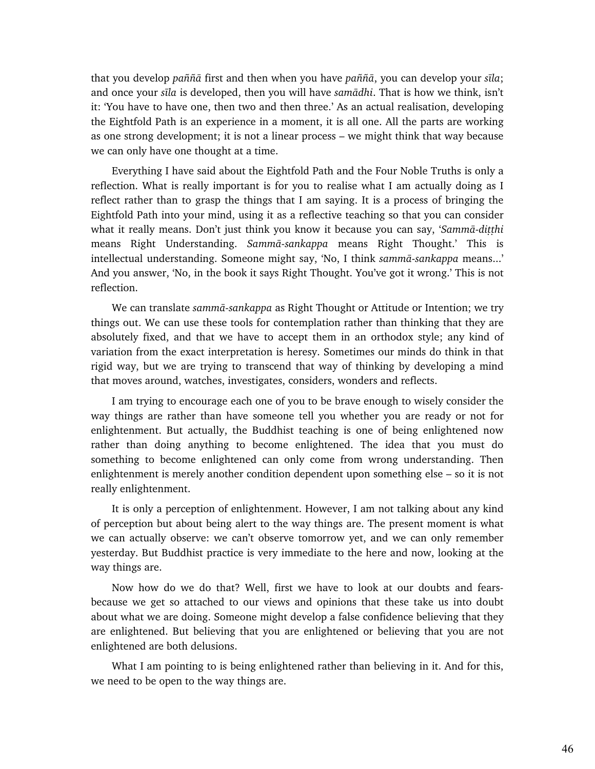that you develop *paññā* first and then when you have *paññā*, you can develop your *sīla*; and once your *sīla* is developed, then you will have *samādhi*. That is how we think, isn't it: 'You have to have one, then two and then three.' As an actual realisation, developing the Eightfold Path is an experience in a moment, it is all one. All the parts are working as one strong development; it is not a linear process – we might think that way because we can only have one thought at a time.

Everything I have said about the Eightfold Path and the Four Noble Truths is only a reflection. What is really important is for you to realise what I am actually doing as I reflect rather than to grasp the things that I am saying. It is a process of bringing the Eightfold Path into your mind, using it as a reflective teaching so that you can consider what it really means. Don't just think you know it because you can say, '*Sammā-diṭṭhi* means Right Understanding. *Sammā-sankappa* means Right Thought.' This is intellectual understanding. Someone might say, 'No, I think *sammā-sankappa* means...' And you answer, 'No, in the book it says Right Thought. You've got it wrong.' This is not reflection.

We can translate *sammā-sankappa* as Right Thought or Attitude or Intention; we try things out. We can use these tools for contemplation rather than thinking that they are absolutely fixed, and that we have to accept them in an orthodox style; any kind of variation from the exact interpretation is heresy. Sometimes our minds do think in that rigid way, but we are trying to transcend that way of thinking by developing a mind that moves around, watches, investigates, considers, wonders and reflects.

I am trying to encourage each one of you to be brave enough to wisely consider the way things are rather than have someone tell you whether you are ready or not for enlightenment. But actually, the Buddhist teaching is one of being enlightened now rather than doing anything to become enlightened. The idea that you must do something to become enlightened can only come from wrong understanding. Then enlightenment is merely another condition dependent upon something else – so it is not really enlightenment.

It is only a perception of enlightenment. However, I am not talking about any kind of perception but about being alert to the way things are. The present moment is what we can actually observe: we can't observe tomorrow yet, and we can only remember yesterday. But Buddhist practice is very immediate to the here and now, looking at the way things are.

Now how do we do that? Well, first we have to look at our doubts and fears- because we get so attached to our views and opinions that these take us into doubt about what we are doing. Someone might develop a false confidence believing that they are enlightened. But believing that you are enlightened or believing that you are not enlightened are both delusions.

What I am pointing to is being enlightened rather than believing in it. And for this, we need to be open to the way things are.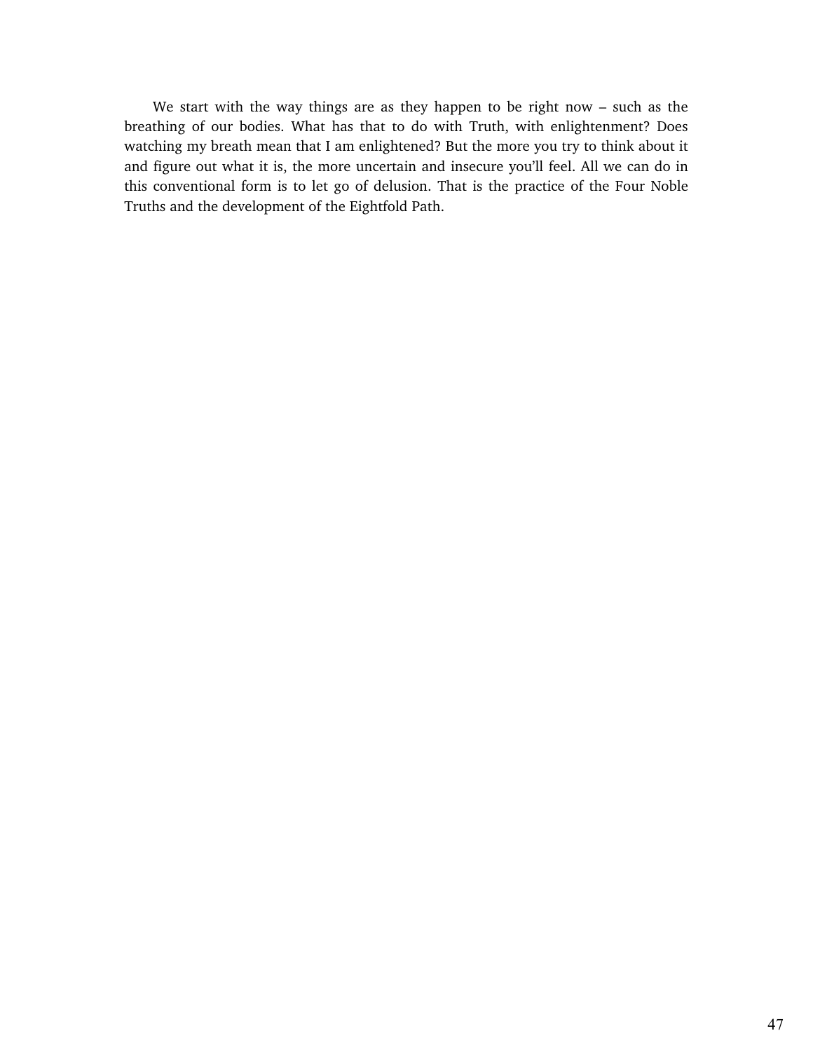We start with the way things are as they happen to be right now – such as the breathing of our bodies. What has that to do with Truth, with enlightenment? Does watching my breath mean that I am enlightened? But the more you try to think about it and figure out what it is, the more uncertain and insecure you'll feel. All we can do in this conventional form is to let go of delusion. That is the practice of the Four Noble Truths and the development of the Eightfold Path.